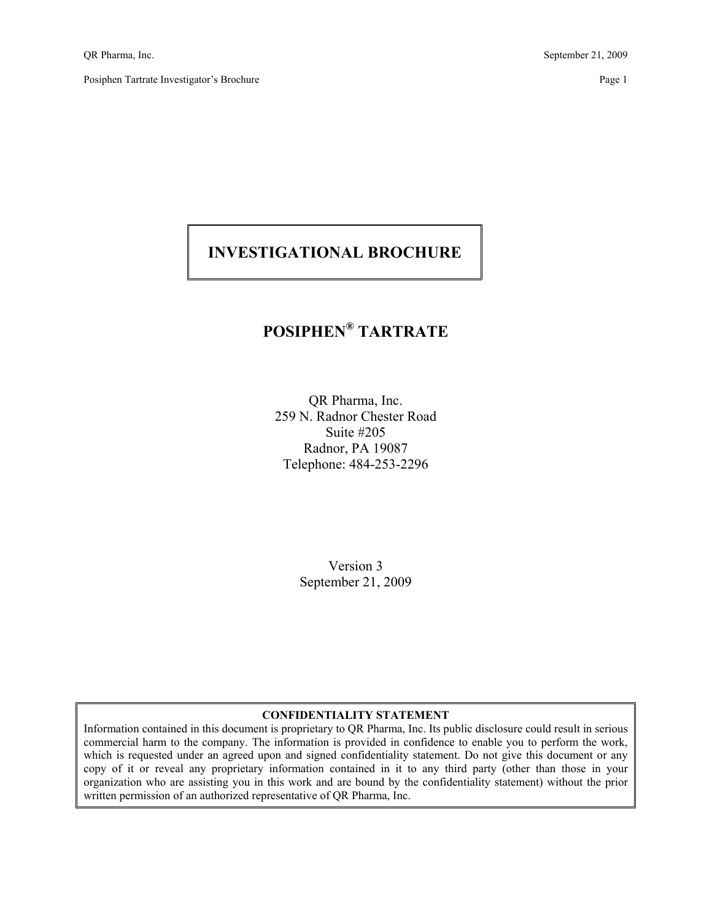# INVESTIGATIONAL BROCHURE

## POSIPHEN® TARTRATE

QR Pharma, Inc.
259 N. Radnor Chester Road
Suite #205
Radnor, PA 19087
Telephone: 484-253-2296

Version 3
September 21, 2009

**CONFIDENTIALITY STATEMENT**

Information contained in this document is proprietary to QR Pharma, Inc. Its public disclosure could result in serious commercial harm to the company. The information is provided in confidence to enable you to perform the work, which is requested under an agreed upon and signed confidentiality statement. Do not give this document or any copy of it or reveal any proprietary information contained in it to any third party (other than those in your organization who are assisting you in this work and are bound by the confidentiality statement) without the prior written permission of an authorized representative of QR Pharma, Inc.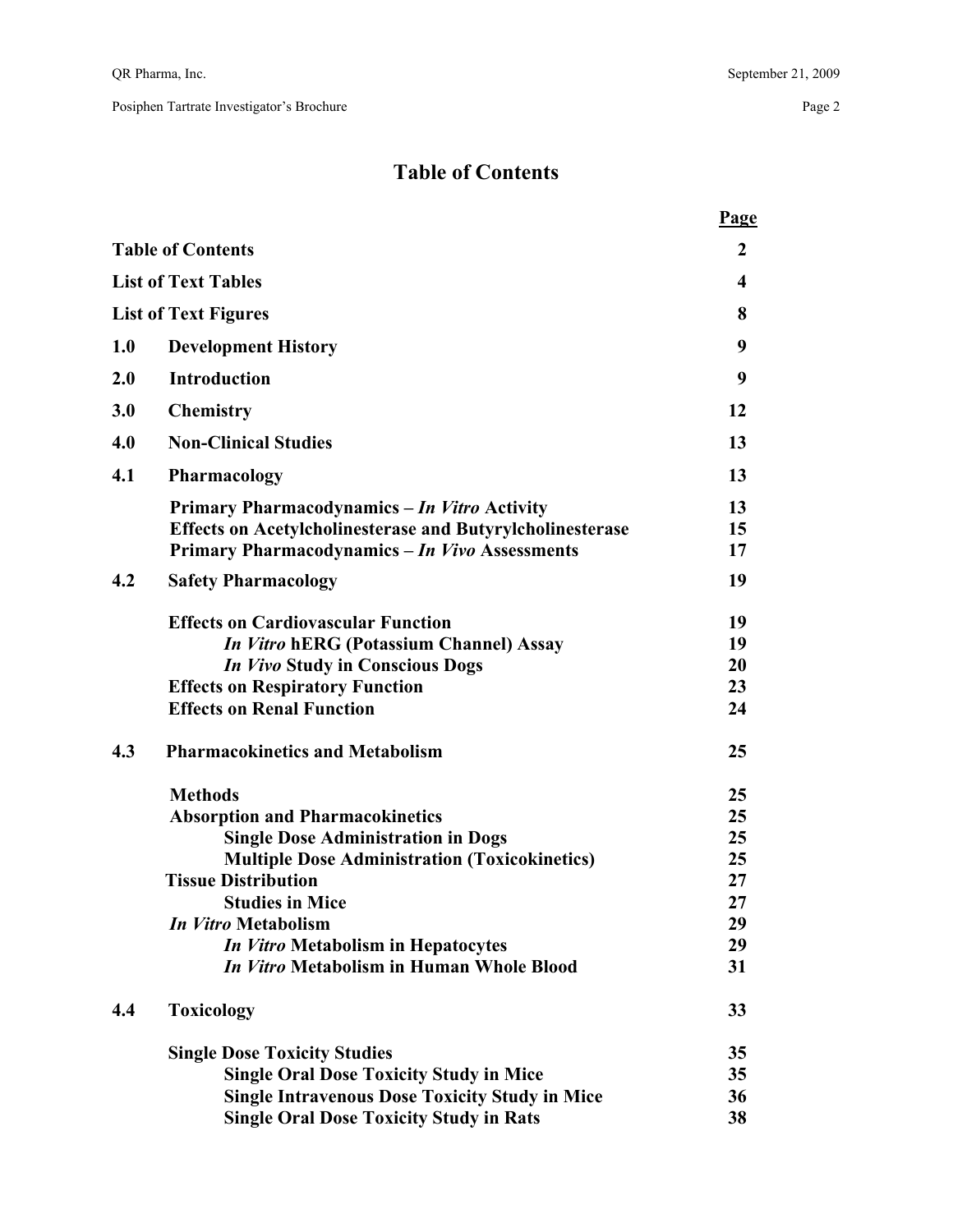# Table of Contents

| | | Page |
|---|---|---|
| **Table of Contents** | | **2** |
| **List of Text Tables** | | **4** |
| **List of Text Figures** | | **8** |
| **1.0** | **Development History** | **9** |
| **2.0** | **Introduction** | **9** |
| **3.0** | **Chemistry** | **12** |
| **4.0** | **Non-Clinical Studies** | **13** |
| **4.1** | **Pharmacology** | **13** |
| | **Primary Pharmacodynamics – *In Vitro* Activity** | **13** |
| | **Effects on Acetylcholinesterase and Butyrylcholinesterase** | **15** |
| | **Primary Pharmacodynamics – *In Vivo* Assessments** | **17** |
| **4.2** | **Safety Pharmacology** | **19** |
| | **Effects on Cardiovascular Function** | **19** |
| | ***In Vitro* hERG (Potassium Channel) Assay** | **19** |
| | ***In Vivo* Study in Conscious Dogs** | **20** |
| | **Effects on Respiratory Function** | **23** |
| | **Effects on Renal Function** | **24** |
| **4.3** | **Pharmacokinetics and Metabolism** | **25** |
| | **Methods** | **25** |
| | **Absorption and Pharmacokinetics** | **25** |
| | **Single Dose Administration in Dogs** | **25** |
| | **Multiple Dose Administration (Toxicokinetics)** | **25** |
| | **Tissue Distribution** | **27** |
| | **Studies in Mice** | **27** |
| | ***In Vitro* Metabolism** | **29** |
| | ***In Vitro* Metabolism in Hepatocytes** | **29** |
| | ***In Vitro* Metabolism in Human Whole Blood** | **31** |
| **4.4** | **Toxicology** | **33** |
| | **Single Dose Toxicity Studies** | **35** |
| | **Single Oral Dose Toxicity Study in Mice** | **35** |
| | **Single Intravenous Dose Toxicity Study in Mice** | **36** |
| | **Single Oral Dose Toxicity Study in Rats** | **38** |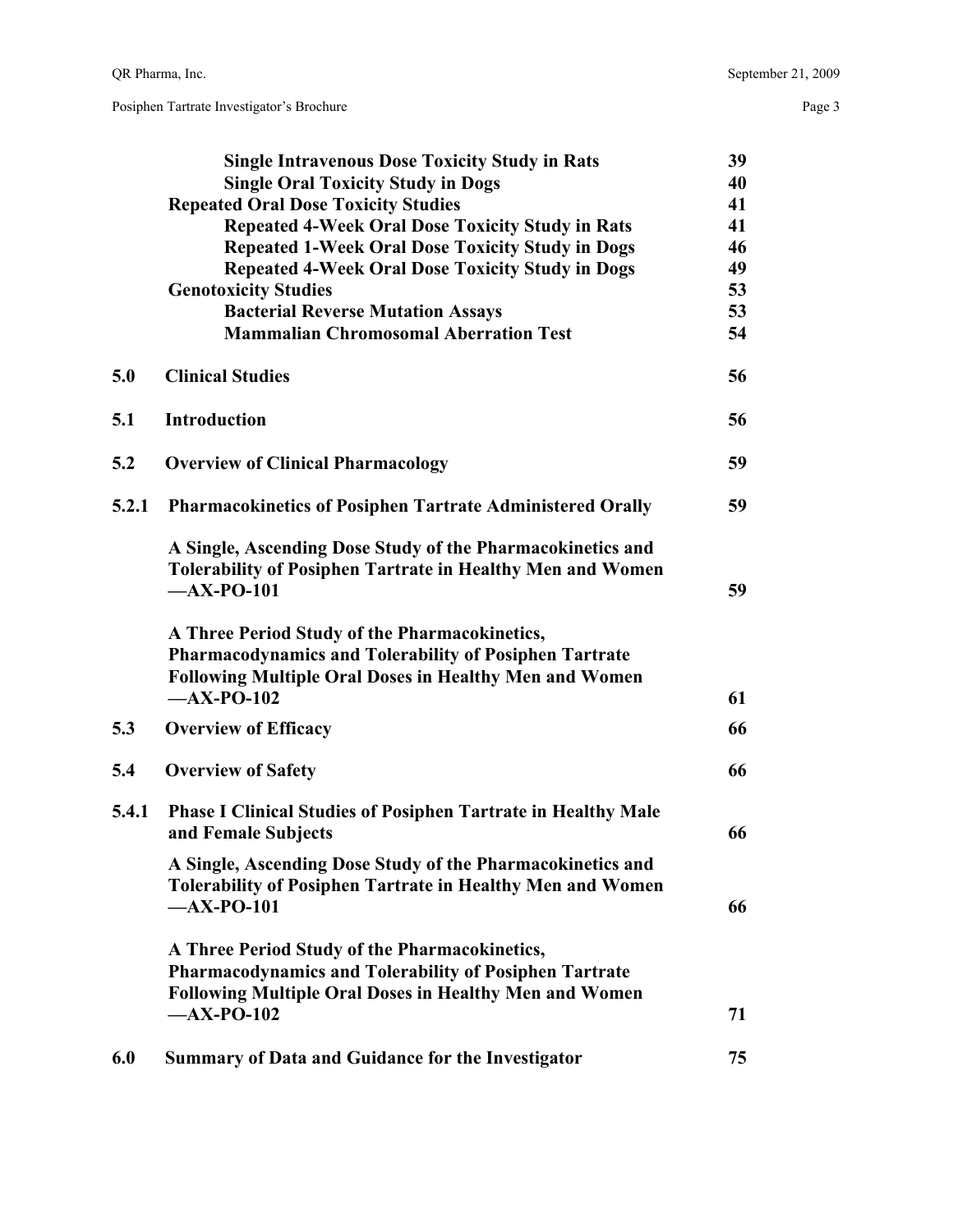| | | |
|---|---|---|
| | **Single Intravenous Dose Toxicity Study in Rats** | **39** |
| | **Single Oral Toxicity Study in Dogs** | **40** |
| | **Repeated Oral Dose Toxicity Studies** | **41** |
| | **Repeated 4-Week Oral Dose Toxicity Study in Rats** | **41** |
| | **Repeated 1-Week Oral Dose Toxicity Study in Dogs** | **46** |
| | **Repeated 4-Week Oral Dose Toxicity Study in Dogs** | **49** |
| | **Genotoxicity Studies** | **53** |
| | **Bacterial Reverse Mutation Assays** | **53** |
| | **Mammalian Chromosomal Aberration Test** | **54** |
| **5.0** | **Clinical Studies** | **56** |
| **5.1** | **Introduction** | **56** |
| **5.2** | **Overview of Clinical Pharmacology** | **59** |
| **5.2.1** | **Pharmacokinetics of Posiphen Tartrate Administered Orally** | **59** |
| | **A Single, Ascending Dose Study of the Pharmacokinetics and Tolerability of Posiphen Tartrate in Healthy Men and Women —AX-PO-101** | **59** |
| | **A Three Period Study of the Pharmacokinetics, Pharmacodynamics and Tolerability of Posiphen Tartrate Following Multiple Oral Doses in Healthy Men and Women —AX-PO-102** | **61** |
| **5.3** | **Overview of Efficacy** | **66** |
| **5.4** | **Overview of Safety** | **66** |
| **5.4.1** | **Phase I Clinical Studies of Posiphen Tartrate in Healthy Male and Female Subjects** | **66** |
| | **A Single, Ascending Dose Study of the Pharmacokinetics and Tolerability of Posiphen Tartrate in Healthy Men and Women —AX-PO-101** | **66** |
| | **A Three Period Study of the Pharmacokinetics, Pharmacodynamics and Tolerability of Posiphen Tartrate Following Multiple Oral Doses in Healthy Men and Women —AX-PO-102** | **71** |
| **6.0** | **Summary of Data and Guidance for the Investigator** | **75** |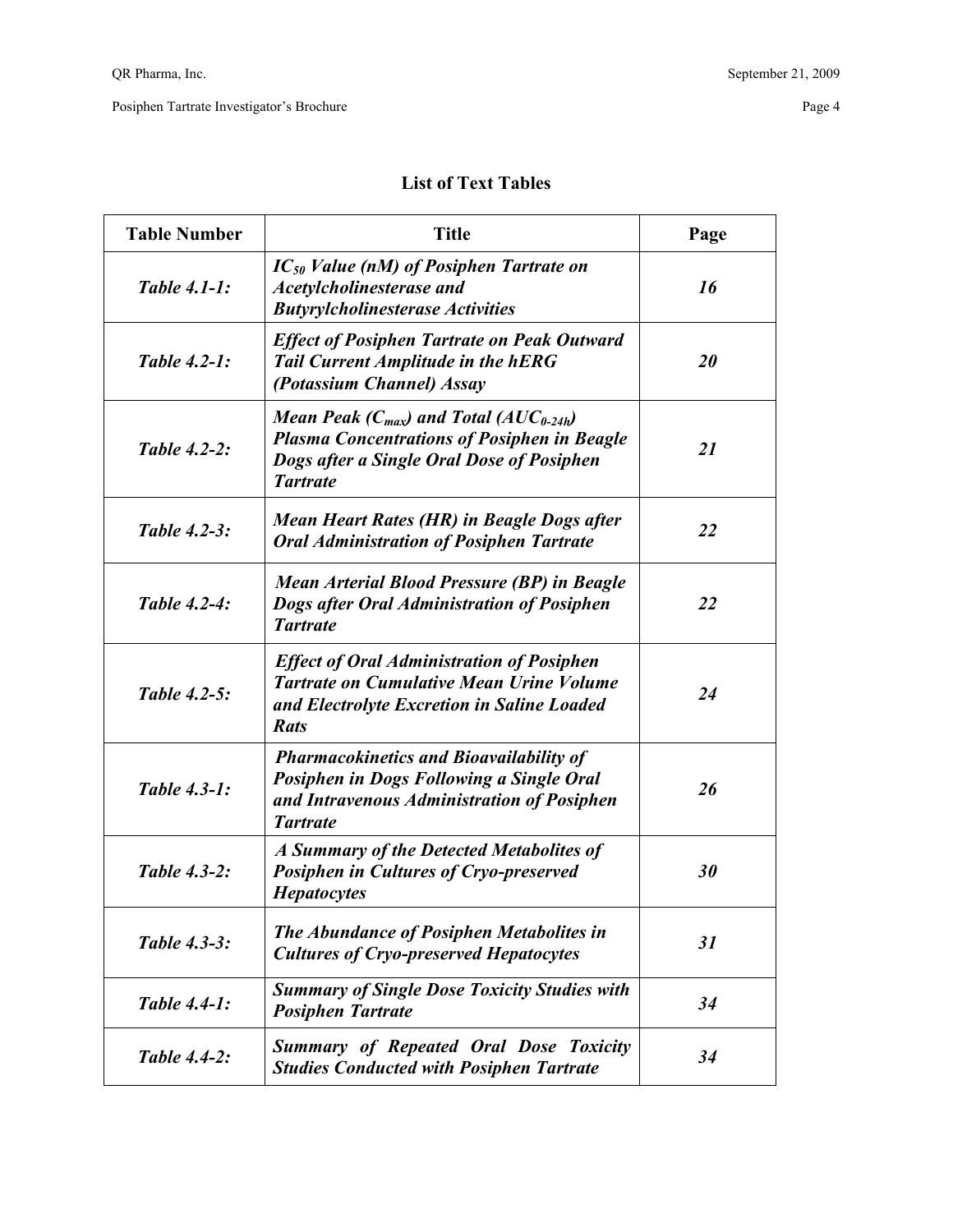## List of Text Tables

| Table Number | Title | Page |
|---|---|---|
| *Table 4.1-1:* | ***$IC_{50}$ Value (nM) of Posiphen Tartrate on Acetylcholinesterase and Butyrylcholinesterase Activities*** | ***16*** |
| *Table 4.2-1:* | ***Effect of Posiphen Tartrate on Peak Outward Tail Current Amplitude in the hERG (Potassium Channel) Assay*** | ***20*** |
| *Table 4.2-2:* | ***Mean Peak ($C_{max}$) and Total ($AUC_{0-24h}$) Plasma Concentrations of Posiphen in Beagle Dogs after a Single Oral Dose of Posiphen Tartrate*** | ***21*** |
| *Table 4.2-3:* | ***Mean Heart Rates (HR) in Beagle Dogs after Oral Administration of Posiphen Tartrate*** | ***22*** |
| *Table 4.2-4:* | ***Mean Arterial Blood Pressure (BP) in Beagle Dogs after Oral Administration of Posiphen Tartrate*** | ***22*** |
| *Table 4.2-5:* | ***Effect of Oral Administration of Posiphen Tartrate on Cumulative Mean Urine Volume and Electrolyte Excretion in Saline Loaded Rats*** | ***24*** |
| *Table 4.3-1:* | ***Pharmacokinetics and Bioavailability of Posiphen in Dogs Following a Single Oral and Intravenous Administration of Posiphen Tartrate*** | ***26*** |
| *Table 4.3-2:* | ***A Summary of the Detected Metabolites of Posiphen in Cultures of Cryo-preserved Hepatocytes*** | ***30*** |
| *Table 4.3-3:* | ***The Abundance of Posiphen Metabolites in Cultures of Cryo-preserved Hepatocytes*** | ***31*** |
| *Table 4.4-1:* | ***Summary of Single Dose Toxicity Studies with Posiphen Tartrate*** | ***34*** |
| *Table 4.4-2:* | ***Summary of Repeated Oral Dose Toxicity Studies Conducted with Posiphen Tartrate*** | ***34*** |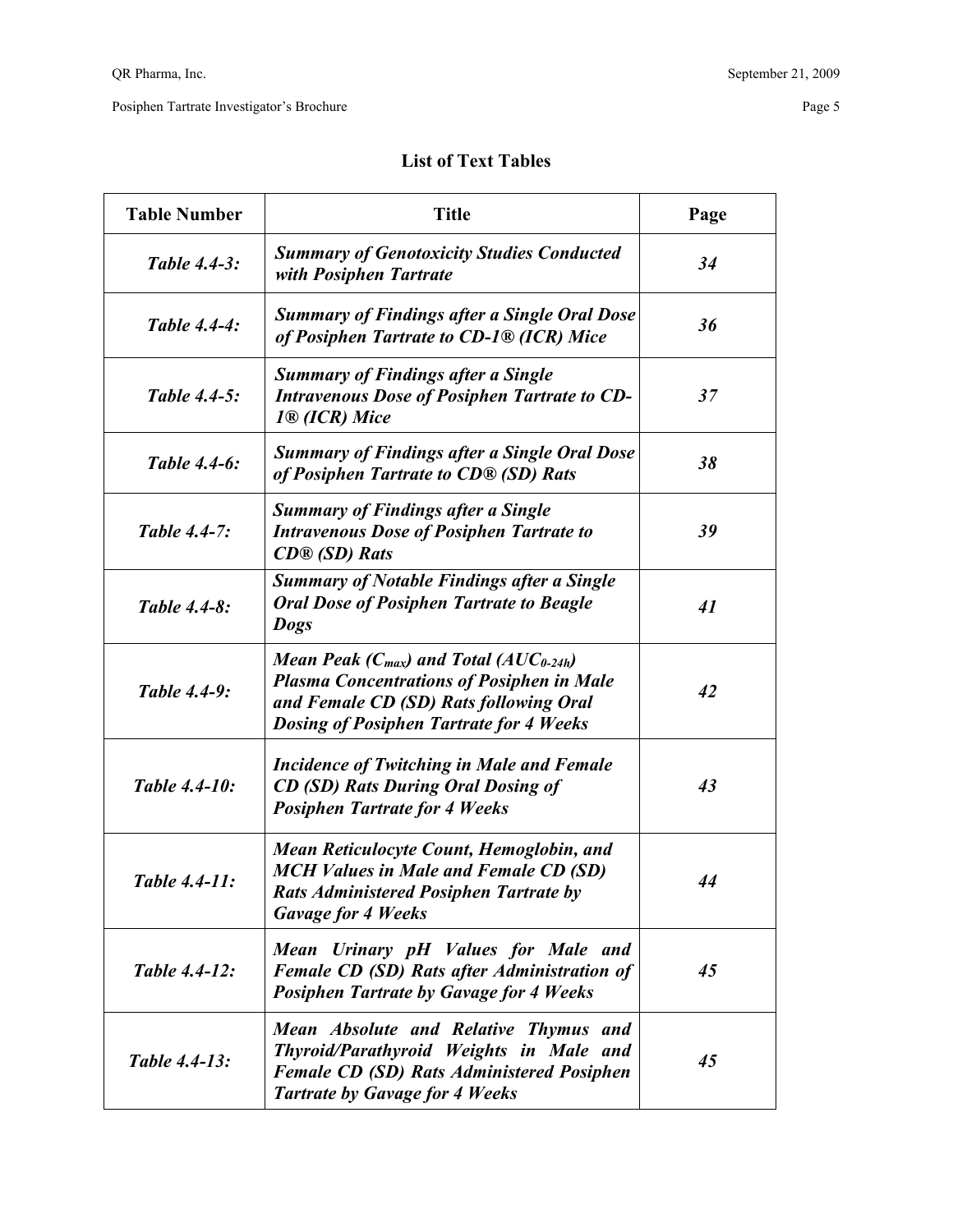## List of Text Tables

| Table Number | Title | Page |
|---|---|---|
| *Table 4.4-3:* | ***Summary of Genotoxicity Studies Conducted with Posiphen Tartrate*** | ***34*** |
| *Table 4.4-4:* | ***Summary of Findings after a Single Oral Dose of Posiphen Tartrate to CD-1® (ICR) Mice*** | ***36*** |
| *Table 4.4-5:* | ***Summary of Findings after a Single Intravenous Dose of Posiphen Tartrate to CD-1® (ICR) Mice*** | ***37*** |
| *Table 4.4-6:* | ***Summary of Findings after a Single Oral Dose of Posiphen Tartrate to CD® (SD) Rats*** | ***38*** |
| *Table 4.4-7:* | ***Summary of Findings after a Single Intravenous Dose of Posiphen Tartrate to CD® (SD) Rats*** | ***39*** |
| *Table 4.4-8:* | ***Summary of Notable Findings after a Single Oral Dose of Posiphen Tartrate to Beagle Dogs*** | ***41*** |
| *Table 4.4-9:* | ***Mean Peak ($C_{max}$) and Total ($AUC_{0-24h}$) Plasma Concentrations of Posiphen in Male and Female CD (SD) Rats following Oral Dosing of Posiphen Tartrate for 4 Weeks*** | ***42*** |
| *Table 4.4-10:* | ***Incidence of Twitching in Male and Female CD (SD) Rats During Oral Dosing of Posiphen Tartrate for 4 Weeks*** | ***43*** |
| *Table 4.4-11:* | ***Mean Reticulocyte Count, Hemoglobin, and MCH Values in Male and Female CD (SD) Rats Administered Posiphen Tartrate by Gavage for 4 Weeks*** | ***44*** |
| *Table 4.4-12:* | ***Mean Urinary pH Values for Male and Female CD (SD) Rats after Administration of Posiphen Tartrate by Gavage for 4 Weeks*** | ***45*** |
| *Table 4.4-13:* | ***Mean Absolute and Relative Thymus and Thyroid/Parathyroid Weights in Male and Female CD (SD) Rats Administered Posiphen Tartrate by Gavage for 4 Weeks*** | ***45*** |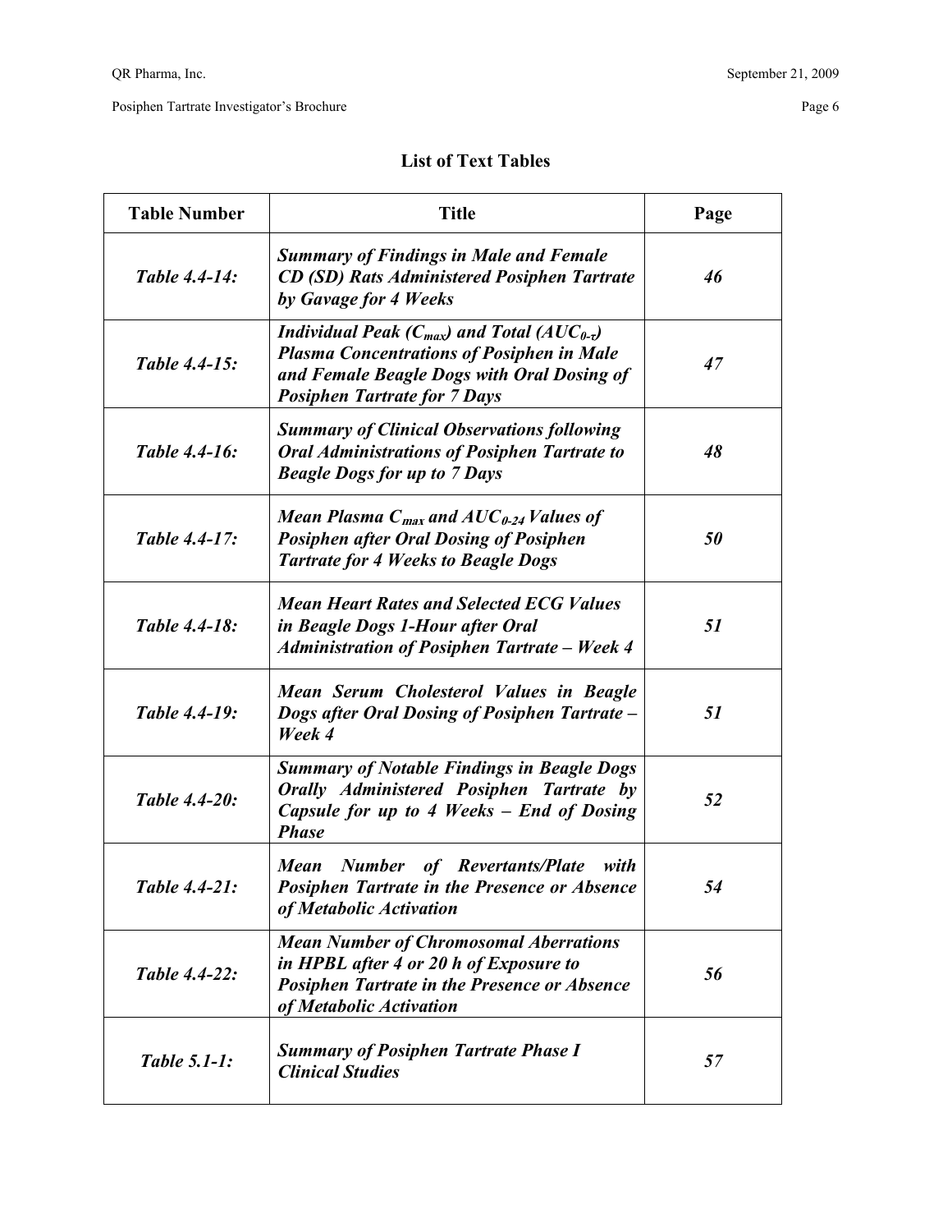## List of Text Tables

| Table Number | Title | Page |
|---|---|---|
| *Table 4.4-14:* | ***Summary of Findings in Male and Female CD (SD) Rats Administered Posiphen Tartrate by Gavage for 4 Weeks*** | *46* |
| *Table 4.4-15:* | ***Individual Peak ($C_{max}$) and Total ($AUC_{0-\tau}$) Plasma Concentrations of Posiphen in Male and Female Beagle Dogs with Oral Dosing of Posiphen Tartrate for 7 Days*** | *47* |
| *Table 4.4-16:* | ***Summary of Clinical Observations following Oral Administrations of Posiphen Tartrate to Beagle Dogs for up to 7 Days*** | *48* |
| *Table 4.4-17:* | ***Mean Plasma $C_{max}$ and $AUC_{0-24}$ Values of Posiphen after Oral Dosing of Posiphen Tartrate for 4 Weeks to Beagle Dogs*** | *50* |
| *Table 4.4-18:* | ***Mean Heart Rates and Selected ECG Values in Beagle Dogs 1-Hour after Oral Administration of Posiphen Tartrate – Week 4*** | *51* |
| *Table 4.4-19:* | ***Mean Serum Cholesterol Values in Beagle Dogs after Oral Dosing of Posiphen Tartrate – Week 4*** | *51* |
| *Table 4.4-20:* | ***Summary of Notable Findings in Beagle Dogs Orally Administered Posiphen Tartrate by Capsule for up to 4 Weeks – End of Dosing Phase*** | *52* |
| *Table 4.4-21:* | ***Mean Number of Revertants/Plate with Posiphen Tartrate in the Presence or Absence of Metabolic Activation*** | *54* |
| *Table 4.4-22:* | ***Mean Number of Chromosomal Aberrations in HPBL after 4 or 20 h of Exposure to Posiphen Tartrate in the Presence or Absence of Metabolic Activation*** | *56* |
| *Table 5.1-1:* | ***Summary of Posiphen Tartrate Phase I Clinical Studies*** | *57* |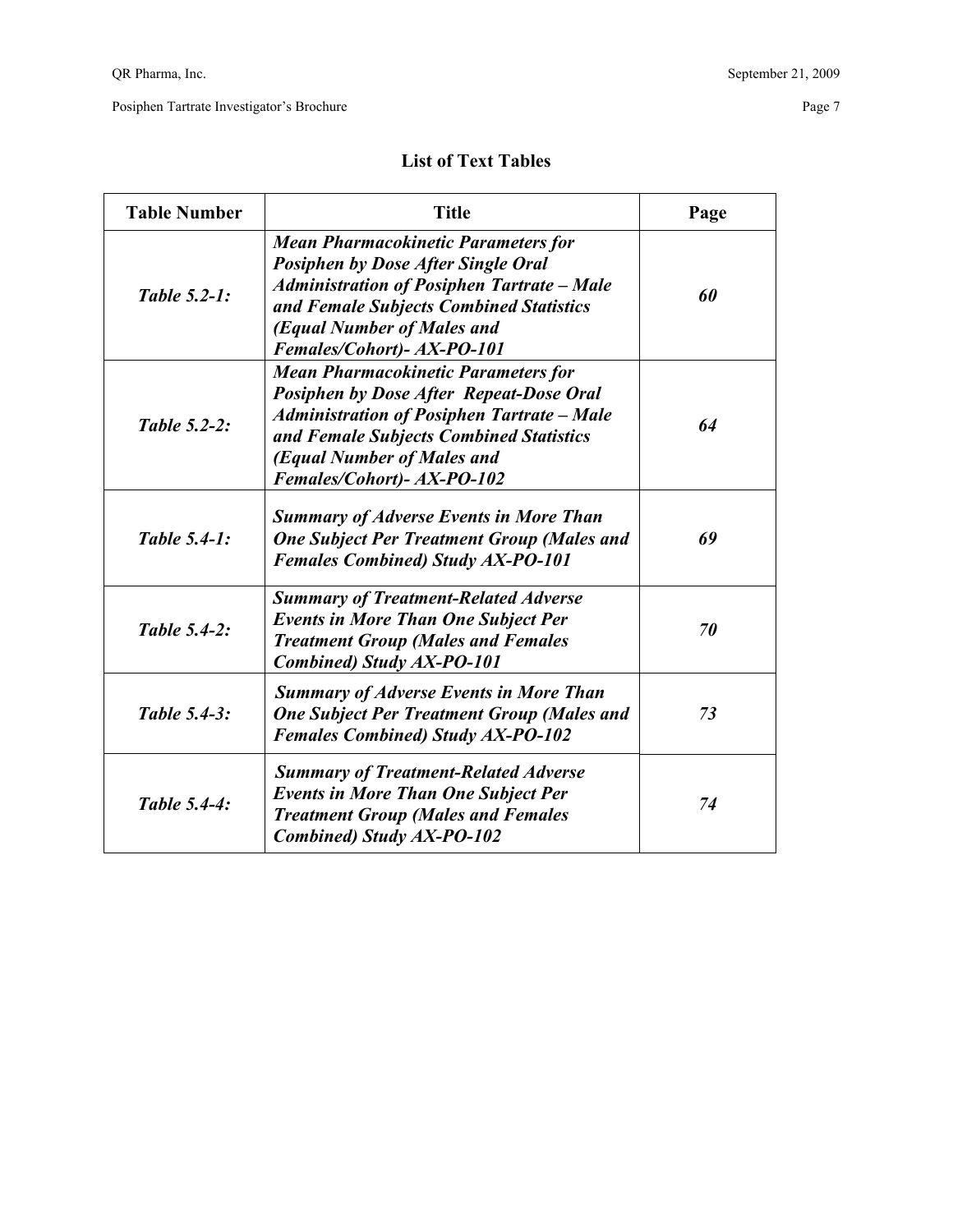## List of Text Tables

| Table Number | Title | Page |
|---|---|---|
| *Table 5.2-1:* | ***Mean Pharmacokinetic Parameters for Posiphen by Dose After Single Oral Administration of Posiphen Tartrate – Male and Female Subjects Combined Statistics (Equal Number of Males and Females/Cohort)- AX-PO-101*** | ***60*** |
| *Table 5.2-2:* | ***Mean Pharmacokinetic Parameters for Posiphen by Dose After Repeat-Dose Oral Administration of Posiphen Tartrate – Male and Female Subjects Combined Statistics (Equal Number of Males and Females/Cohort)- AX-PO-102*** | ***64*** |
| *Table 5.4-1:* | ***Summary of Adverse Events in More Than One Subject Per Treatment Group (Males and Females Combined) Study AX-PO-101*** | ***69*** |
| *Table 5.4-2:* | ***Summary of Treatment-Related Adverse Events in More Than One Subject Per Treatment Group (Males and Females Combined) Study AX-PO-101*** | ***70*** |
| *Table 5.4-3:* | ***Summary of Adverse Events in More Than One Subject Per Treatment Group (Males and Females Combined) Study AX-PO-102*** | ***73*** |
| *Table 5.4-4:* | ***Summary of Treatment-Related Adverse Events in More Than One Subject Per Treatment Group (Males and Females Combined) Study AX-PO-102*** | ***74*** |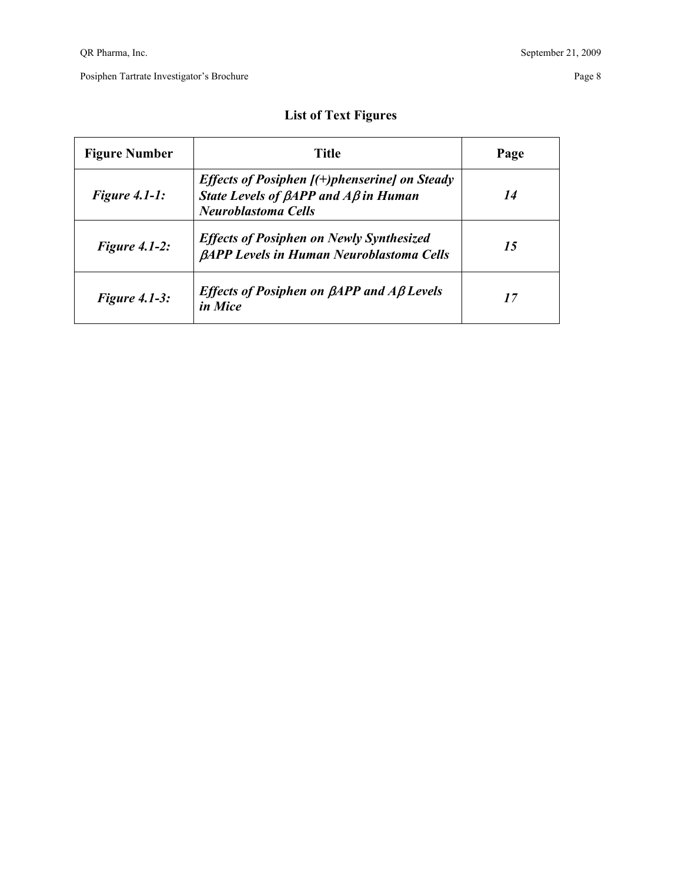## List of Text Figures

| Figure Number | Title | Page |
|---|---|---|
| *Figure 4.1-1:* | *Effects of Posiphen [(+)phenserine] on Steady State Levels of βAPP and Aβ in Human Neuroblastoma Cells* | *14* |
| *Figure 4.1-2:* | *Effects of Posiphen on Newly Synthesized βAPP Levels in Human Neuroblastoma Cells* | *15* |
| *Figure 4.1-3:* | *Effects of Posiphen on βAPP and Aβ Levels in Mice* | *17* |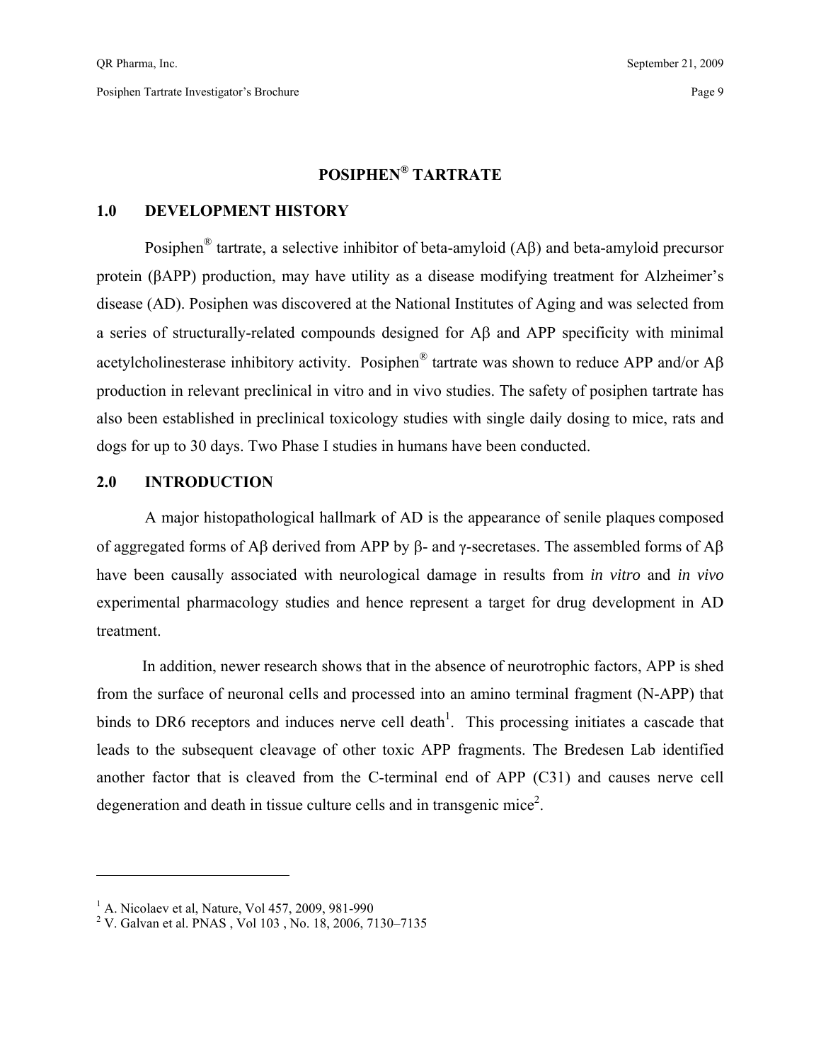# POSIPHEN® TARTRATE

## 1.0 DEVELOPMENT HISTORY

Posiphen® tartrate, a selective inhibitor of beta-amyloid (Aβ) and beta-amyloid precursor protein (βAPP) production, may have utility as a disease modifying treatment for Alzheimer's disease (AD). Posiphen was discovered at the National Institutes of Aging and was selected from a series of structurally-related compounds designed for Aβ and APP specificity with minimal acetylcholinesterase inhibitory activity. Posiphen® tartrate was shown to reduce APP and/or Aβ production in relevant preclinical in vitro and in vivo studies. The safety of posiphen tartrate has also been established in preclinical toxicology studies with single daily dosing to mice, rats and dogs for up to 30 days. Two Phase I studies in humans have been conducted.

## 2.0 INTRODUCTION

A major histopathological hallmark of AD is the appearance of senile plaques composed of aggregated forms of Aβ derived from APP by β- and γ-secretases. The assembled forms of Aβ have been causally associated with neurological damage in results from *in vitro* and *in vivo* experimental pharmacology studies and hence represent a target for drug development in AD treatment.

In addition, newer research shows that in the absence of neurotrophic factors, APP is shed from the surface of neuronal cells and processed into an amino terminal fragment (N-APP) that binds to DR6 receptors and induces nerve cell death[1]. This processing initiates a cascade that leads to the subsequent cleavage of other toxic APP fragments. The Bredesen Lab identified another factor that is cleaved from the C-terminal end of APP (C31) and causes nerve cell degeneration and death in tissue culture cells and in transgenic mice[2].

---

[1] A. Nicolaev et al, Nature, Vol 457, 2009, 981-990

[2] V. Galvan et al. PNAS , Vol 103 , No. 18, 2006, 7130–7135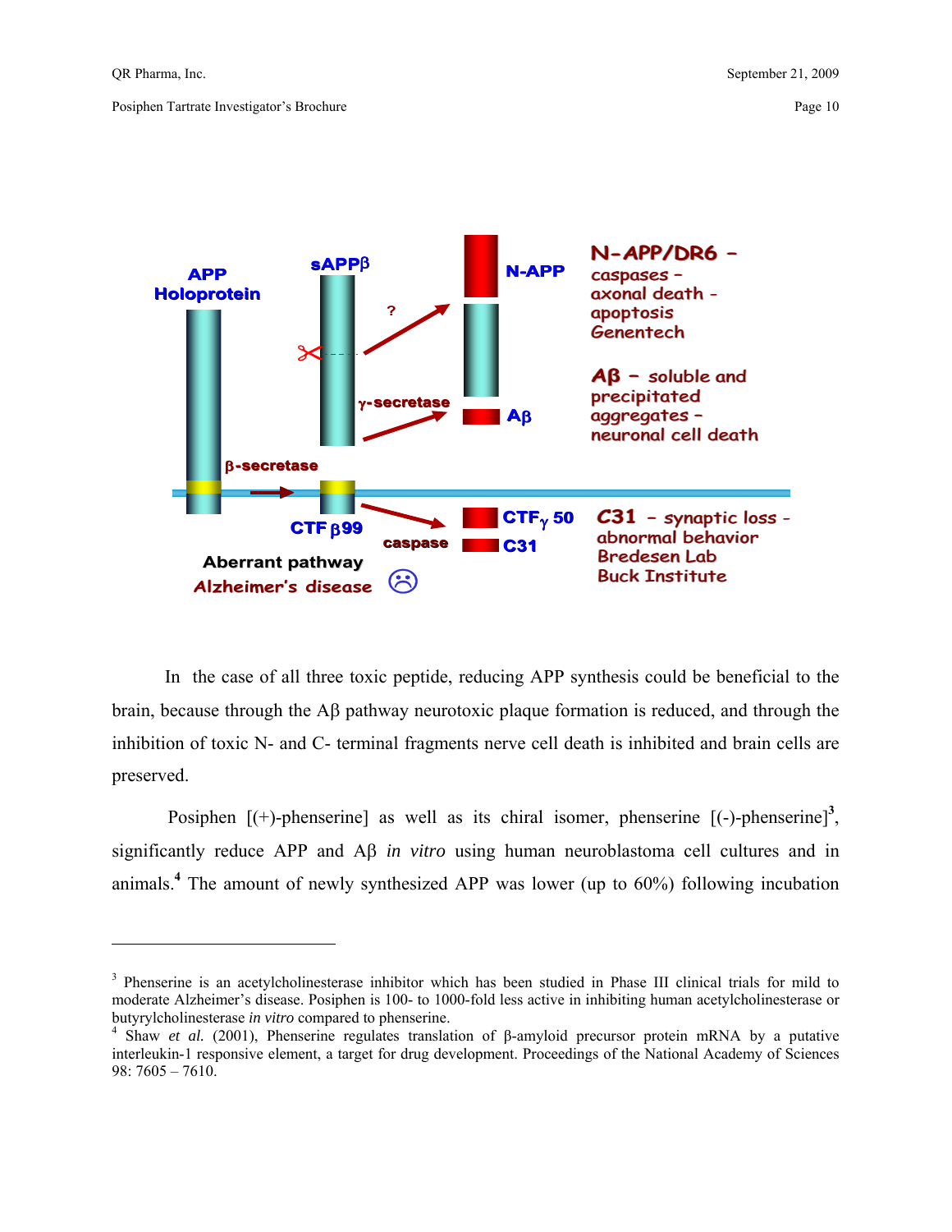APP Holoprotein

sAPPβ

N-APP

N-APP/DR6 – caspases – axonal death – apoptosis Genentech

?

γ-secretase

Aβ

Aβ – soluble and precipitated aggregates – neuronal cell death

β-secretase

CTF β99

caspase

CTFγ 50

C31

C31 – synaptic loss – abnormal behavior Bredesen Lab Buck Institute

Aberrant pathway

Alzheimer's disease ☹

In the case of all three toxic peptide, reducing APP synthesis could be beneficial to the brain, because through the Aβ pathway neurotoxic plaque formation is reduced, and through the inhibition of toxic N- and C- terminal fragments nerve cell death is inhibited and brain cells are preserved.

Posiphen [(+)-phenserine] as well as its chiral isomer, phenserine [(-)-phenserine][3], significantly reduce APP and Aβ *in vitro* using human neuroblastoma cell cultures and in animals.[4] The amount of newly synthesized APP was lower (up to 60%) following incubation

---

[3] Phenserine is an acetylcholinesterase inhibitor which has been studied in Phase III clinical trials for mild to moderate Alzheimer's disease. Posiphen is 100- to 1000-fold less active in inhibiting human acetylcholinesterase or butyrylcholinesterase *in vitro* compared to phenserine.

[4] Shaw *et al.* (2001), Phenserine regulates translation of β-amyloid precursor protein mRNA by a putative interleukin-1 responsive element, a target for drug development. Proceedings of the National Academy of Sciences 98: 7605 – 7610.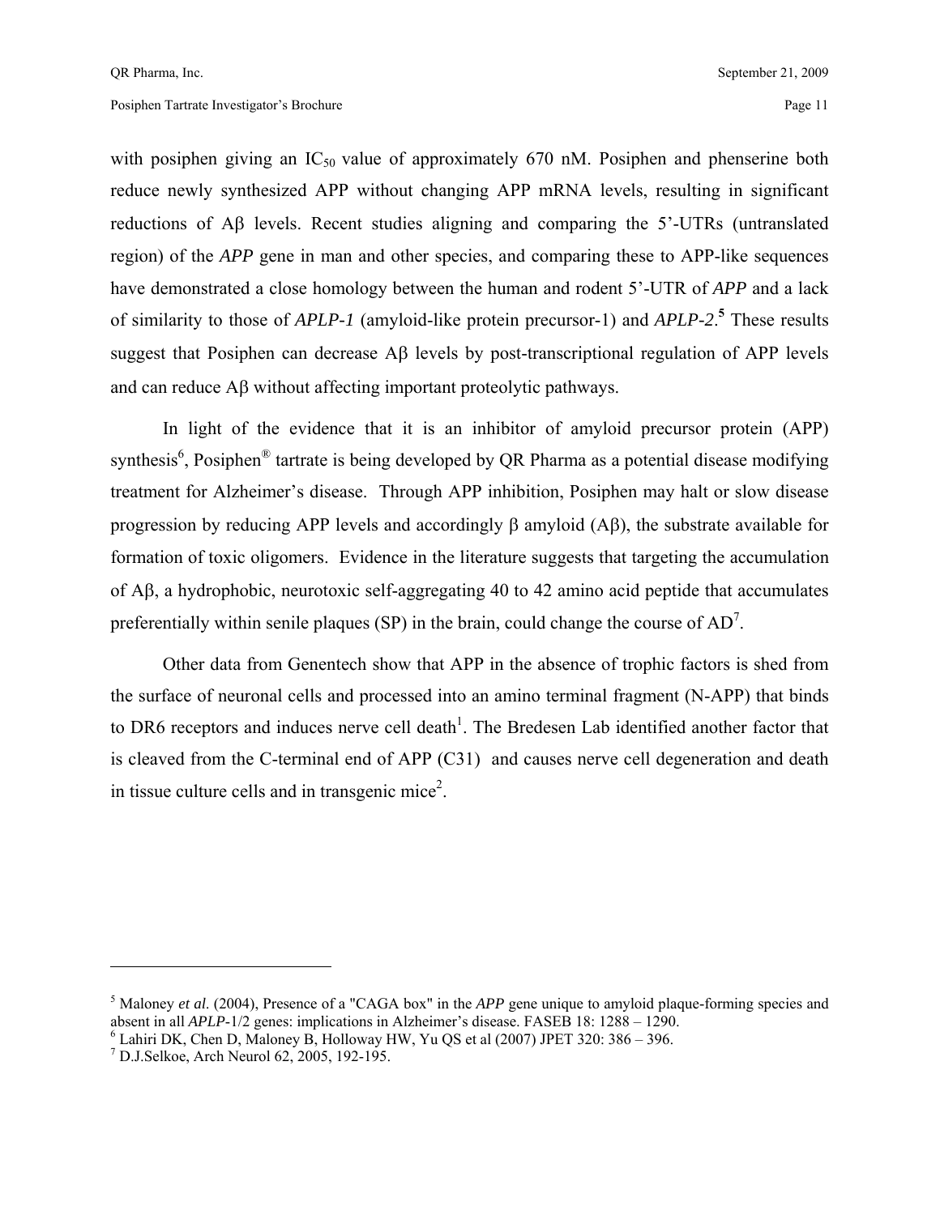with posiphen giving an $IC_{50}$ value of approximately 670 nM. Posiphen and phenserine both reduce newly synthesized APP without changing APP mRNA levels, resulting in significant reductions of Aβ levels. Recent studies aligning and comparing the 5'-UTRs (untranslated region) of the *APP* gene in man and other species, and comparing these to APP-like sequences have demonstrated a close homology between the human and rodent 5'-UTR of *APP* and a lack of similarity to those of *APLP-1* (amyloid-like protein precursor-1) and *APLP-2*.[5] These results suggest that Posiphen can decrease Aβ levels by post-transcriptional regulation of APP levels and can reduce Aβ without affecting important proteolytic pathways.

In light of the evidence that it is an inhibitor of amyloid precursor protein (APP) synthesis[6], Posiphen® tartrate is being developed by QR Pharma as a potential disease modifying treatment for Alzheimer's disease. Through APP inhibition, Posiphen may halt or slow disease progression by reducing APP levels and accordingly β amyloid (Aβ), the substrate available for formation of toxic oligomers. Evidence in the literature suggests that targeting the accumulation of Aβ, a hydrophobic, neurotoxic self-aggregating 40 to 42 amino acid peptide that accumulates preferentially within senile plaques (SP) in the brain, could change the course of AD[7].

Other data from Genentech show that APP in the absence of trophic factors is shed from the surface of neuronal cells and processed into an amino terminal fragment (N-APP) that binds to DR6 receptors and induces nerve cell death[1]. The Bredesen Lab identified another factor that is cleaved from the C-terminal end of APP (C31) and causes nerve cell degeneration and death in tissue culture cells and in transgenic mice[2].

---

[5] Maloney *et al.* (2004), Presence of a "CAGA box" in the *APP* gene unique to amyloid plaque-forming species and absent in all *APLP*-1/2 genes: implications in Alzheimer's disease. FASEB 18: 1288 – 1290.

[6] Lahiri DK, Chen D, Maloney B, Holloway HW, Yu QS et al (2007) JPET 320: 386 – 396.

[7] D.J.Selkoe, Arch Neurol 62, 2005, 192-195.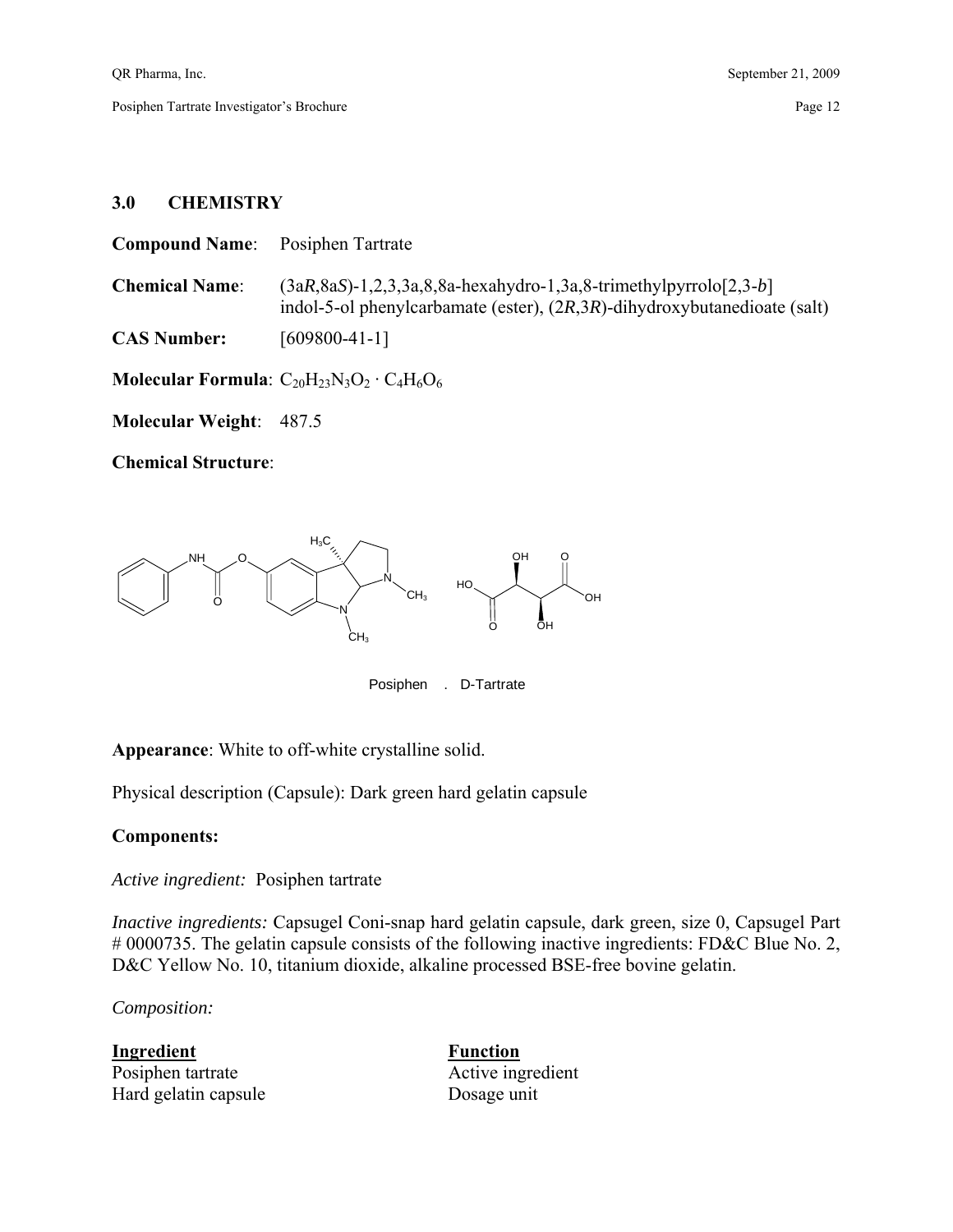## 3.0 CHEMISTRY

**Compound Name**: Posiphen Tartrate

**Chemical Name**: (3a*R*,8a*S*)-1,2,3,3a,8,8a-hexahydro-1,3a,8-trimethylpyrrolo[2,3-*b*] indol-5-ol phenylcarbamate (ester), (2*R*,3*R*)-dihydroxybutanedioate (salt)

**CAS Number:** [609800-41-1]

**Molecular Formula**: $C_{20}H_{23}N_3O_2 \cdot C_4H_6O_6$

**Molecular Weight**: 487.5

**Chemical Structure**:

Posiphen . D-Tartrate

**Appearance**: White to off-white crystalline solid.

Physical description (Capsule): Dark green hard gelatin capsule

**Components:**

*Active ingredient:* Posiphen tartrate

*Inactive ingredients:* Capsugel Coni-snap hard gelatin capsule, dark green, size 0, Capsugel Part # 0000735. The gelatin capsule consists of the following inactive ingredients: FD&C Blue No. 2, D&C Yellow No. 10, titanium dioxide, alkaline processed BSE-free bovine gelatin.

*Composition:*

| Ingredient | Function |
|---|---|
| Posiphen tartrate | Active ingredient |
| Hard gelatin capsule | Dosage unit |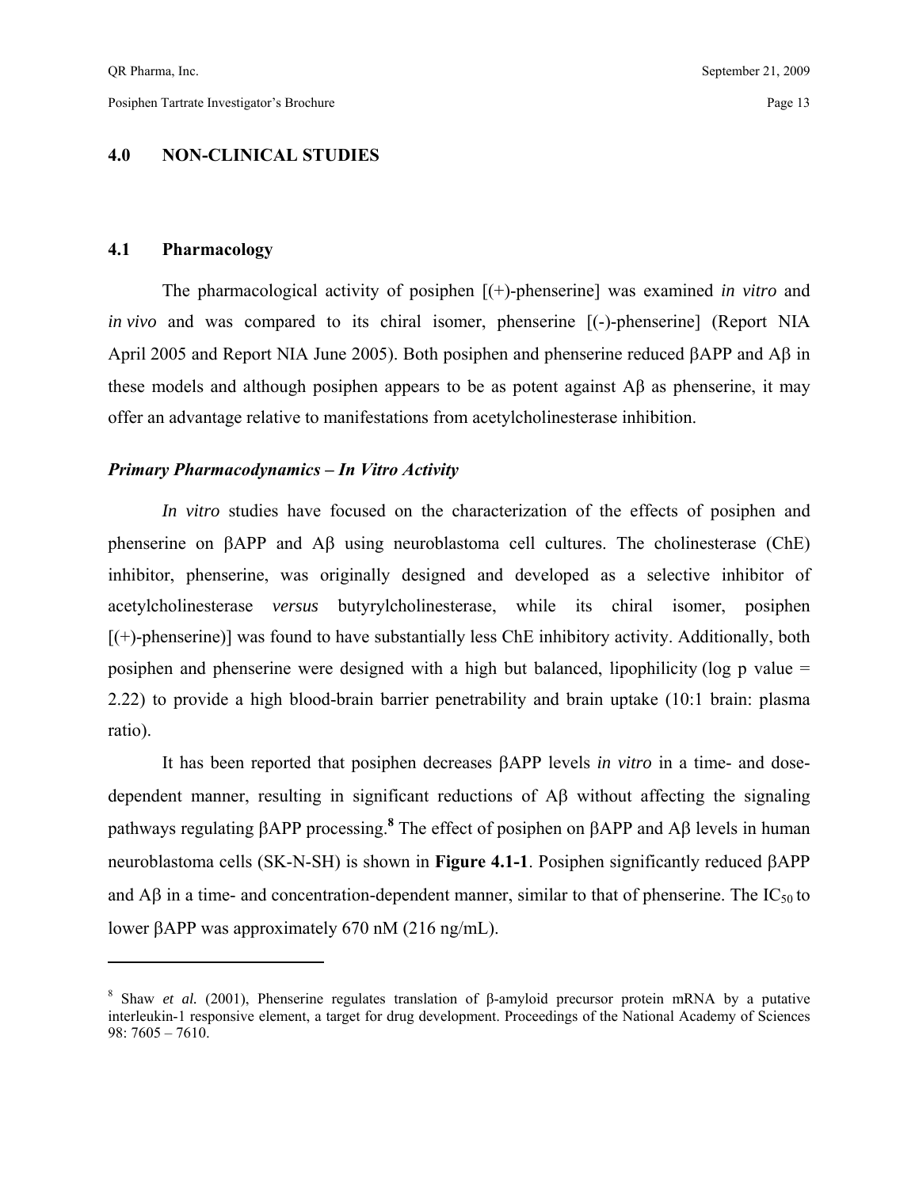# 4.0 NON-CLINICAL STUDIES

## 4.1 Pharmacology

The pharmacological activity of posiphen [(+)-phenserine] was examined *in vitro* and *in vivo* and was compared to its chiral isomer, phenserine [(-)-phenserine] (Report NIA April 2005 and Report NIA June 2005). Both posiphen and phenserine reduced βAPP and Aβ in these models and although posiphen appears to be as potent against Aβ as phenserine, it may offer an advantage relative to manifestations from acetylcholinesterase inhibition.

### *Primary Pharmacodynamics – In Vitro Activity*

*In vitro* studies have focused on the characterization of the effects of posiphen and phenserine on βAPP and Aβ using neuroblastoma cell cultures. The cholinesterase (ChE) inhibitor, phenserine, was originally designed and developed as a selective inhibitor of acetylcholinesterase *versus* butyrylcholinesterase, while its chiral isomer, posiphen [(+)-phenserine)] was found to have substantially less ChE inhibitory activity. Additionally, both posiphen and phenserine were designed with a high but balanced, lipophilicity (log p value = 2.22) to provide a high blood-brain barrier penetrability and brain uptake (10:1 brain: plasma ratio).

It has been reported that posiphen decreases βAPP levels *in vitro* in a time- and dose-dependent manner, resulting in significant reductions of Aβ without affecting the signaling pathways regulating βAPP processing.[8] The effect of posiphen on βAPP and Aβ levels in human neuroblastoma cells (SK-N-SH) is shown in **Figure 4.1-1**. Posiphen significantly reduced βAPP and Aβ in a time- and concentration-dependent manner, similar to that of phenserine. The $IC_{50}$ to lower βAPP was approximately 670 nM (216 ng/mL).

---

[8] Shaw *et al.* (2001), Phenserine regulates translation of β-amyloid precursor protein mRNA by a putative interleukin-1 responsive element, a target for drug development. Proceedings of the National Academy of Sciences 98: 7605 – 7610.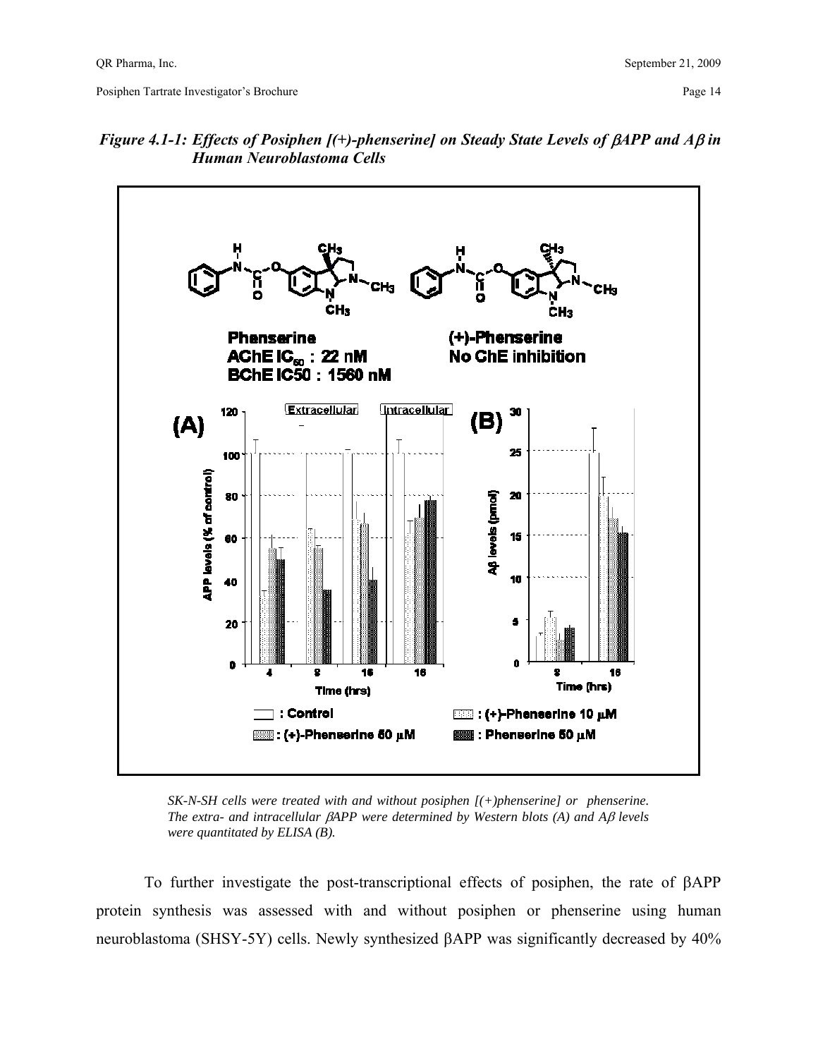*Figure 4.1-1: Effects of Posiphen [(+)-phenserine] on Steady State Levels of βAPP and Aβ in Human Neuroblastoma Cells*

*SK-N-SH cells were treated with and without posiphen [(+)phenserine] or phenserine. The extra- and intracellular βAPP were determined by Western blots (A) and Aβ levels were quantitated by ELISA (B).*

To further investigate the post-transcriptional effects of posiphen, the rate of βAPP protein synthesis was assessed with and without posiphen or phenserine using human neuroblastoma (SHSY-5Y) cells. Newly synthesized βAPP was significantly decreased by 40%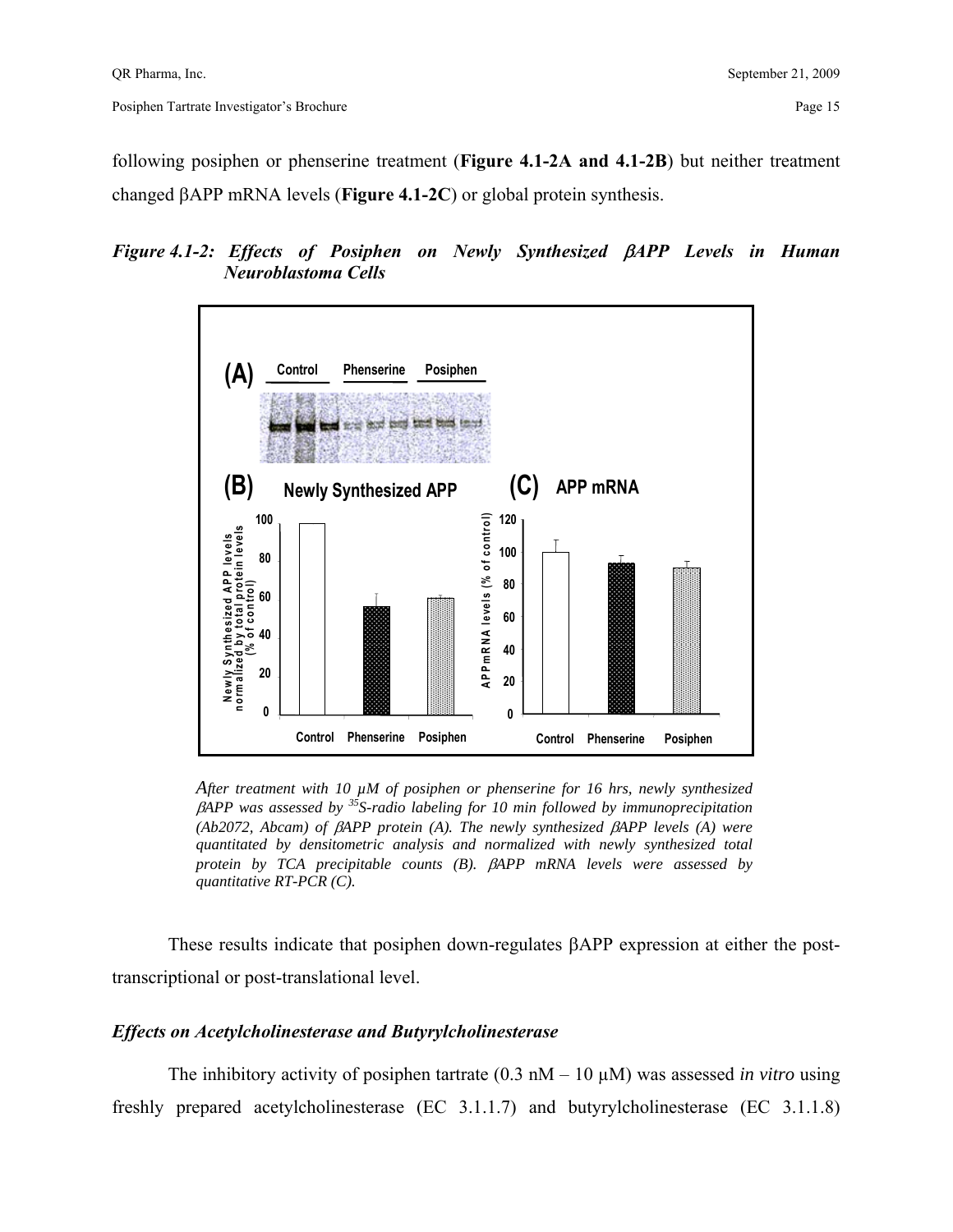following posiphen or phenserine treatment (**Figure 4.1-2A and 4.1-2B**) but neither treatment changed βAPP mRNA levels (**Figure 4.1-2C**) or global protein synthesis.

***Figure 4.1-2: Effects of Posiphen on Newly Synthesized βAPP Levels in Human Neuroblastoma Cells***

*After treatment with 10 µM of posiphen or phenserine for 16 hrs, newly synthesized βAPP was assessed by $^{35}$S-radio labeling for 10 min followed by immunoprecipitation (Ab2072, Abcam) of βAPP protein (A). The newly synthesized βAPP levels (A) were quantitated by densitometric analysis and normalized with newly synthesized total protein by TCA precipitable counts (B). βAPP mRNA levels were assessed by quantitative RT-PCR (C).*

These results indicate that posiphen down-regulates βAPP expression at either the post-transcriptional or post-translational level.

### *Effects on Acetylcholinesterase and Butyrylcholinesterase*

The inhibitory activity of posiphen tartrate (0.3 nM – 10 µM) was assessed *in vitro* using freshly prepared acetylcholinesterase (EC 3.1.1.7) and butyrylcholinesterase (EC 3.1.1.8)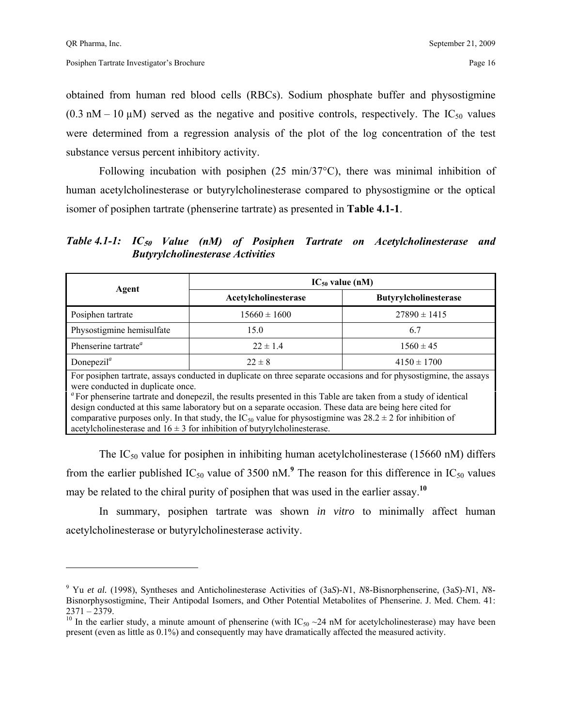obtained from human red blood cells (RBCs). Sodium phosphate buffer and physostigmine (0.3 nM – 10 µM) served as the negative and positive controls, respectively. The $IC_{50}$ values were determined from a regression analysis of the plot of the log concentration of the test substance versus percent inhibitory activity.

Following incubation with posiphen (25 min/37°C), there was minimal inhibition of human acetylcholinesterase or butyrylcholinesterase compared to physostigmine or the optical isomer of posiphen tartrate (phenserine tartrate) as presented in **Table 4.1-1**.

***Table 4.1-1: $IC_{50}$ Value (nM) of Posiphen Tartrate on Acetylcholinesterase and Butyrylcholinesterase Activities***

| Agent | $IC_{50}$ value (nM) | |
|---|---|---|
| | **Acetylcholinesterase** | **Butyrylcholinesterase** |
| Posiphen tartrate | 15660 ± 1600 | 27890 ± 1415 |
| Physostigmine hemisulfate | 15.0 | 6.7 |
| Phenserine tartrate[a] | 22 ± 1.4 | 1560 ± 45 |
| Donepezil[a] | 22 ± 8 | 4150 ± 1700 |

For posiphen tartrate, assays conducted in duplicate on three separate occasions and for physostigmine, the assays were conducted in duplicate once.
[a] For phenserine tartrate and donepezil, the results presented in this Table are taken from a study of identical design conducted at this same laboratory but on a separate occasion. These data are being here cited for comparative purposes only. In that study, the $IC_{50}$ value for physostigmine was 28.2 ± 2 for inhibition of acetylcholinesterase and 16 ± 3 for inhibition of butyrylcholinesterase.

The $IC_{50}$ value for posiphen in inhibiting human acetylcholinesterase (15660 nM) differs from the earlier published $IC_{50}$ value of 3500 nM.[9] The reason for this difference in $IC_{50}$ values may be related to the chiral purity of posiphen that was used in the earlier assay.[10]

In summary, posiphen tartrate was shown *in vitro* to minimally affect human acetylcholinesterase or butyrylcholinesterase activity.

---

[9] Yu *et al.* (1998), Syntheses and Anticholinesterase Activities of (3a*S*)-*N*1, *N*8-Bisnorphenserine, (3a*S*)-*N*1, *N*8-Bisnorphysostigmine, Their Antipodal Isomers, and Other Potential Metabolites of Phenserine. J. Med. Chem. 41: 2371 – 2379.

[10] In the earlier study, a minute amount of phenserine (with $IC_{50}$ ~24 nM for acetylcholinesterase) may have been present (even as little as 0.1%) and consequently may have dramatically affected the measured activity.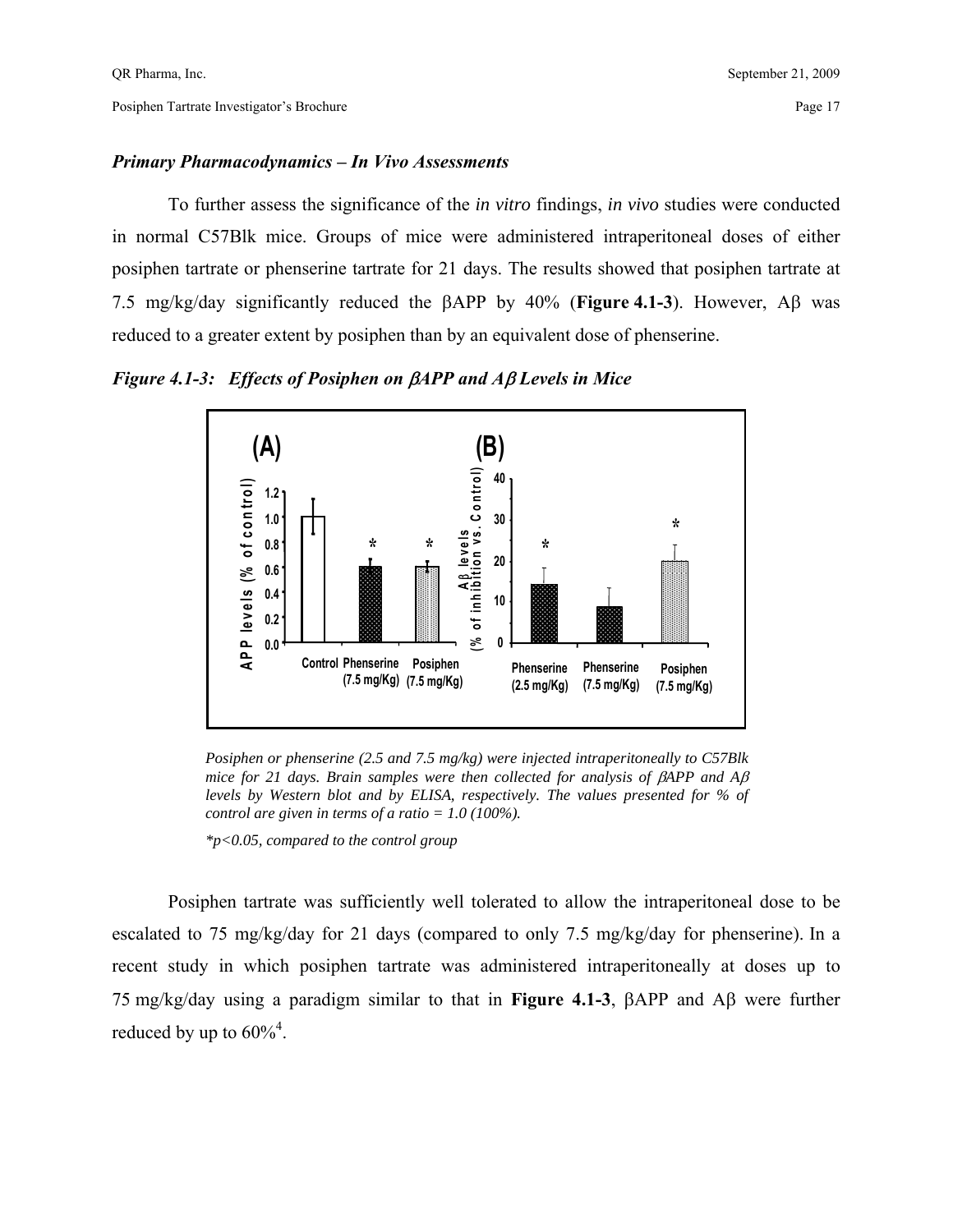### *Primary Pharmacodynamics – In Vivo Assessments*

To further assess the significance of the *in vitro* findings, *in vivo* studies were conducted in normal C57Blk mice. Groups of mice were administered intraperitoneal doses of either posiphen tartrate or phenserine tartrate for 21 days. The results showed that posiphen tartrate at 7.5 mg/kg/day significantly reduced the βAPP by 40% (**Figure 4.1-3**). However, Aβ was reduced to a greater extent by posiphen than by an equivalent dose of phenserine.

***Figure 4.1-3: Effects of Posiphen on βAPP and Aβ Levels in Mice***

*Posiphen or phenserine (2.5 and 7.5 mg/kg) were injected intraperitoneally to C57Blk mice for 21 days. Brain samples were then collected for analysis of βAPP and Aβ levels by Western blot and by ELISA, respectively. The values presented for % of control are given in terms of a ratio = 1.0 (100%).*

*\*p<0.05, compared to the control group*

Posiphen tartrate was sufficiently well tolerated to allow the intraperitoneal dose to be escalated to 75 mg/kg/day for 21 days (compared to only 7.5 mg/kg/day for phenserine). In a recent study in which posiphen tartrate was administered intraperitoneally at doses up to 75 mg/kg/day using a paradigm similar to that in **Figure 4.1-3**, βAPP and Aβ were further reduced by up to 60%[4].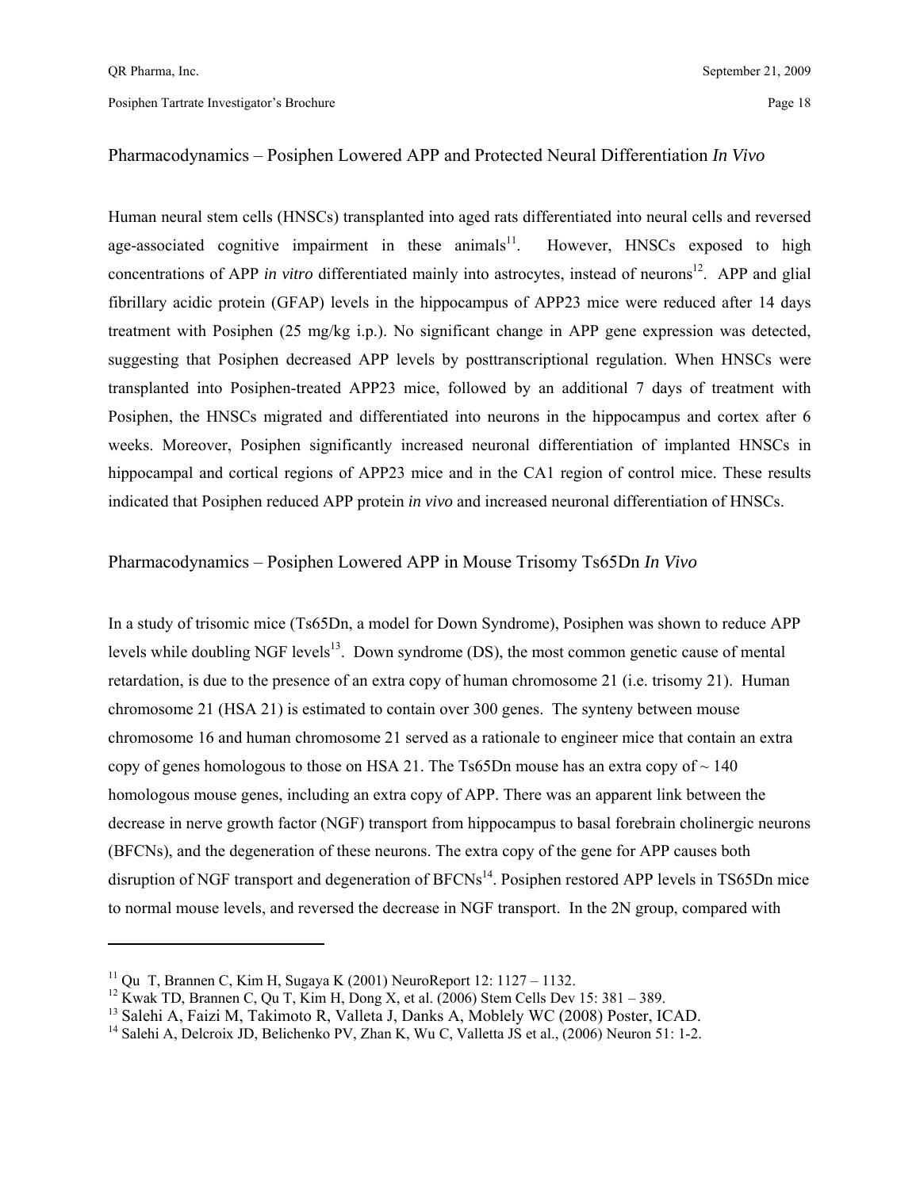## Pharmacodynamics – Posiphen Lowered APP and Protected Neural Differentiation *In Vivo*

Human neural stem cells (HNSCs) transplanted into aged rats differentiated into neural cells and reversed age-associated cognitive impairment in these animals[11]. However, HNSCs exposed to high concentrations of APP *in vitro* differentiated mainly into astrocytes, instead of neurons[12]. APP and glial fibrillary acidic protein (GFAP) levels in the hippocampus of APP23 mice were reduced after 14 days treatment with Posiphen (25 mg/kg i.p.). No significant change in APP gene expression was detected, suggesting that Posiphen decreased APP levels by posttranscriptional regulation. When HNSCs were transplanted into Posiphen-treated APP23 mice, followed by an additional 7 days of treatment with Posiphen, the HNSCs migrated and differentiated into neurons in the hippocampus and cortex after 6 weeks. Moreover, Posiphen significantly increased neuronal differentiation of implanted HNSCs in hippocampal and cortical regions of APP23 mice and in the CA1 region of control mice. These results indicated that Posiphen reduced APP protein *in vivo* and increased neuronal differentiation of HNSCs.

## Pharmacodynamics – Posiphen Lowered APP in Mouse Trisomy Ts65Dn *In Vivo*

In a study of trisomic mice (Ts65Dn, a model for Down Syndrome), Posiphen was shown to reduce APP levels while doubling NGF levels[13]. Down syndrome (DS), the most common genetic cause of mental retardation, is due to the presence of an extra copy of human chromosome 21 (i.e. trisomy 21). Human chromosome 21 (HSA 21) is estimated to contain over 300 genes. The synteny between mouse chromosome 16 and human chromosome 21 served as a rationale to engineer mice that contain an extra copy of genes homologous to those on HSA 21. The Ts65Dn mouse has an extra copy of ~ 140 homologous mouse genes, including an extra copy of APP. There was an apparent link between the decrease in nerve growth factor (NGF) transport from hippocampus to basal forebrain cholinergic neurons (BFCNs), and the degeneration of these neurons. The extra copy of the gene for APP causes both disruption of NGF transport and degeneration of BFCNs[14]. Posiphen restored APP levels in TS65Dn mice to normal mouse levels, and reversed the decrease in NGF transport. In the 2N group, compared with

---

[11] Qu T, Brannen C, Kim H, Sugaya K (2001) NeuroReport 12: 1127 – 1132.

[12] Kwak TD, Brannen C, Qu T, Kim H, Dong X, et al. (2006) Stem Cells Dev 15: 381 – 389.

[13] Salehi A, Faizi M, Takimoto R, Valleta J, Danks A, Moblely WC (2008) Poster, ICAD.

[14] Salehi A, Delcroix JD, Belichenko PV, Zhan K, Wu C, Valletta JS et al., (2006) Neuron 51: 1-2.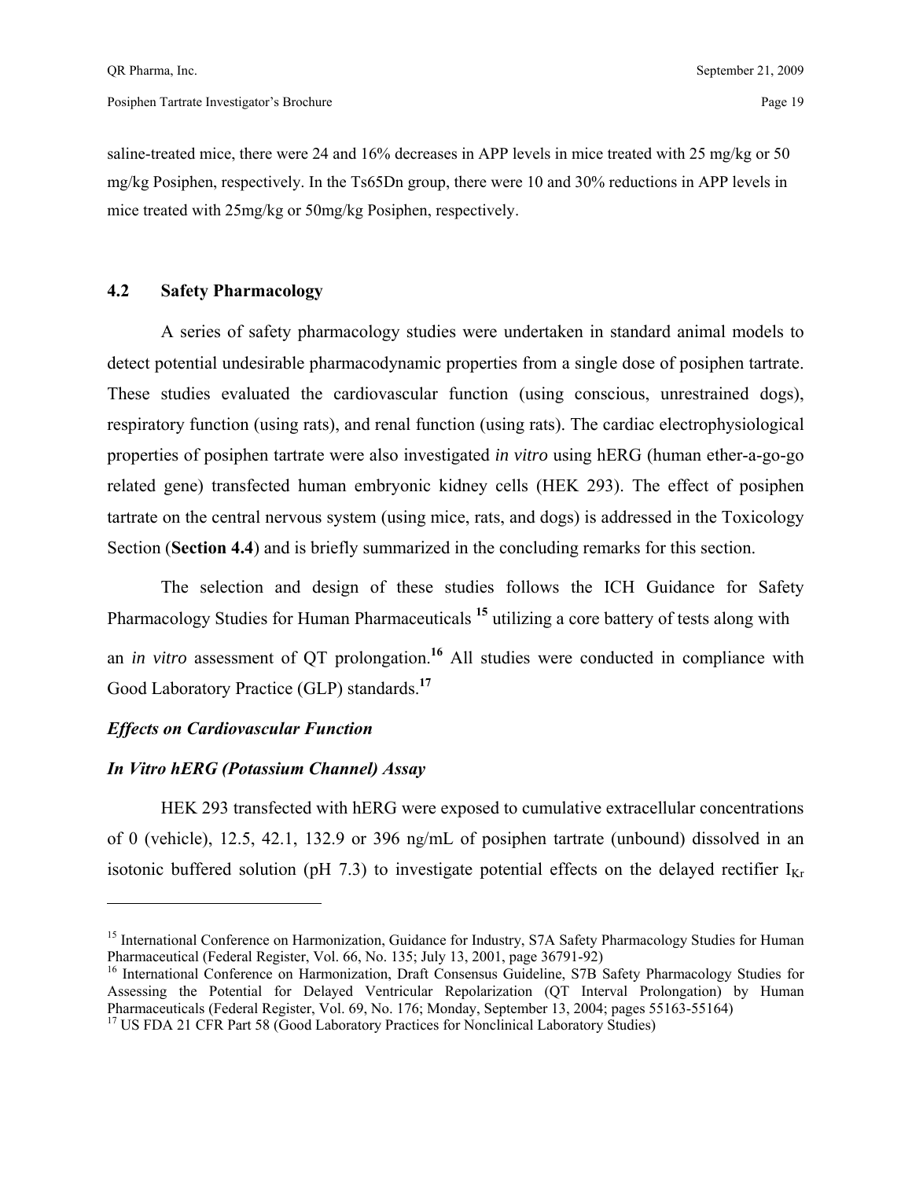saline-treated mice, there were 24 and 16% decreases in APP levels in mice treated with 25 mg/kg or 50 mg/kg Posiphen, respectively. In the Ts65Dn group, there were 10 and 30% reductions in APP levels in mice treated with 25mg/kg or 50mg/kg Posiphen, respectively.

## 4.2 Safety Pharmacology

A series of safety pharmacology studies were undertaken in standard animal models to detect potential undesirable pharmacodynamic properties from a single dose of posiphen tartrate. These studies evaluated the cardiovascular function (using conscious, unrestrained dogs), respiratory function (using rats), and renal function (using rats). The cardiac electrophysiological properties of posiphen tartrate were also investigated *in vitro* using hERG (human ether-a-go-go related gene) transfected human embryonic kidney cells (HEK 293). The effect of posiphen tartrate on the central nervous system (using mice, rats, and dogs) is addressed in the Toxicology Section (**Section 4.4**) and is briefly summarized in the concluding remarks for this section.

The selection and design of these studies follows the ICH Guidance for Safety Pharmacology Studies for Human Pharmaceuticals [15] utilizing a core battery of tests along with an *in vitro* assessment of QT prolongation.[16] All studies were conducted in compliance with Good Laboratory Practice (GLP) standards.[17]

### *Effects on Cardiovascular Function*

### *In Vitro hERG (Potassium Channel) Assay*

HEK 293 transfected with hERG were exposed to cumulative extracellular concentrations of 0 (vehicle), 12.5, 42.1, 132.9 or 396 ng/mL of posiphen tartrate (unbound) dissolved in an isotonic buffered solution (pH 7.3) to investigate potential effects on the delayed rectifier $I_{Kr}$

---

[15] International Conference on Harmonization, Guidance for Industry, S7A Safety Pharmacology Studies for Human Pharmaceutical (Federal Register, Vol. 66, No. 135; July 13, 2001, page 36791-92)

[16] International Conference on Harmonization, Draft Consensus Guideline, S7B Safety Pharmacology Studies for Assessing the Potential for Delayed Ventricular Repolarization (QT Interval Prolongation) by Human Pharmaceuticals (Federal Register, Vol. 69, No. 176; Monday, September 13, 2004; pages 55163-55164)

[17] US FDA 21 CFR Part 58 (Good Laboratory Practices for Nonclinical Laboratory Studies)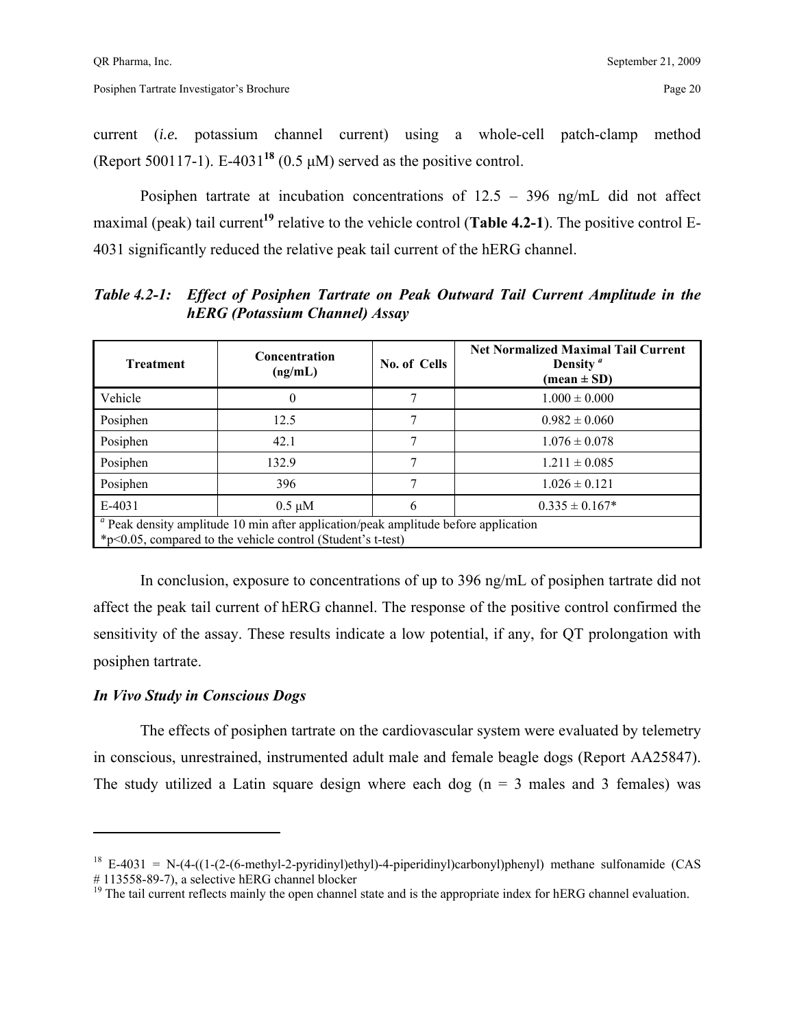current (*i.e.* potassium channel current) using a whole-cell patch-clamp method (Report 500117-1). E-4031[18] (0.5 μM) served as the positive control.

Posiphen tartrate at incubation concentrations of 12.5 – 396 ng/mL did not affect maximal (peak) tail current[19] relative to the vehicle control (**Table 4.2-1**). The positive control E-4031 significantly reduced the relative peak tail current of the hERG channel.

***Table 4.2-1: Effect of Posiphen Tartrate on Peak Outward Tail Current Amplitude in the hERG (Potassium Channel) Assay***

| Treatment | Concentration (ng/mL) | No. of Cells | Net Normalized Maximal Tail Current Density [a] (mean ± SD) |
|---|---|---|---|
| Vehicle | 0 | 7 | 1.000 ± 0.000 |
| Posiphen | 12.5 | 7 | 0.982 ± 0.060 |
| Posiphen | 42.1 | 7 | 1.076 ± 0.078 |
| Posiphen | 132.9 | 7 | 1.211 ± 0.085 |
| Posiphen | 396 | 7 | 1.026 ± 0.121 |
| E-4031 | 0.5 μM | 6 | 0.335 ± 0.167* |

[a] Peak density amplitude 10 min after application/peak amplitude before application
*$p<0.05$, compared to the vehicle control (Student's t-test)

In conclusion, exposure to concentrations of up to 396 ng/mL of posiphen tartrate did not affect the peak tail current of hERG channel. The response of the positive control confirmed the sensitivity of the assay. These results indicate a low potential, if any, for QT prolongation with posiphen tartrate.

### *In Vivo Study in Conscious Dogs*

The effects of posiphen tartrate on the cardiovascular system were evaluated by telemetry in conscious, unrestrained, instrumented adult male and female beagle dogs (Report AA25847). The study utilized a Latin square design where each dog (n = 3 males and 3 females) was

---

[18] E-4031 = N-(4-((1-(2-(6-methyl-2-pyridinyl)ethyl)-4-piperidinyl)carbonyl)phenyl) methane sulfonamide (CAS # 113558-89-7), a selective hERG channel blocker

[19] The tail current reflects mainly the open channel state and is the appropriate index for hERG channel evaluation.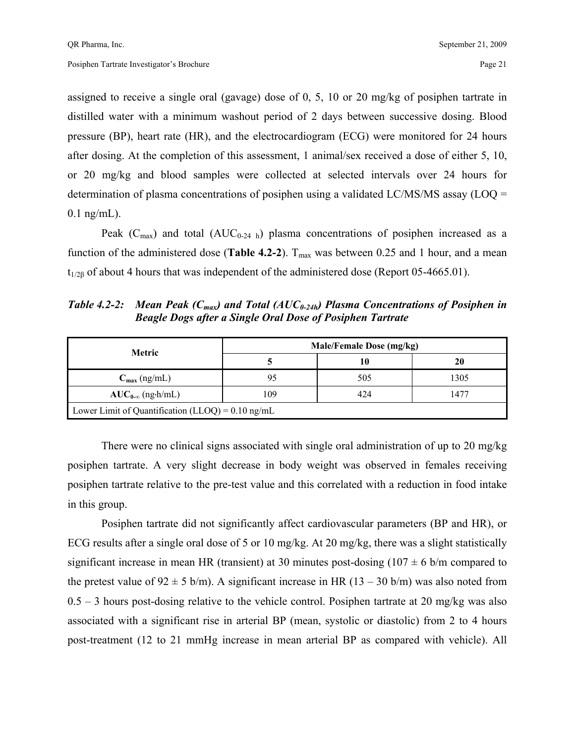assigned to receive a single oral (gavage) dose of 0, 5, 10 or 20 mg/kg of posiphen tartrate in distilled water with a minimum washout period of 2 days between successive dosing. Blood pressure (BP), heart rate (HR), and the electrocardiogram (ECG) were monitored for 24 hours after dosing. At the completion of this assessment, 1 animal/sex received a dose of either 5, 10, or 20 mg/kg and blood samples were collected at selected intervals over 24 hours for determination of plasma concentrations of posiphen using a validated LC/MS/MS assay (LOQ = 0.1 ng/mL).

Peak ($C_{max}$) and total ($AUC_{0\text{-}24\ h}$) plasma concentrations of posiphen increased as a function of the administered dose (**Table 4.2-2**). $T_{max}$ was between 0.25 and 1 hour, and a mean $t_{1/2\beta}$ of about 4 hours that was independent of the administered dose (Report 05-4665.01).

***Table 4.2-2: Mean Peak ($C_{max}$) and Total ($AUC_{0\text{-}24h}$) Plasma Concentrations of Posiphen in Beagle Dogs after a Single Oral Dose of Posiphen Tartrate***

| Metric | Male/Female Dose (mg/kg) | | |
|---|---|---|---|
| | 5 | 10 | 20 |
| **$C_{max}$** (ng/mL) | 95 | 505 | 1305 |
| **$AUC_{0\text{-}\infty}$** (ng·h/mL) | 109 | 424 | 1477 |
| Lower Limit of Quantification (LLOQ) = 0.10 ng/mL | | | |

There were no clinical signs associated with single oral administration of up to 20 mg/kg posiphen tartrate. A very slight decrease in body weight was observed in females receiving posiphen tartrate relative to the pre-test value and this correlated with a reduction in food intake in this group.

Posiphen tartrate did not significantly affect cardiovascular parameters (BP and HR), or ECG results after a single oral dose of 5 or 10 mg/kg. At 20 mg/kg, there was a slight statistically significant increase in mean HR (transient) at 30 minutes post-dosing (107 ± 6 b/m compared to the pretest value of 92 ± 5 b/m). A significant increase in HR (13 – 30 b/m) was also noted from 0.5 – 3 hours post-dosing relative to the vehicle control. Posiphen tartrate at 20 mg/kg was also associated with a significant rise in arterial BP (mean, systolic or diastolic) from 2 to 4 hours post-treatment (12 to 21 mmHg increase in mean arterial BP as compared with vehicle). All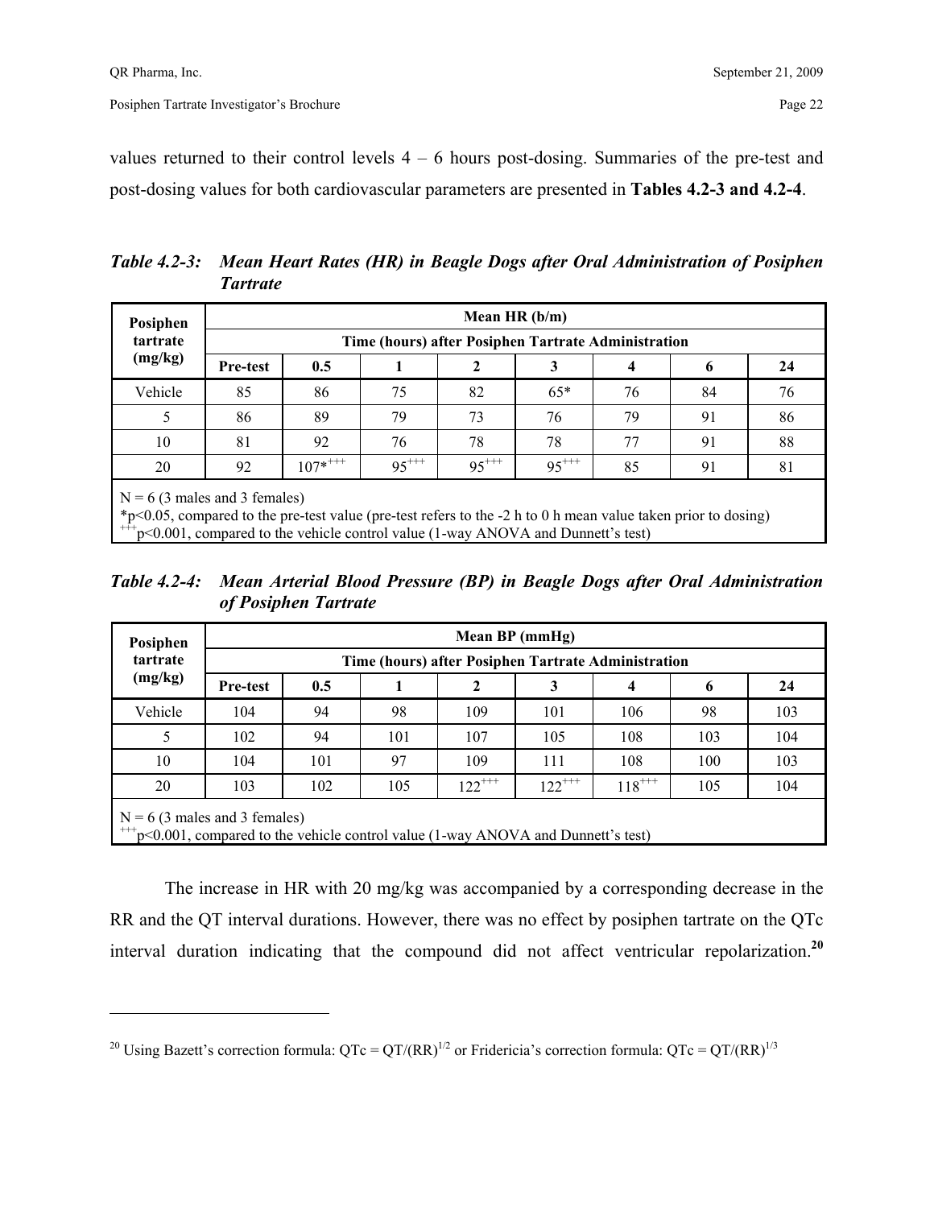values returned to their control levels 4 – 6 hours post-dosing. Summaries of the pre-test and post-dosing values for both cardiovascular parameters are presented in **Tables 4.2-3 and 4.2-4**.

***Table 4.2-3: Mean Heart Rates (HR) in Beagle Dogs after Oral Administration of Posiphen Tartrate***

| Posiphen tartrate (mg/kg) | Mean HR (b/m) | | | | | | | |
|---|---|---|---|---|---|---|---|---|
| | Time (hours) after Posiphen Tartrate Administration | | | | | | | |
| | **Pre-test** | **0.5** | **1** | **2** | **3** | **4** | **6** | **24** |
| Vehicle | 85 | 86 | 75 | 82 | 65* | 76 | 84 | 76 |
| 5 | 86 | 89 | 79 | 73 | 76 | 79 | 91 | 86 |
| 10 | 81 | 92 | 76 | 78 | 78 | 77 | 91 | 88 |
| 20 | 92 | 107*$^{+++}$ | 95$^{+++}$ | 95$^{+++}$ | 95$^{+++}$ | 85 | 91 | 81 |

N = 6 (3 males and 3 females)
*$p<0.05$, compared to the pre-test value (pre-test refers to the -2 h to 0 h mean value taken prior to dosing)
$^{+++}p<0.001$, compared to the vehicle control value (1-way ANOVA and Dunnett's test)

***Table 4.2-4: Mean Arterial Blood Pressure (BP) in Beagle Dogs after Oral Administration of Posiphen Tartrate***

| Posiphen tartrate (mg/kg) | Mean BP (mmHg) | | | | | | | |
|---|---|---|---|---|---|---|---|---|
| | Time (hours) after Posiphen Tartrate Administration | | | | | | | |
| | **Pre-test** | **0.5** | **1** | **2** | **3** | **4** | **6** | **24** |
| Vehicle | 104 | 94 | 98 | 109 | 101 | 106 | 98 | 103 |
| 5 | 102 | 94 | 101 | 107 | 105 | 108 | 103 | 104 |
| 10 | 104 | 101 | 97 | 109 | 111 | 108 | 100 | 103 |
| 20 | 103 | 102 | 105 | 122$^{+++}$ | 122$^{+++}$ | 118$^{+++}$ | 105 | 104 |

N = 6 (3 males and 3 females)
$^{+++}p<0.001$, compared to the vehicle control value (1-way ANOVA and Dunnett's test)

The increase in HR with 20 mg/kg was accompanied by a corresponding decrease in the RR and the QT interval durations. However, there was no effect by posiphen tartrate on the QTc interval duration indicating that the compound did not affect ventricular repolarization.[20]

[20] Using Bazett's correction formula: $QTc = QT/(RR)^{1/2}$ or Fridericia's correction formula: $QTc = QT/(RR)^{1/3}$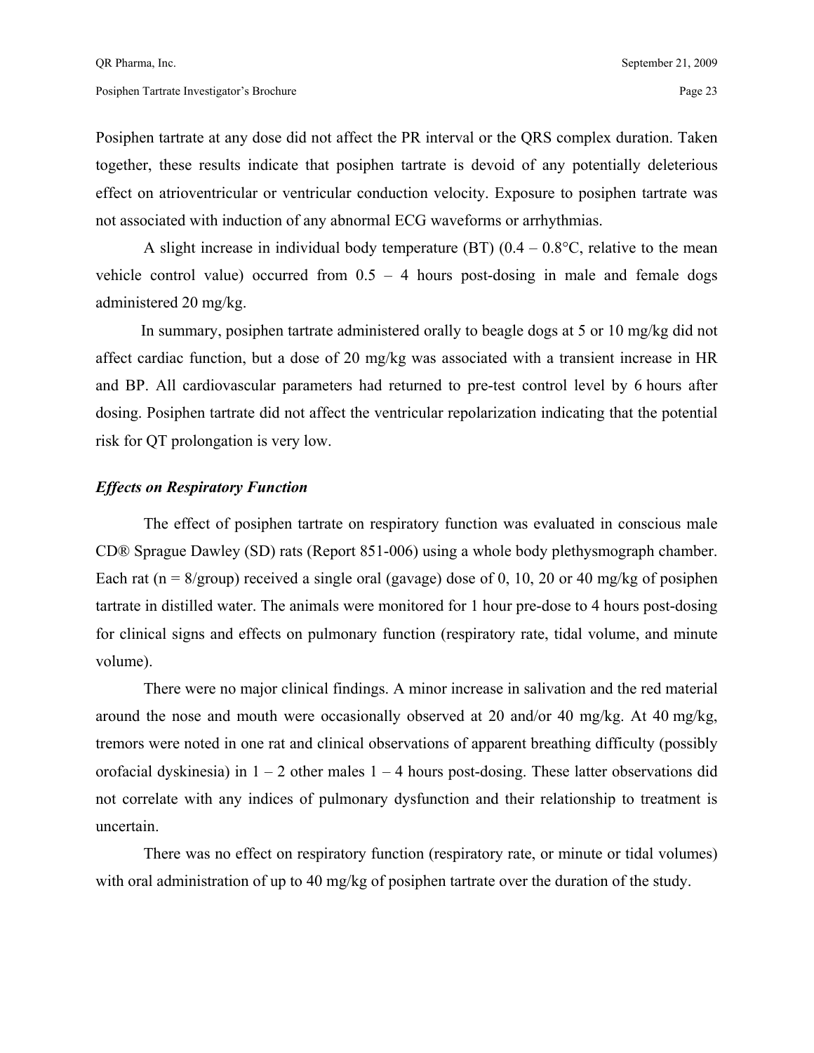Posiphen tartrate at any dose did not affect the PR interval or the QRS complex duration. Taken together, these results indicate that posiphen tartrate is devoid of any potentially deleterious effect on atrioventricular or ventricular conduction velocity. Exposure to posiphen tartrate was not associated with induction of any abnormal ECG waveforms or arrhythmias.

A slight increase in individual body temperature (BT) (0.4 – 0.8°C, relative to the mean vehicle control value) occurred from 0.5 – 4 hours post-dosing in male and female dogs administered 20 mg/kg.

In summary, posiphen tartrate administered orally to beagle dogs at 5 or 10 mg/kg did not affect cardiac function, but a dose of 20 mg/kg was associated with a transient increase in HR and BP. All cardiovascular parameters had returned to pre-test control level by 6 hours after dosing. Posiphen tartrate did not affect the ventricular repolarization indicating that the potential risk for QT prolongation is very low.

### *Effects on Respiratory Function*

The effect of posiphen tartrate on respiratory function was evaluated in conscious male CD® Sprague Dawley (SD) rats (Report 851-006) using a whole body plethysmograph chamber. Each rat (n = 8/group) received a single oral (gavage) dose of 0, 10, 20 or 40 mg/kg of posiphen tartrate in distilled water. The animals were monitored for 1 hour pre-dose to 4 hours post-dosing for clinical signs and effects on pulmonary function (respiratory rate, tidal volume, and minute volume).

There were no major clinical findings. A minor increase in salivation and the red material around the nose and mouth were occasionally observed at 20 and/or 40 mg/kg. At 40 mg/kg, tremors were noted in one rat and clinical observations of apparent breathing difficulty (possibly orofacial dyskinesia) in 1 – 2 other males 1 – 4 hours post-dosing. These latter observations did not correlate with any indices of pulmonary dysfunction and their relationship to treatment is uncertain.

There was no effect on respiratory function (respiratory rate, or minute or tidal volumes) with oral administration of up to 40 mg/kg of posiphen tartrate over the duration of the study.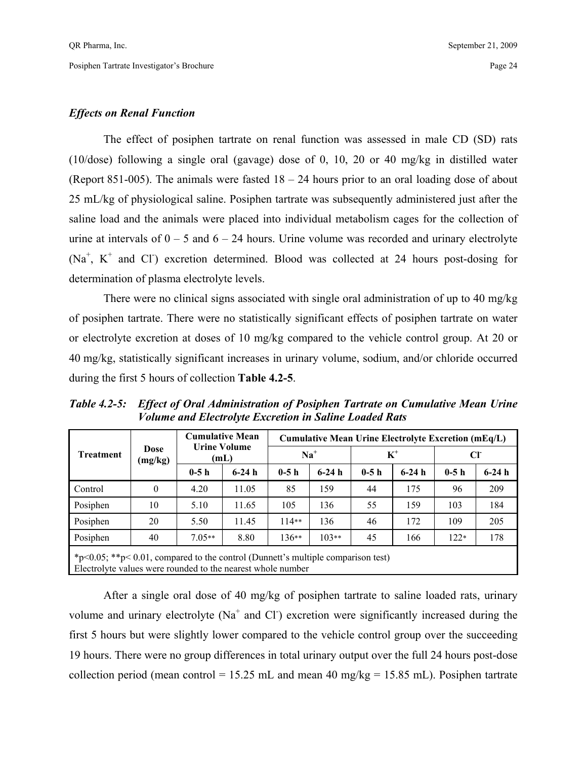### *Effects on Renal Function*

The effect of posiphen tartrate on renal function was assessed in male CD (SD) rats (10/dose) following a single oral (gavage) dose of 0, 10, 20 or 40 mg/kg in distilled water (Report 851-005). The animals were fasted 18 – 24 hours prior to an oral loading dose of about 25 mL/kg of physiological saline. Posiphen tartrate was subsequently administered just after the saline load and the animals were placed into individual metabolism cages for the collection of urine at intervals of 0 – 5 and 6 – 24 hours. Urine volume was recorded and urinary electrolyte ($Na^+$, $K^+$ and $Cl^-$) excretion determined. Blood was collected at 24 hours post-dosing for determination of plasma electrolyte levels.

There were no clinical signs associated with single oral administration of up to 40 mg/kg of posiphen tartrate. There were no statistically significant effects of posiphen tartrate on water or electrolyte excretion at doses of 10 mg/kg compared to the vehicle control group. At 20 or 40 mg/kg, statistically significant increases in urinary volume, sodium, and/or chloride occurred during the first 5 hours of collection **Table 4.2-5**.

***Table 4.2-5: Effect of Oral Administration of Posiphen Tartrate on Cumulative Mean Urine Volume and Electrolyte Excretion in Saline Loaded Rats***

| Treatment | Dose (mg/kg) | Cumulative Mean Urine Volume (mL) | | Cumulative Mean Urine Electrolyte Excretion (mEq/L) | | | | | |
|---|---|---|---|---|---|---|---|---|---|
| | | | | $Na^+$ | | $K^+$ | | $Cl^-$ | |
| | | 0-5 h | 6-24 h | 0-5 h | 6-24 h | 0-5 h | 6-24 h | 0-5 h | 6-24 h |
| Control | 0 | 4.20 | 11.05 | 85 | 159 | 44 | 175 | 96 | 209 |
| Posiphen | 10 | 5.10 | 11.65 | 105 | 136 | 55 | 159 | 103 | 184 |
| Posiphen | 20 | 5.50 | 11.45 | 114** | 136 | 46 | 172 | 109 | 205 |
| Posiphen | 40 | 7.05** | 8.80 | 136** | 103** | 45 | 166 | 122* | 178 |

*$p<0.05$; **$p< 0.01$, compared to the control (Dunnett's multiple comparison test)
Electrolyte values were rounded to the nearest whole number

After a single oral dose of 40 mg/kg of posiphen tartrate to saline loaded rats, urinary volume and urinary electrolyte ($Na^+$ and $Cl^-$) excretion were significantly increased during the first 5 hours but were slightly lower compared to the vehicle control group over the succeeding 19 hours. There were no group differences in total urinary output over the full 24 hours post-dose collection period (mean control = 15.25 mL and mean 40 mg/kg = 15.85 mL). Posiphen tartrate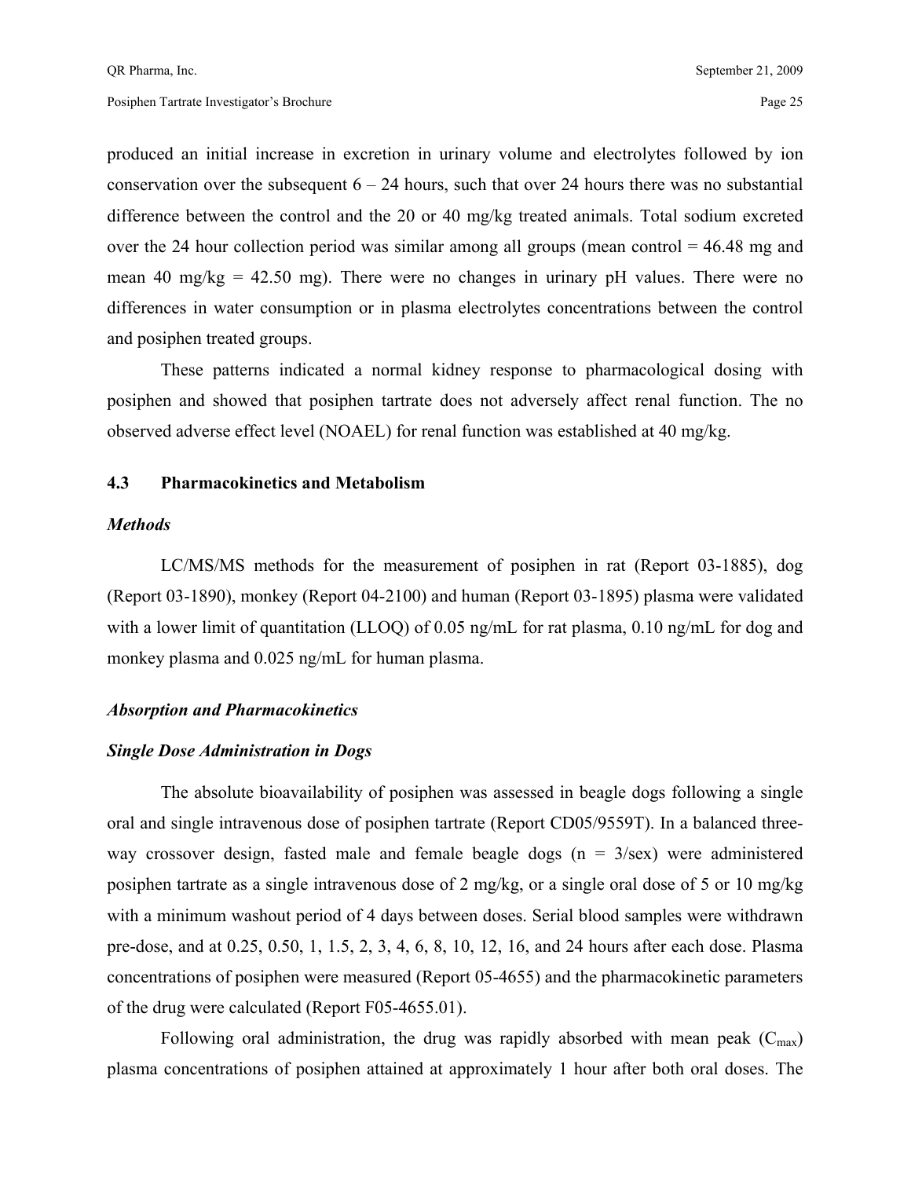produced an initial increase in excretion in urinary volume and electrolytes followed by ion conservation over the subsequent 6 – 24 hours, such that over 24 hours there was no substantial difference between the control and the 20 or 40 mg/kg treated animals. Total sodium excreted over the 24 hour collection period was similar among all groups (mean control = 46.48 mg and mean 40 mg/kg = 42.50 mg). There were no changes in urinary pH values. There were no differences in water consumption or in plasma electrolytes concentrations between the control and posiphen treated groups.

These patterns indicated a normal kidney response to pharmacological dosing with posiphen and showed that posiphen tartrate does not adversely affect renal function. The no observed adverse effect level (NOAEL) for renal function was established at 40 mg/kg.

## 4.3 Pharmacokinetics and Metabolism

***Methods***

LC/MS/MS methods for the measurement of posiphen in rat (Report 03-1885), dog (Report 03-1890), monkey (Report 04-2100) and human (Report 03-1895) plasma were validated with a lower limit of quantitation (LLOQ) of 0.05 ng/mL for rat plasma, 0.10 ng/mL for dog and monkey plasma and 0.025 ng/mL for human plasma.

***Absorption and Pharmacokinetics***

***Single Dose Administration in Dogs***

The absolute bioavailability of posiphen was assessed in beagle dogs following a single oral and single intravenous dose of posiphen tartrate (Report CD05/9559T). In a balanced three-way crossover design, fasted male and female beagle dogs (n = 3/sex) were administered posiphen tartrate as a single intravenous dose of 2 mg/kg, or a single oral dose of 5 or 10 mg/kg with a minimum washout period of 4 days between doses. Serial blood samples were withdrawn pre-dose, and at 0.25, 0.50, 1, 1.5, 2, 3, 4, 6, 8, 10, 12, 16, and 24 hours after each dose. Plasma concentrations of posiphen were measured (Report 05-4655) and the pharmacokinetic parameters of the drug were calculated (Report F05-4655.01).

Following oral administration, the drug was rapidly absorbed with mean peak ($C_{max}$) plasma concentrations of posiphen attained at approximately 1 hour after both oral doses. The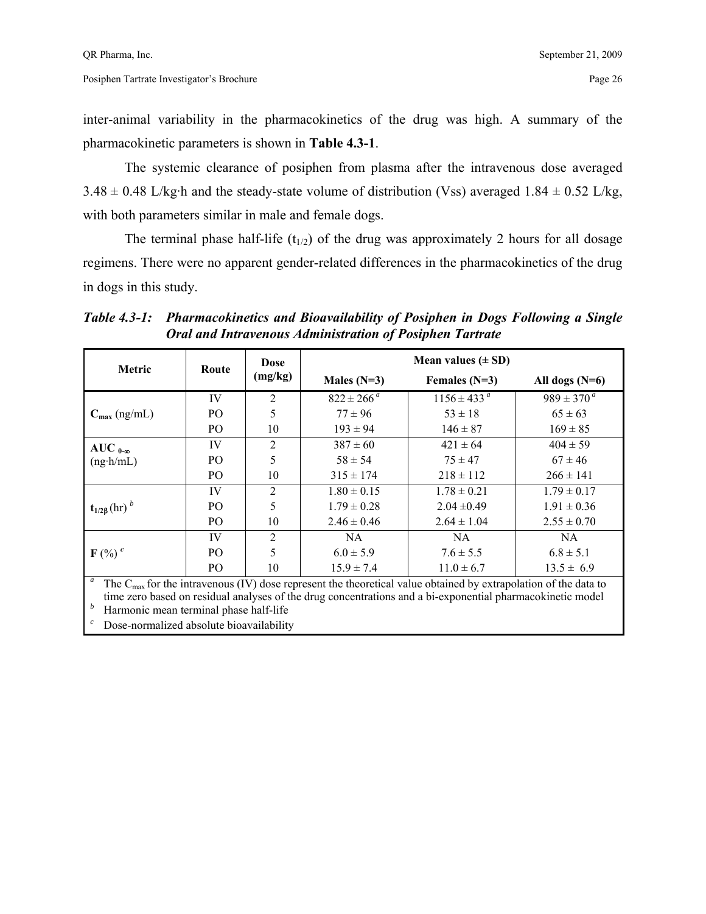inter-animal variability in the pharmacokinetics of the drug was high. A summary of the pharmacokinetic parameters is shown in **Table 4.3-1**.

The systemic clearance of posiphen from plasma after the intravenous dose averaged 3.48 ± 0.48 L/kg·h and the steady-state volume of distribution (Vss) averaged 1.84 ± 0.52 L/kg, with both parameters similar in male and female dogs.

The terminal phase half-life ($t_{1/2}$) of the drug was approximately 2 hours for all dosage regimens. There were no apparent gender-related differences in the pharmacokinetics of the drug in dogs in this study.

***Table 4.3-1: Pharmacokinetics and Bioavailability of Posiphen in Dogs Following a Single Oral and Intravenous Administration of Posiphen Tartrate***

| Metric | Route | Dose (mg/kg) | Mean values (± SD) | | |
|---|---|---|---|---|---|
| | | | **Males (N=3)** | **Females (N=3)** | **All dogs (N=6)** |
| **$C_{max}$** (ng/mL) | IV | 2 | 822 ± 266 [a] | 1156 ± 433 [a] | 989 ± 370 [a] |
| | PO | 5 | 77 ± 96 | 53 ± 18 | 65 ± 63 |
| | PO | 10 | 193 ± 94 | 146 ± 87 | 169 ± 85 |
| **$AUC_{0-\infty}$** (ng·h/mL) | IV | 2 | 387 ± 60 | 421 ± 64 | 404 ± 59 |
| | PO | 5 | 58 ± 54 | 75 ± 47 | 67 ± 46 |
| | PO | 10 | 315 ± 174 | 218 ± 112 | 266 ± 141 |
| **$t_{1/2\beta}$** (hr) [b] | IV | 2 | 1.80 ± 0.15 | 1.78 ± 0.21 | 1.79 ± 0.17 |
| | PO | 5 | 1.79 ± 0.28 | 2.04 ±0.49 | 1.91 ± 0.36 |
| | PO | 10 | 2.46 ± 0.46 | 2.64 ± 1.04 | 2.55 ± 0.70 |
| **F** (%) [c] | IV | 2 | NA | NA | NA |
| | PO | 5 | 6.0 ± 5.9 | 7.6 ± 5.5 | 6.8 ± 5.1 |
| | PO | 10 | 15.9 ± 7.4 | 11.0 ± 6.7 | 13.5 ± 6.9 |

[a] The $C_{max}$ for the intravenous (IV) dose represent the theoretical value obtained by extrapolation of the data to time zero based on residual analyses of the drug concentrations and a bi-exponential pharmacokinetic model
[b] Harmonic mean terminal phase half-life
[c] Dose-normalized absolute bioavailability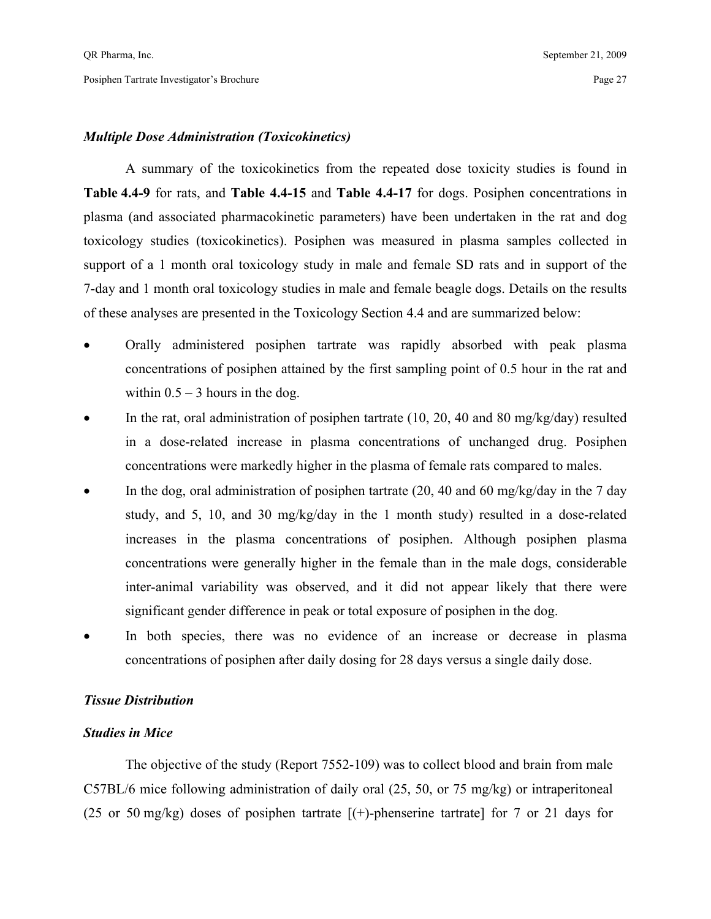*Multiple Dose Administration (Toxicokinetics)*

A summary of the toxicokinetics from the repeated dose toxicity studies is found in **Table 4.4-9** for rats, and **Table 4.4-15** and **Table 4.4-17** for dogs. Posiphen concentrations in plasma (and associated pharmacokinetic parameters) have been undertaken in the rat and dog toxicology studies (toxicokinetics). Posiphen was measured in plasma samples collected in support of a 1 month oral toxicology study in male and female SD rats and in support of the 7-day and 1 month oral toxicology studies in male and female beagle dogs. Details on the results of these analyses are presented in the Toxicology Section 4.4 and are summarized below:

- Orally administered posiphen tartrate was rapidly absorbed with peak plasma concentrations of posiphen attained by the first sampling point of 0.5 hour in the rat and within 0.5 – 3 hours in the dog.
- In the rat, oral administration of posiphen tartrate (10, 20, 40 and 80 mg/kg/day) resulted in a dose-related increase in plasma concentrations of unchanged drug. Posiphen concentrations were markedly higher in the plasma of female rats compared to males.
- In the dog, oral administration of posiphen tartrate (20, 40 and 60 mg/kg/day in the 7 day study, and 5, 10, and 30 mg/kg/day in the 1 month study) resulted in a dose-related increases in the plasma concentrations of posiphen. Although posiphen plasma concentrations were generally higher in the female than in the male dogs, considerable inter-animal variability was observed, and it did not appear likely that there were significant gender difference in peak or total exposure of posiphen in the dog.
- In both species, there was no evidence of an increase or decrease in plasma concentrations of posiphen after daily dosing for 28 days versus a single daily dose.

*Tissue Distribution*

*Studies in Mice*

The objective of the study (Report 7552-109) was to collect blood and brain from male C57BL/6 mice following administration of daily oral (25, 50, or 75 mg/kg) or intraperitoneal (25 or 50 mg/kg) doses of posiphen tartrate [(+)-phenserine tartrate] for 7 or 21 days for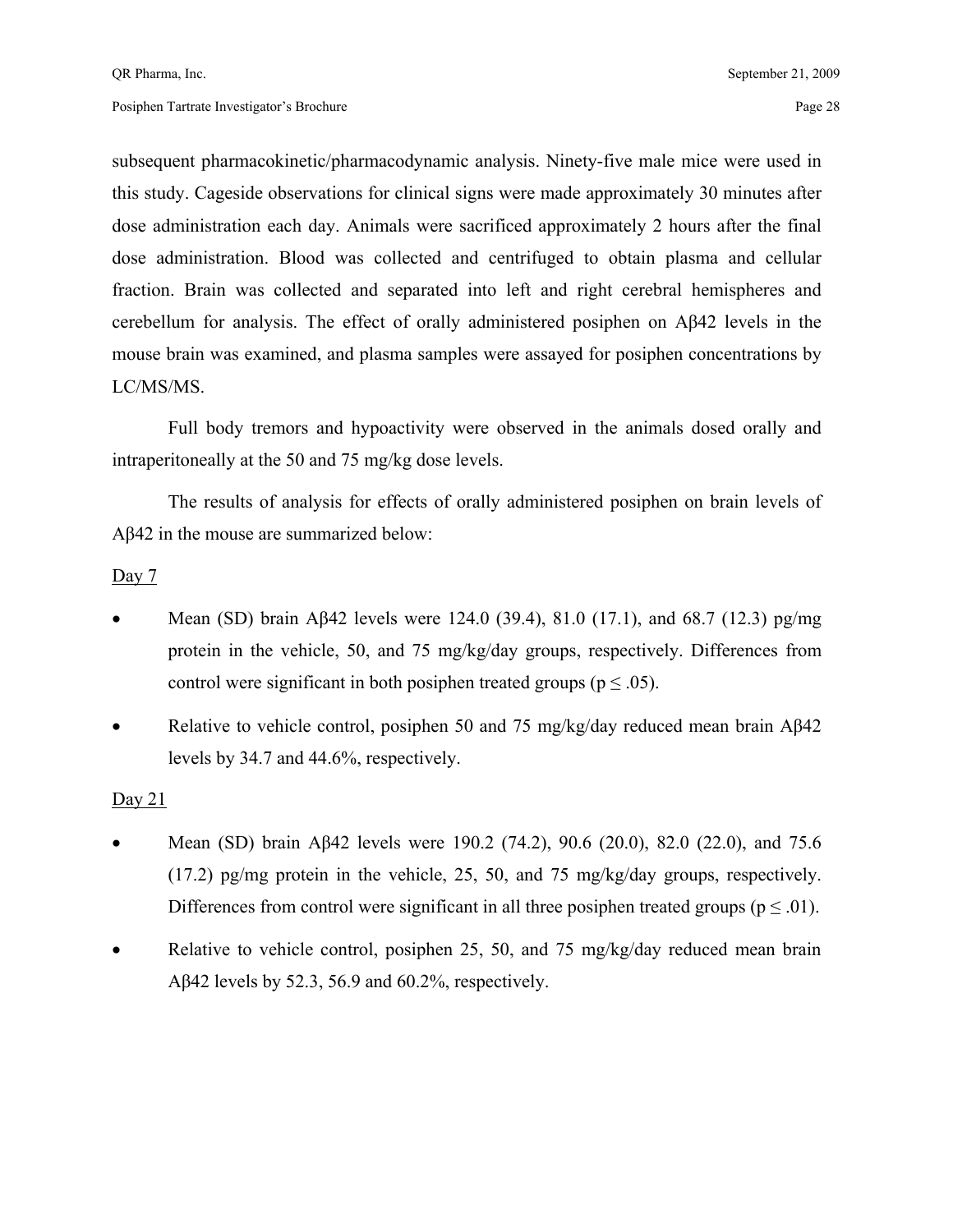subsequent pharmacokinetic/pharmacodynamic analysis. Ninety-five male mice were used in this study. Cageside observations for clinical signs were made approximately 30 minutes after dose administration each day. Animals were sacrificed approximately 2 hours after the final dose administration. Blood was collected and centrifuged to obtain plasma and cellular fraction. Brain was collected and separated into left and right cerebral hemispheres and cerebellum for analysis. The effect of orally administered posiphen on Aβ42 levels in the mouse brain was examined, and plasma samples were assayed for posiphen concentrations by LC/MS/MS.

Full body tremors and hypoactivity were observed in the animals dosed orally and intraperitoneally at the 50 and 75 mg/kg dose levels.

The results of analysis for effects of orally administered posiphen on brain levels of Aβ42 in the mouse are summarized below:

Day 7

- Mean (SD) brain Aβ42 levels were 124.0 (39.4), 81.0 (17.1), and 68.7 (12.3) pg/mg protein in the vehicle, 50, and 75 mg/kg/day groups, respectively. Differences from control were significant in both posiphen treated groups ($p \leq .05$).
- Relative to vehicle control, posiphen 50 and 75 mg/kg/day reduced mean brain Aβ42 levels by 34.7 and 44.6%, respectively.

Day 21

- Mean (SD) brain Aβ42 levels were 190.2 (74.2), 90.6 (20.0), 82.0 (22.0), and 75.6 (17.2) pg/mg protein in the vehicle, 25, 50, and 75 mg/kg/day groups, respectively. Differences from control were significant in all three posiphen treated groups ($p \leq .01$).
- Relative to vehicle control, posiphen 25, 50, and 75 mg/kg/day reduced mean brain Aβ42 levels by 52.3, 56.9 and 60.2%, respectively.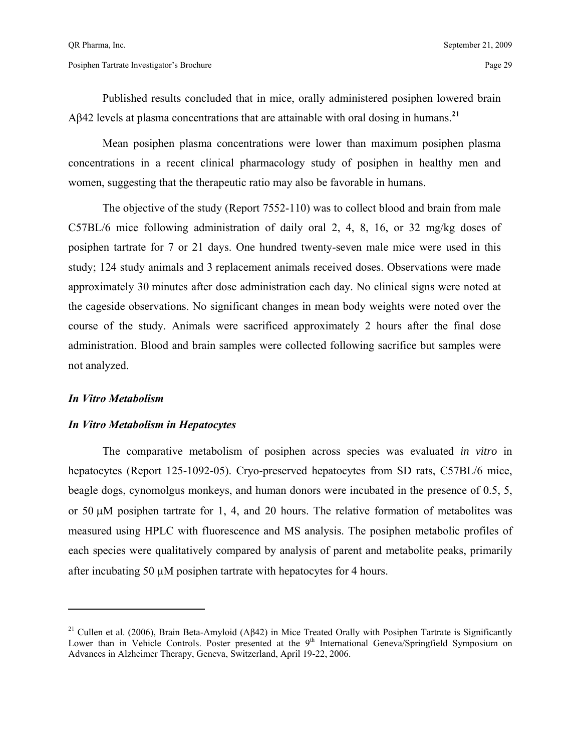Published results concluded that in mice, orally administered posiphen lowered brain Aβ42 levels at plasma concentrations that are attainable with oral dosing in humans.[21]

Mean posiphen plasma concentrations were lower than maximum posiphen plasma concentrations in a recent clinical pharmacology study of posiphen in healthy men and women, suggesting that the therapeutic ratio may also be favorable in humans.

The objective of the study (Report 7552-110) was to collect blood and brain from male C57BL/6 mice following administration of daily oral 2, 4, 8, 16, or 32 mg/kg doses of posiphen tartrate for 7 or 21 days. One hundred twenty-seven male mice were used in this study; 124 study animals and 3 replacement animals received doses. Observations were made approximately 30 minutes after dose administration each day. No clinical signs were noted at the cageside observations. No significant changes in mean body weights were noted over the course of the study. Animals were sacrificed approximately 2 hours after the final dose administration. Blood and brain samples were collected following sacrifice but samples were not analyzed.

### *In Vitro Metabolism*

### *In Vitro Metabolism in Hepatocytes*

The comparative metabolism of posiphen across species was evaluated *in vitro* in hepatocytes (Report 125-1092-05). Cryo-preserved hepatocytes from SD rats, C57BL/6 mice, beagle dogs, cynomolgus monkeys, and human donors were incubated in the presence of 0.5, 5, or 50 μM posiphen tartrate for 1, 4, and 20 hours. The relative formation of metabolites was measured using HPLC with fluorescence and MS analysis. The posiphen metabolic profiles of each species were qualitatively compared by analysis of parent and metabolite peaks, primarily after incubating 50 μM posiphen tartrate with hepatocytes for 4 hours.

---

[21] Cullen et al. (2006), Brain Beta-Amyloid (Aβ42) in Mice Treated Orally with Posiphen Tartrate is Significantly Lower than in Vehicle Controls. Poster presented at the 9th International Geneva/Springfield Symposium on Advances in Alzheimer Therapy, Geneva, Switzerland, April 19-22, 2006.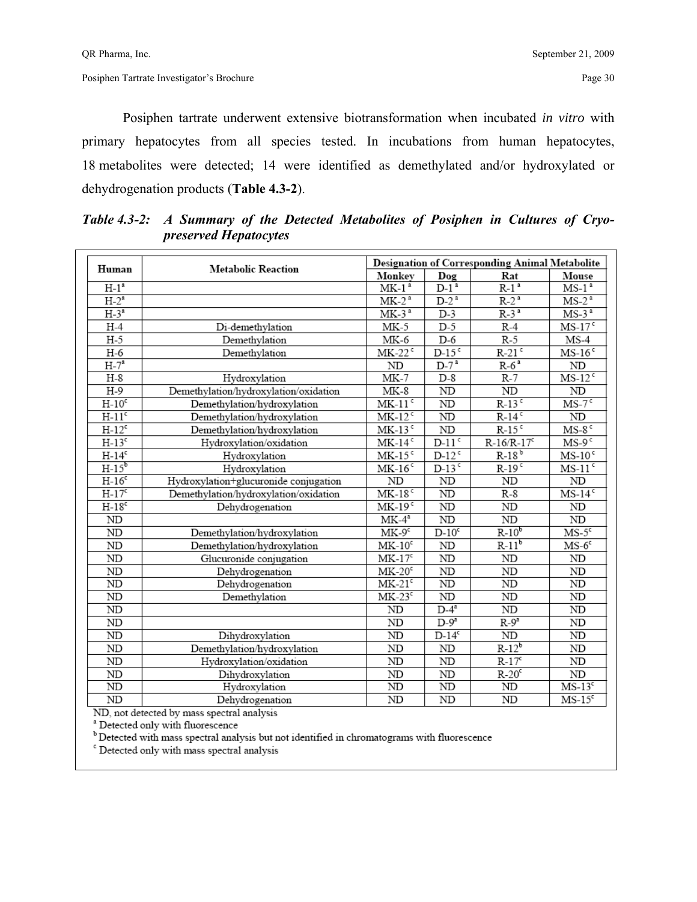Posiphen tartrate underwent extensive biotransformation when incubated *in vitro* with primary hepatocytes from all species tested. In incubations from human hepatocytes, 18 metabolites were detected; 14 were identified as demethylated and/or hydroxylated or dehydrogenation products (**Table 4.3-2**).

***Table 4.3-2: A Summary of the Detected Metabolites of Posiphen in Cultures of Cryo-preserved Hepatocytes***

| Human | Metabolic Reaction | Designation of Corresponding Animal Metabolite | | | |
|---|---|---|---|---|---|
| | | Monkey | Dog | Rat | Mouse |
| H-1[a] | | MK-1[a] | D-1[a] | R-1[a] | MS-1[a] |
| H-2[a] | | MK-2[a] | D-2[a] | R-2[a] | MS-2[a] |
| H-3[a] | | MK-3[a] | D-3 | R-3[a] | MS-3[a] |
| H-4 | Di-demethylation | MK-5 | D-5 | R-4 | MS-17[c] |
| H-5 | Demethylation | MK-6 | D-6 | R-5 | MS-4 |
| H-6 | Demethylation | MK-22[c] | D-15[c] | R-21[c] | MS-16[c] |
| H-7[a] | | ND | D-7[a] | R-6[a] | ND |
| H-8 | Hydroxylation | MK-7 | D-8 | R-7 | MS-12[c] |
| H-9 | Demethylation/hydroxylation/oxidation | MK-8 | ND | ND | ND |
| H-10[c] | Demethylation/hydroxylation | MK-11[c] | ND | R-13[c] | MS-7[c] |
| H-11[c] | Demethylation/hydroxylation | MK-12[c] | ND | R-14[c] | ND |
| H-12[c] | Demethylation/hydroxylation | MK-13[c] | ND | R-15[c] | MS-8[c] |
| H-13[c] | Hydroxylation/oxidation | MK-14[c] | D-11[c] | R-16/R-17[c] | MS-9[c] |
| H-14[c] | Hydroxylation | MK-15[c] | D-12[c] | R-18[b] | MS-10[c] |
| H-15[b] | Hydroxylation | MK-16[c] | D-13[c] | R-19[c] | MS-11[c] |
| H-16[c] | Hydroxylation+glucuronide conjugation | ND | ND | ND | ND |
| H-17[c] | Demethylation/hydroxylation/oxidation | MK-18[c] | ND | R-8 | MS-14[c] |
| H-18[c] | Dehydrogenation | MK-19[c] | ND | ND | ND |
| ND | | MK-4[a] | ND | ND | ND |
| ND | Demethylation/hydroxylation | MK-9[c] | D-10[c] | R-10[b] | MS-5[c] |
| ND | Demethylation/hydroxylation | MK-10[c] | ND | R-11[b] | MS-6[c] |
| ND | Glucuronide conjugation | MK-17[c] | ND | ND | ND |
| ND | Dehydrogenation | MK-20[c] | ND | ND | ND |
| ND | Dehydrogenation | MK-21[c] | ND | ND | ND |
| ND | Demethylation | MK-23[c] | ND | ND | ND |
| ND | | ND | D-4[a] | ND | ND |
| ND | | ND | D-9[a] | R-9[a] | ND |
| ND | Dihydroxylation | ND | D-14[c] | ND | ND |
| ND | Demethylation/hydroxylation | ND | ND | R-12[b] | ND |
| ND | Hydroxylation/oxidation | ND | ND | R-17[c] | ND |
| ND | Dihydroxylation | ND | ND | R-20[c] | ND |
| ND | Hydroxylation | ND | ND | ND | MS-13[c] |
| ND | Dehydrogenation | ND | ND | ND | MS-15[c] |

ND, not detected by mass spectral analysis
[a] Detected only with fluorescence
[b] Detected with mass spectral analysis but not identified in chromatograms with fluorescence
[c] Detected only with mass spectral analysis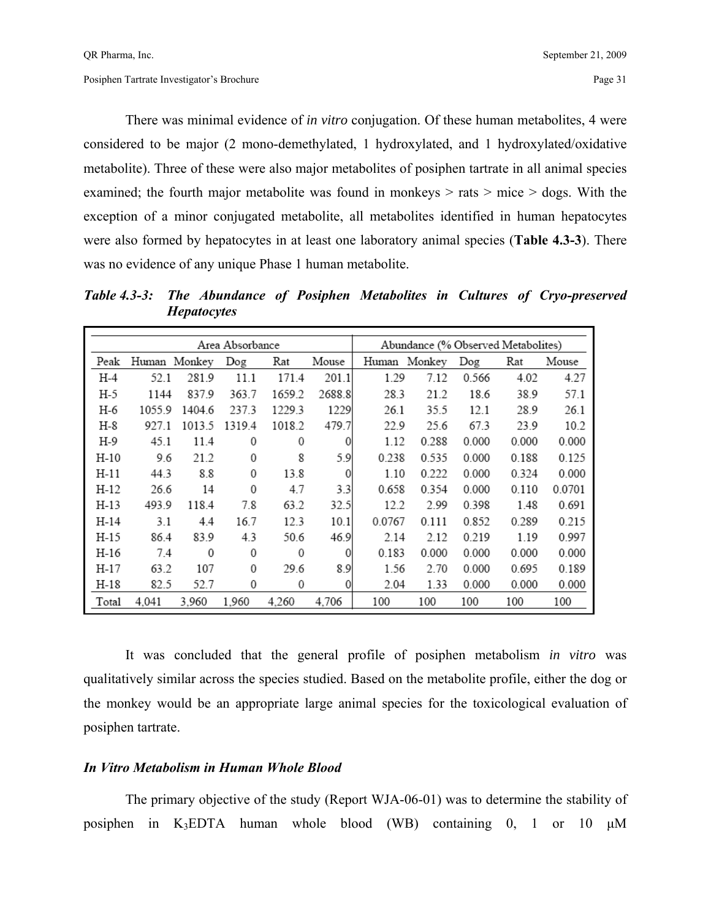There was minimal evidence of *in vitro* conjugation. Of these human metabolites, 4 were considered to be major (2 mono-demethylated, 1 hydroxylated, and 1 hydroxylated/oxidative metabolite). Three of these were also major metabolites of posiphen tartrate in all animal species examined; the fourth major metabolite was found in monkeys > rats > mice > dogs. With the exception of a minor conjugated metabolite, all metabolites identified in human hepatocytes were also formed by hepatocytes in at least one laboratory animal species (**Table 4.3-3**). There was no evidence of any unique Phase 1 human metabolite.

***Table 4.3-3: The Abundance of Posiphen Metabolites in Cultures of Cryo-preserved Hepatocytes***

| | Area Absorbance | | | | | Abundance (% Observed Metabolites) | | | | |
|---|---|---|---|---|---|---|---|---|---|---|
| Peak | Human | Monkey | Dog | Rat | Mouse | Human | Monkey | Dog | Rat | Mouse |
| H-4 | 52.1 | 281.9 | 11.1 | 171.4 | 201.1 | 1.29 | 7.12 | 0.566 | 4.02 | 4.27 |
| H-5 | 1144 | 837.9 | 363.7 | 1659.2 | 2688.8 | 28.3 | 21.2 | 18.6 | 38.9 | 57.1 |
| H-6 | 1055.9 | 1404.6 | 237.3 | 1229.3 | 1229 | 26.1 | 35.5 | 12.1 | 28.9 | 26.1 |
| H-8 | 927.1 | 1013.5 | 1319.4 | 1018.2 | 479.7 | 22.9 | 25.6 | 67.3 | 23.9 | 10.2 |
| H-9 | 45.1 | 11.4 | 0 | 0 | 0 | 1.12 | 0.288 | 0.000 | 0.000 | 0.000 |
| H-10 | 9.6 | 21.2 | 0 | 8 | 5.9 | 0.238 | 0.535 | 0.000 | 0.188 | 0.125 |
| H-11 | 44.3 | 8.8 | 0 | 13.8 | 0 | 1.10 | 0.222 | 0.000 | 0.324 | 0.000 |
| H-12 | 26.6 | 14 | 0 | 4.7 | 3.3 | 0.658 | 0.354 | 0.000 | 0.110 | 0.0701 |
| H-13 | 493.9 | 118.4 | 7.8 | 63.2 | 32.5 | 12.2 | 2.99 | 0.398 | 1.48 | 0.691 |
| H-14 | 3.1 | 4.4 | 16.7 | 12.3 | 10.1 | 0.0767 | 0.111 | 0.852 | 0.289 | 0.215 |
| H-15 | 86.4 | 83.9 | 4.3 | 50.6 | 46.9 | 2.14 | 2.12 | 0.219 | 1.19 | 0.997 |
| H-16 | 7.4 | 0 | 0 | 0 | 0 | 0.183 | 0.000 | 0.000 | 0.000 | 0.000 |
| H-17 | 63.2 | 107 | 0 | 29.6 | 8.9 | 1.56 | 2.70 | 0.000 | 0.695 | 0.189 |
| H-18 | 82.5 | 52.7 | 0 | 0 | 0 | 2.04 | 1.33 | 0.000 | 0.000 | 0.000 |
| Total | 4,041 | 3,960 | 1,960 | 4,260 | 4,706 | 100 | 100 | 100 | 100 | 100 |

It was concluded that the general profile of posiphen metabolism *in vitro* was qualitatively similar across the species studied. Based on the metabolite profile, either the dog or the monkey would be an appropriate large animal species for the toxicological evaluation of posiphen tartrate.

### *In Vitro Metabolism in Human Whole Blood*

The primary objective of the study (Report WJA-06-01) was to determine the stability of posiphen in $K_3$EDTA human whole blood (WB) containing 0, 1 or 10 μM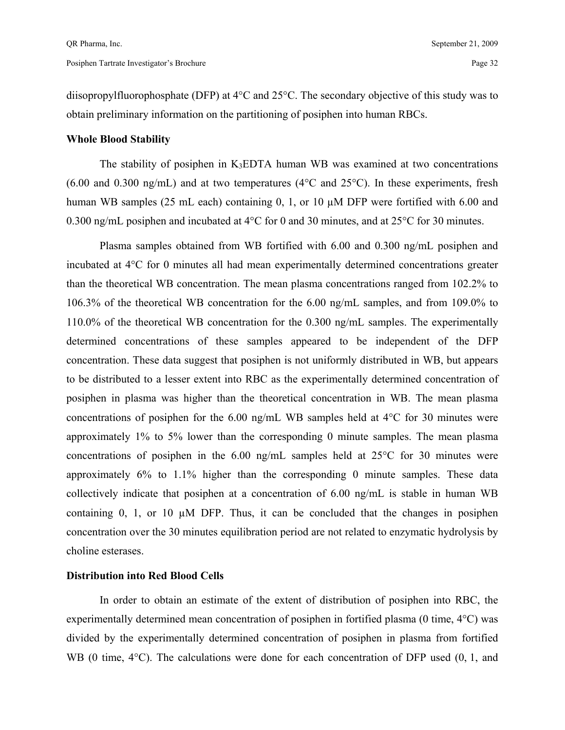diisopropylfluorophosphate (DFP) at 4°C and 25°C. The secondary objective of this study was to obtain preliminary information on the partitioning of posiphen into human RBCs.

**Whole Blood Stability**

The stability of posiphen in $K_3$EDTA human WB was examined at two concentrations (6.00 and 0.300 ng/mL) and at two temperatures (4°C and 25°C). In these experiments, fresh human WB samples (25 mL each) containing 0, 1, or 10 μM DFP were fortified with 6.00 and 0.300 ng/mL posiphen and incubated at 4°C for 0 and 30 minutes, and at 25°C for 30 minutes.

Plasma samples obtained from WB fortified with 6.00 and 0.300 ng/mL posiphen and incubated at 4°C for 0 minutes all had mean experimentally determined concentrations greater than the theoretical WB concentration. The mean plasma concentrations ranged from 102.2% to 106.3% of the theoretical WB concentration for the 6.00 ng/mL samples, and from 109.0% to 110.0% of the theoretical WB concentration for the 0.300 ng/mL samples. The experimentally determined concentrations of these samples appeared to be independent of the DFP concentration. These data suggest that posiphen is not uniformly distributed in WB, but appears to be distributed to a lesser extent into RBC as the experimentally determined concentration of posiphen in plasma was higher than the theoretical concentration in WB. The mean plasma concentrations of posiphen for the 6.00 ng/mL WB samples held at 4°C for 30 minutes were approximately 1% to 5% lower than the corresponding 0 minute samples. The mean plasma concentrations of posiphen in the 6.00 ng/mL samples held at 25°C for 30 minutes were approximately 6% to 1.1% higher than the corresponding 0 minute samples. These data collectively indicate that posiphen at a concentration of 6.00 ng/mL is stable in human WB containing 0, 1, or 10 μM DFP. Thus, it can be concluded that the changes in posiphen concentration over the 30 minutes equilibration period are not related to enzymatic hydrolysis by choline esterases.

**Distribution into Red Blood Cells**

In order to obtain an estimate of the extent of distribution of posiphen into RBC, the experimentally determined mean concentration of posiphen in fortified plasma (0 time, 4°C) was divided by the experimentally determined concentration of posiphen in plasma from fortified WB (0 time, 4°C). The calculations were done for each concentration of DFP used (0, 1, and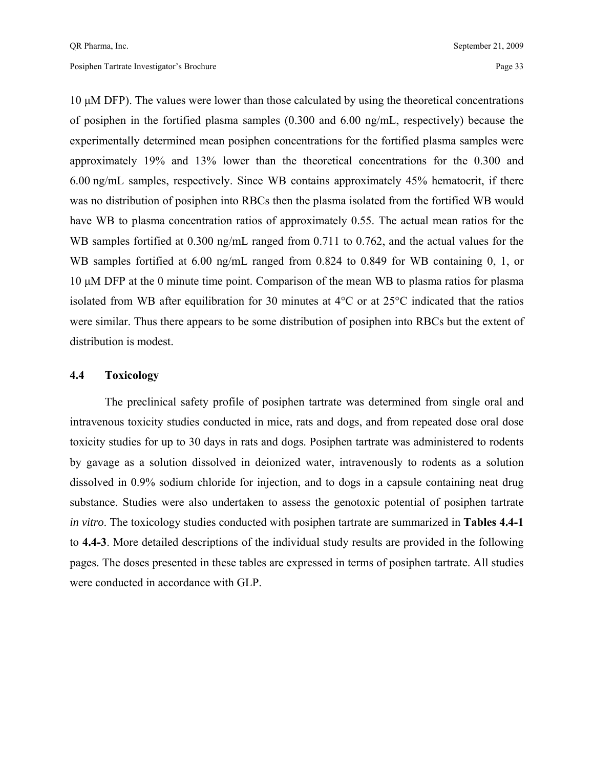10 μM DFP). The values were lower than those calculated by using the theoretical concentrations of posiphen in the fortified plasma samples (0.300 and 6.00 ng/mL, respectively) because the experimentally determined mean posiphen concentrations for the fortified plasma samples were approximately 19% and 13% lower than the theoretical concentrations for the 0.300 and 6.00 ng/mL samples, respectively. Since WB contains approximately 45% hematocrit, if there was no distribution of posiphen into RBCs then the plasma isolated from the fortified WB would have WB to plasma concentration ratios of approximately 0.55. The actual mean ratios for the WB samples fortified at 0.300 ng/mL ranged from 0.711 to 0.762, and the actual values for the WB samples fortified at 6.00 ng/mL ranged from 0.824 to 0.849 for WB containing 0, 1, or 10 μM DFP at the 0 minute time point. Comparison of the mean WB to plasma ratios for plasma isolated from WB after equilibration for 30 minutes at 4°C or at 25°C indicated that the ratios were similar. Thus there appears to be some distribution of posiphen into RBCs but the extent of distribution is modest.

## 4.4 Toxicology

The preclinical safety profile of posiphen tartrate was determined from single oral and intravenous toxicity studies conducted in mice, rats and dogs, and from repeated dose oral dose toxicity studies for up to 30 days in rats and dogs. Posiphen tartrate was administered to rodents by gavage as a solution dissolved in deionized water, intravenously to rodents as a solution dissolved in 0.9% sodium chloride for injection, and to dogs in a capsule containing neat drug substance. Studies were also undertaken to assess the genotoxic potential of posiphen tartrate *in vitro*. The toxicology studies conducted with posiphen tartrate are summarized in **Tables 4.4-1** to **4.4-3**. More detailed descriptions of the individual study results are provided in the following pages. The doses presented in these tables are expressed in terms of posiphen tartrate. All studies were conducted in accordance with GLP.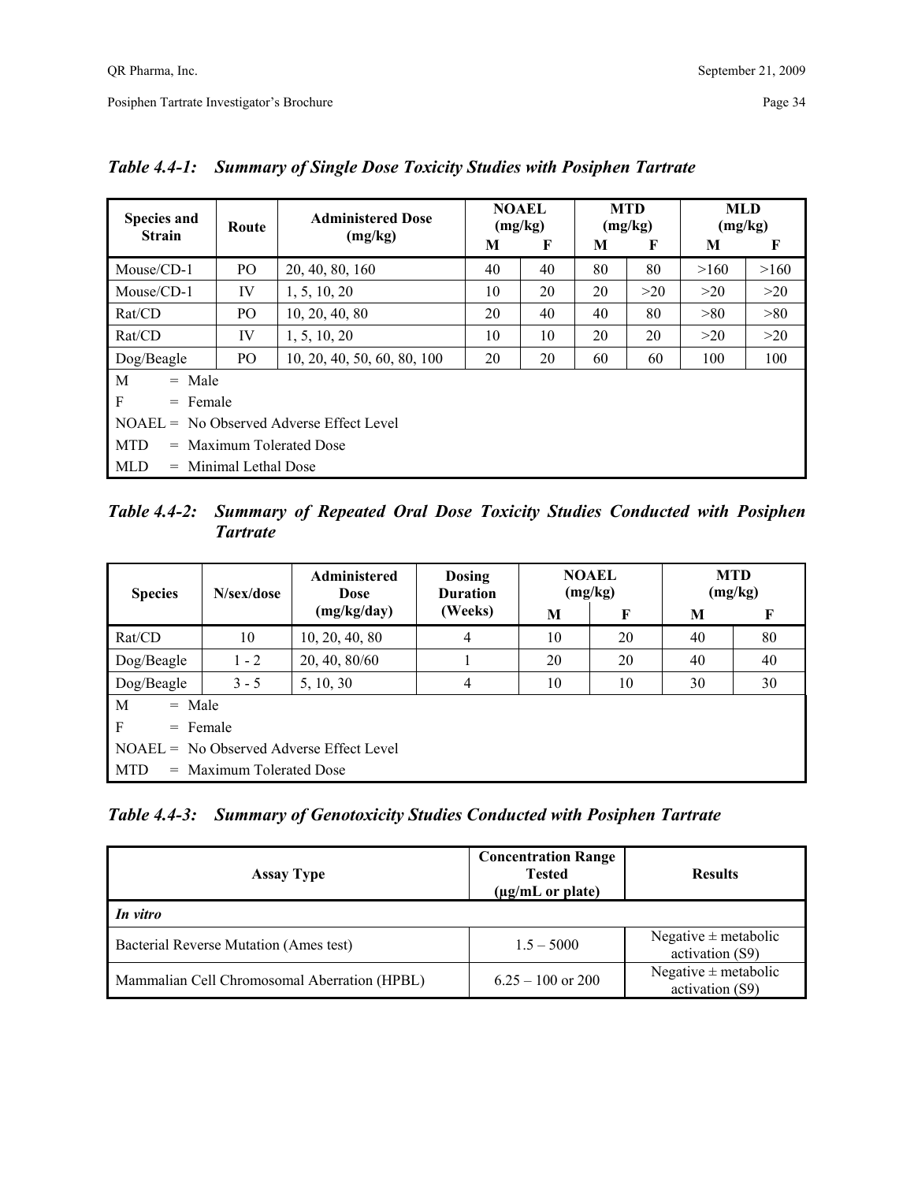*Table 4.4-1: Summary of Single Dose Toxicity Studies with Posiphen Tartrate*

| Species and Strain | Route | Administered Dose (mg/kg) | NOAEL (mg/kg) | | MTD (mg/kg) | | MLD (mg/kg) | |
|---|---|---|---|---|---|---|---|---|
| | | | M | F | M | F | M | F |
| Mouse/CD-1 | PO | 20, 40, 80, 160 | 40 | 40 | 80 | 80 | >160 | >160 |
| Mouse/CD-1 | IV | 1, 5, 10, 20 | 10 | 20 | 20 | >20 | >20 | >20 |
| Rat/CD | PO | 10, 20, 40, 80 | 20 | 40 | 40 | 80 | >80 | >80 |
| Rat/CD | IV | 1, 5, 10, 20 | 10 | 10 | 20 | 20 | >20 | >20 |
| Dog/Beagle | PO | 10, 20, 40, 50, 60, 80, 100 | 20 | 20 | 60 | 60 | 100 | 100 |

M = Male
F = Female
NOAEL = No Observed Adverse Effect Level
MTD = Maximum Tolerated Dose
MLD = Minimal Lethal Dose

*Table 4.4-2: Summary of Repeated Oral Dose Toxicity Studies Conducted with Posiphen Tartrate*

| Species | N/sex/dose | Administered Dose (mg/kg/day) | Dosing Duration (Weeks) | NOAEL (mg/kg) | | MTD (mg/kg) | |
|---|---|---|---|---|---|---|---|
| | | | | M | F | M | F |
| Rat/CD | 10 | 10, 20, 40, 80 | 4 | 10 | 20 | 40 | 80 |
| Dog/Beagle | 1 - 2 | 20, 40, 80/60 | 1 | 20 | 20 | 40 | 40 |
| Dog/Beagle | 3 - 5 | 5, 10, 30 | 4 | 10 | 10 | 30 | 30 |

M = Male
F = Female
NOAEL = No Observed Adverse Effect Level
MTD = Maximum Tolerated Dose

*Table 4.4-3: Summary of Genotoxicity Studies Conducted with Posiphen Tartrate*

| Assay Type | Concentration Range Tested (µg/mL or plate) | Results |
|---|---|---|
| ***In vitro*** | | |
| Bacterial Reverse Mutation (Ames test) | 1.5 – 5000 | Negative ± metabolic activation (S9) |
| Mammalian Cell Chromosomal Aberration (HPBL) | 6.25 – 100 or 200 | Negative ± metabolic activation (S9) |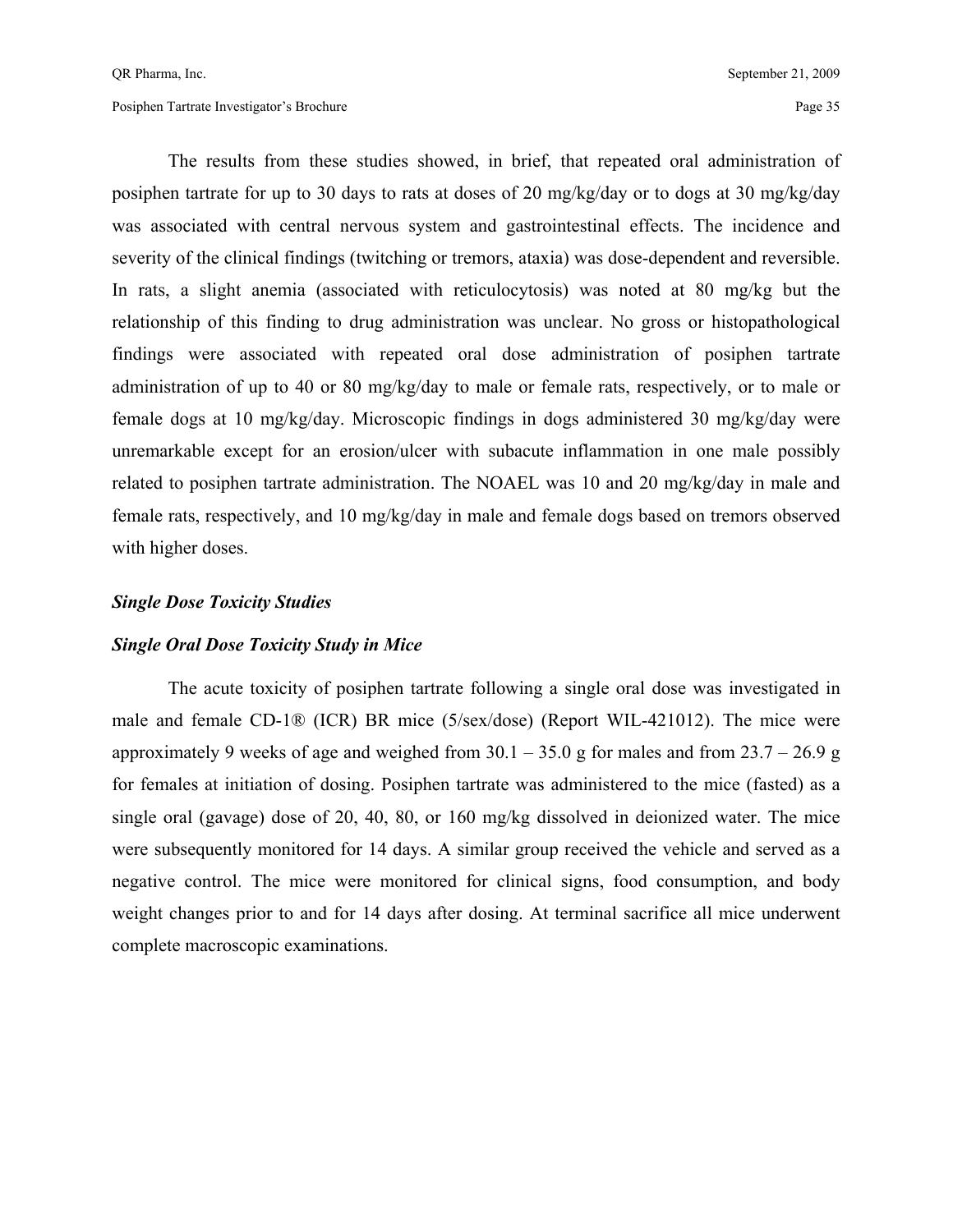The results from these studies showed, in brief, that repeated oral administration of posiphen tartrate for up to 30 days to rats at doses of 20 mg/kg/day or to dogs at 30 mg/kg/day was associated with central nervous system and gastrointestinal effects. The incidence and severity of the clinical findings (twitching or tremors, ataxia) was dose-dependent and reversible. In rats, a slight anemia (associated with reticulocytosis) was noted at 80 mg/kg but the relationship of this finding to drug administration was unclear. No gross or histopathological findings were associated with repeated oral dose administration of posiphen tartrate administration of up to 40 or 80 mg/kg/day to male or female rats, respectively, or to male or female dogs at 10 mg/kg/day. Microscopic findings in dogs administered 30 mg/kg/day were unremarkable except for an erosion/ulcer with subacute inflammation in one male possibly related to posiphen tartrate administration. The NOAEL was 10 and 20 mg/kg/day in male and female rats, respectively, and 10 mg/kg/day in male and female dogs based on tremors observed with higher doses.

***Single Dose Toxicity Studies***

***Single Oral Dose Toxicity Study in Mice***

The acute toxicity of posiphen tartrate following a single oral dose was investigated in male and female CD-1® (ICR) BR mice (5/sex/dose) (Report WIL-421012). The mice were approximately 9 weeks of age and weighed from 30.1 – 35.0 g for males and from 23.7 – 26.9 g for females at initiation of dosing. Posiphen tartrate was administered to the mice (fasted) as a single oral (gavage) dose of 20, 40, 80, or 160 mg/kg dissolved in deionized water. The mice were subsequently monitored for 14 days. A similar group received the vehicle and served as a negative control. The mice were monitored for clinical signs, food consumption, and body weight changes prior to and for 14 days after dosing. At terminal sacrifice all mice underwent complete macroscopic examinations.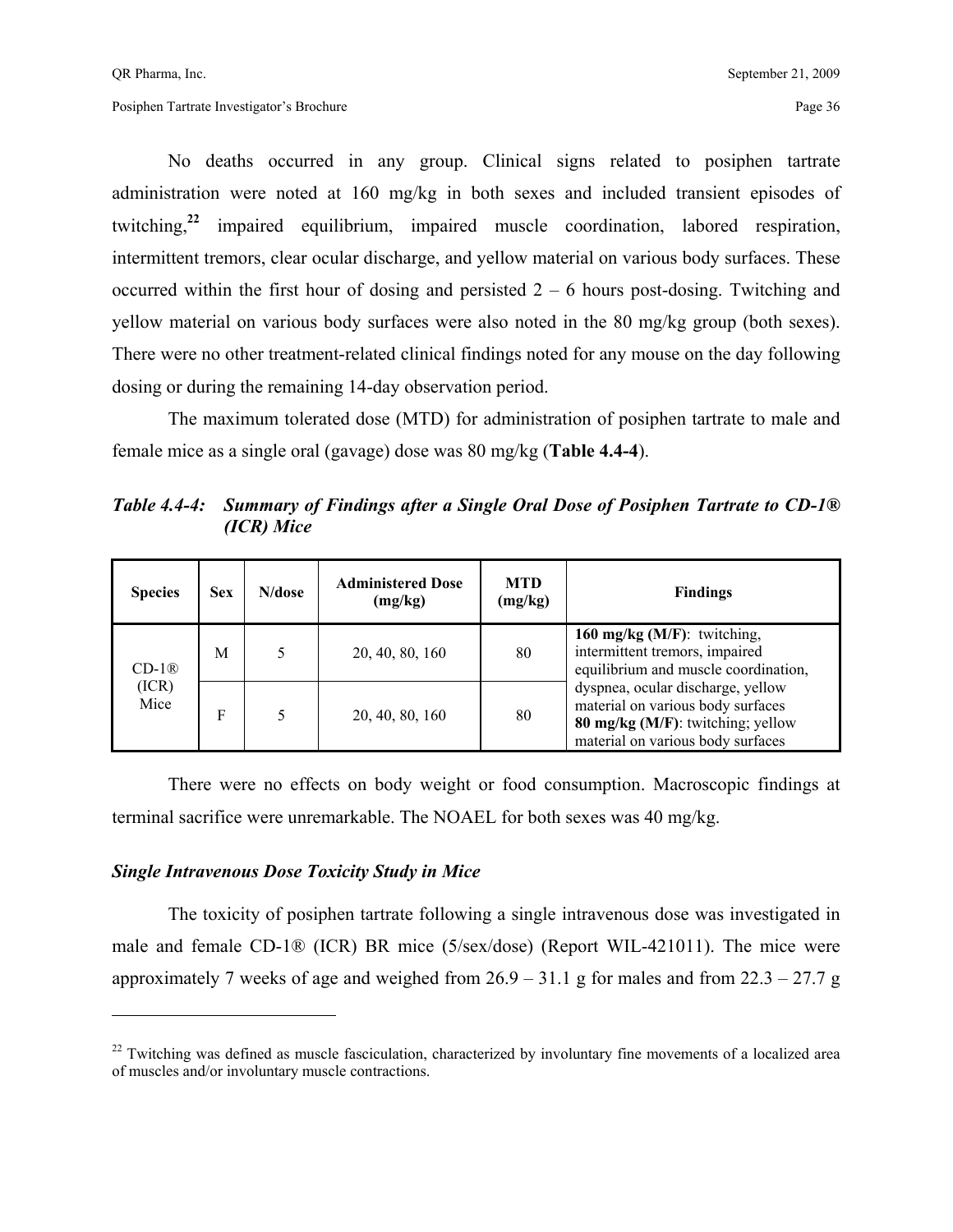No deaths occurred in any group. Clinical signs related to posiphen tartrate administration were noted at 160 mg/kg in both sexes and included transient episodes of twitching,[22] impaired equilibrium, impaired muscle coordination, labored respiration, intermittent tremors, clear ocular discharge, and yellow material on various body surfaces. These occurred within the first hour of dosing and persisted 2 – 6 hours post-dosing. Twitching and yellow material on various body surfaces were also noted in the 80 mg/kg group (both sexes). There were no other treatment-related clinical findings noted for any mouse on the day following dosing or during the remaining 14-day observation period.

The maximum tolerated dose (MTD) for administration of posiphen tartrate to male and female mice as a single oral (gavage) dose was 80 mg/kg (**Table 4.4-4**).

***Table 4.4-4: Summary of Findings after a Single Oral Dose of Posiphen Tartrate to CD-1® (ICR) Mice***

| Species | Sex | N/dose | Administered Dose (mg/kg) | MTD (mg/kg) | Findings |
|---|---|---|---|---|---|
| CD-1® (ICR) Mice | M | 5 | 20, 40, 80, 160 | 80 | **160 mg/kg (M/F)**: twitching, intermittent tremors, impaired equilibrium and muscle coordination, dyspnea, ocular discharge, yellow material on various body surfaces **80 mg/kg (M/F)**: twitching; yellow material on various body surfaces |
| | F | 5 | 20, 40, 80, 160 | 80 | |

There were no effects on body weight or food consumption. Macroscopic findings at terminal sacrifice were unremarkable. The NOAEL for both sexes was 40 mg/kg.

### *Single Intravenous Dose Toxicity Study in Mice*

The toxicity of posiphen tartrate following a single intravenous dose was investigated in male and female CD-1® (ICR) BR mice (5/sex/dose) (Report WIL-421011). The mice were approximately 7 weeks of age and weighed from 26.9 – 31.1 g for males and from 22.3 – 27.7 g

---

[22] Twitching was defined as muscle fasciculation, characterized by involuntary fine movements of a localized area of muscles and/or involuntary muscle contractions.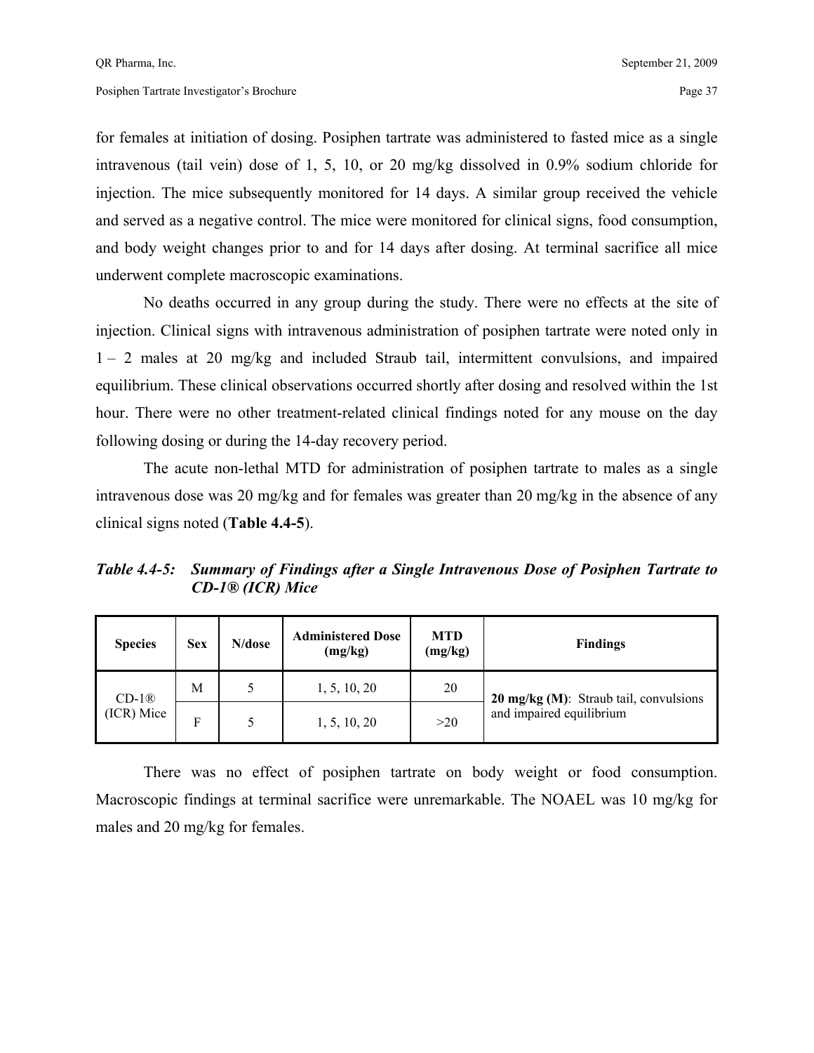for females at initiation of dosing. Posiphen tartrate was administered to fasted mice as a single intravenous (tail vein) dose of 1, 5, 10, or 20 mg/kg dissolved in 0.9% sodium chloride for injection. The mice subsequently monitored for 14 days. A similar group received the vehicle and served as a negative control. The mice were monitored for clinical signs, food consumption, and body weight changes prior to and for 14 days after dosing. At terminal sacrifice all mice underwent complete macroscopic examinations.

No deaths occurred in any group during the study. There were no effects at the site of injection. Clinical signs with intravenous administration of posiphen tartrate were noted only in 1 – 2 males at 20 mg/kg and included Straub tail, intermittent convulsions, and impaired equilibrium. These clinical observations occurred shortly after dosing and resolved within the 1st hour. There were no other treatment-related clinical findings noted for any mouse on the day following dosing or during the 14-day recovery period.

The acute non-lethal MTD for administration of posiphen tartrate to males as a single intravenous dose was 20 mg/kg and for females was greater than 20 mg/kg in the absence of any clinical signs noted (**Table 4.4-5**).

***Table 4.4-5: Summary of Findings after a Single Intravenous Dose of Posiphen Tartrate to CD-1® (ICR) Mice***

| Species | Sex | N/dose | Administered Dose (mg/kg) | MTD (mg/kg) | Findings |
|---|---|---|---|---|---|
| CD-1® (ICR) Mice | M | 5 | 1, 5, 10, 20 | 20 | **20 mg/kg (M)**: Straub tail, convulsions and impaired equilibrium |
| | F | 5 | 1, 5, 10, 20 | >20 | |

There was no effect of posiphen tartrate on body weight or food consumption. Macroscopic findings at terminal sacrifice were unremarkable. The NOAEL was 10 mg/kg for males and 20 mg/kg for females.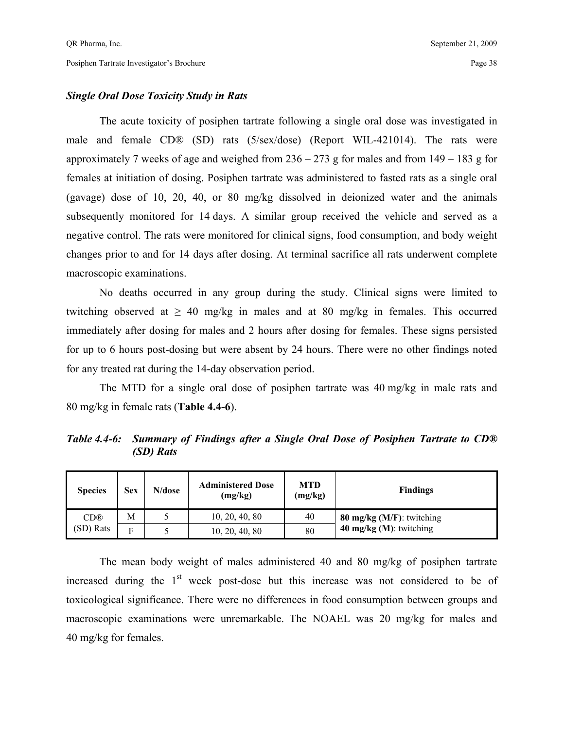### *Single Oral Dose Toxicity Study in Rats*

The acute toxicity of posiphen tartrate following a single oral dose was investigated in male and female CD® (SD) rats (5/sex/dose) (Report WIL-421014). The rats were approximately 7 weeks of age and weighed from 236 – 273 g for males and from 149 – 183 g for females at initiation of dosing. Posiphen tartrate was administered to fasted rats as a single oral (gavage) dose of 10, 20, 40, or 80 mg/kg dissolved in deionized water and the animals subsequently monitored for 14 days. A similar group received the vehicle and served as a negative control. The rats were monitored for clinical signs, food consumption, and body weight changes prior to and for 14 days after dosing. At terminal sacrifice all rats underwent complete macroscopic examinations.

No deaths occurred in any group during the study. Clinical signs were limited to twitching observed at ≥ 40 mg/kg in males and at 80 mg/kg in females. This occurred immediately after dosing for males and 2 hours after dosing for females. These signs persisted for up to 6 hours post-dosing but were absent by 24 hours. There were no other findings noted for any treated rat during the 14-day observation period.

The MTD for a single oral dose of posiphen tartrate was 40 mg/kg in male rats and 80 mg/kg in female rats (**Table 4.4-6**).

***Table 4.4-6: Summary of Findings after a Single Oral Dose of Posiphen Tartrate to CD® (SD) Rats***

| Species | Sex | N/dose | Administered Dose (mg/kg) | MTD (mg/kg) | Findings |
|---|---|---|---|---|---|
| CD® (SD) Rats | M | 5 | 10, 20, 40, 80 | 40 | **80 mg/kg (M/F)**: twitching<br>**40 mg/kg (M)**: twitching |
| | F | 5 | 10, 20, 40, 80 | 80 | |

The mean body weight of males administered 40 and 80 mg/kg of posiphen tartrate increased during the 1st week post-dose but this increase was not considered to be of toxicological significance. There were no differences in food consumption between groups and macroscopic examinations were unremarkable. The NOAEL was 20 mg/kg for males and 40 mg/kg for females.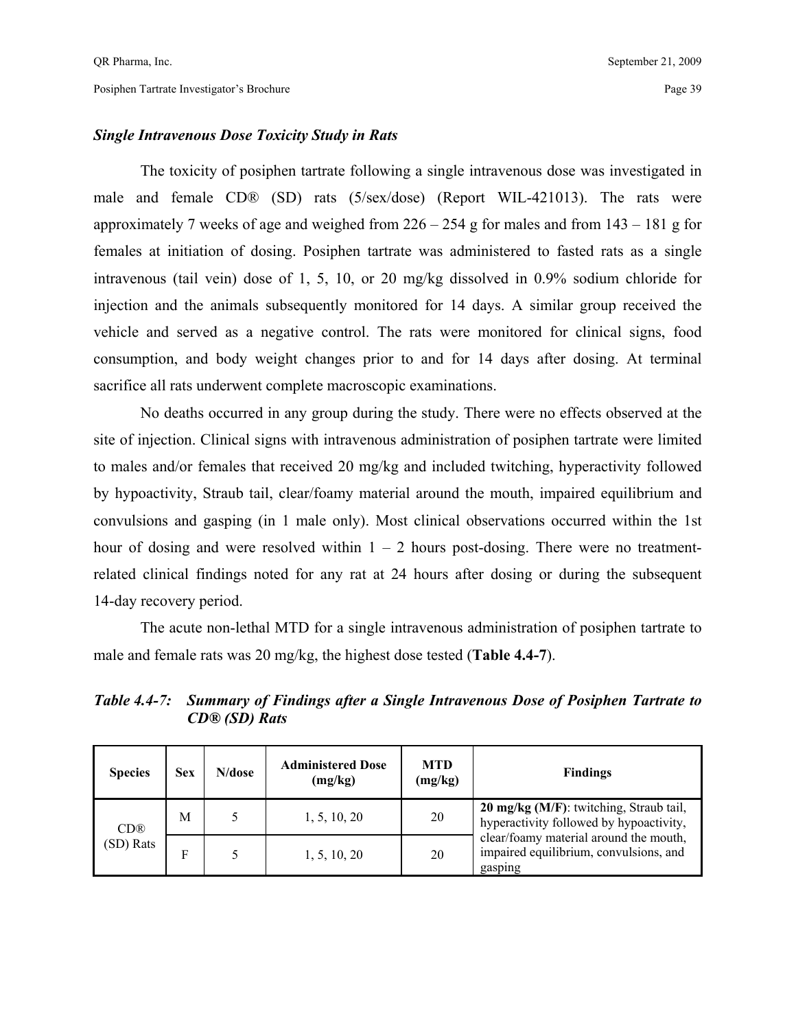### *Single Intravenous Dose Toxicity Study in Rats*

The toxicity of posiphen tartrate following a single intravenous dose was investigated in male and female CD® (SD) rats (5/sex/dose) (Report WIL-421013). The rats were approximately 7 weeks of age and weighed from 226 – 254 g for males and from 143 – 181 g for females at initiation of dosing. Posiphen tartrate was administered to fasted rats as a single intravenous (tail vein) dose of 1, 5, 10, or 20 mg/kg dissolved in 0.9% sodium chloride for injection and the animals subsequently monitored for 14 days. A similar group received the vehicle and served as a negative control. The rats were monitored for clinical signs, food consumption, and body weight changes prior to and for 14 days after dosing. At terminal sacrifice all rats underwent complete macroscopic examinations.

No deaths occurred in any group during the study. There were no effects observed at the site of injection. Clinical signs with intravenous administration of posiphen tartrate were limited to males and/or females that received 20 mg/kg and included twitching, hyperactivity followed by hypoactivity, Straub tail, clear/foamy material around the mouth, impaired equilibrium and convulsions and gasping (in 1 male only). Most clinical observations occurred within the 1st hour of dosing and were resolved within 1 – 2 hours post-dosing. There were no treatment-related clinical findings noted for any rat at 24 hours after dosing or during the subsequent 14-day recovery period.

The acute non-lethal MTD for a single intravenous administration of posiphen tartrate to male and female rats was 20 mg/kg, the highest dose tested (**Table 4.4-7**).

***Table 4.4-7: Summary of Findings after a Single Intravenous Dose of Posiphen Tartrate to CD® (SD) Rats***

| Species | Sex | N/dose | Administered Dose (mg/kg) | MTD (mg/kg) | Findings |
|---|---|---|---|---|---|
| CD® (SD) Rats | M | 5 | 1, 5, 10, 20 | 20 | **20 mg/kg (M/F)**: twitching, Straub tail, hyperactivity followed by hypoactivity, clear/foamy material around the mouth, impaired equilibrium, convulsions, and gasping |
| | F | 5 | 1, 5, 10, 20 | 20 | |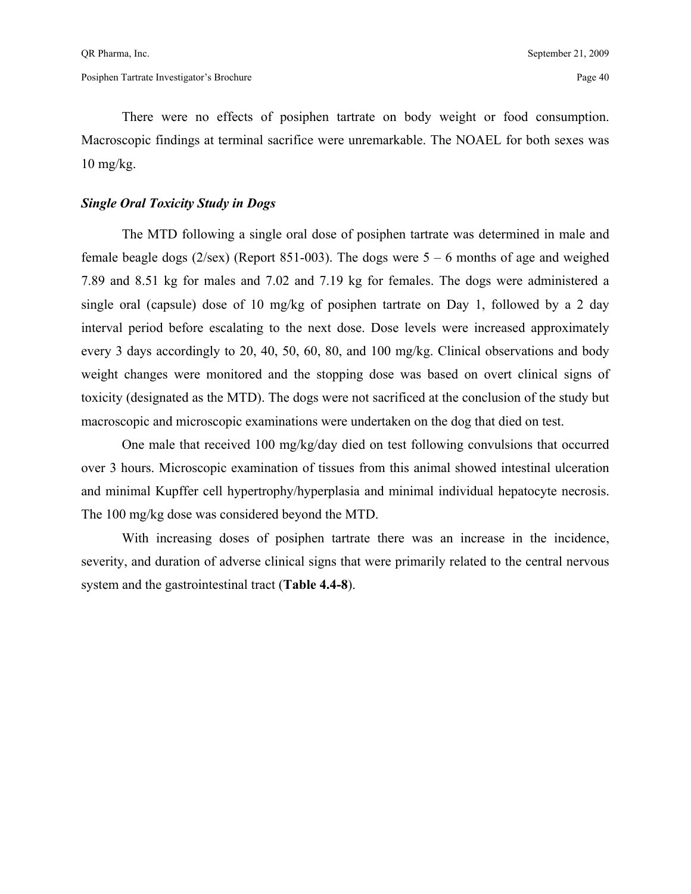There were no effects of posiphen tartrate on body weight or food consumption. Macroscopic findings at terminal sacrifice were unremarkable. The NOAEL for both sexes was 10 mg/kg.

### *Single Oral Toxicity Study in Dogs*

The MTD following a single oral dose of posiphen tartrate was determined in male and female beagle dogs (2/sex) (Report 851-003). The dogs were 5 – 6 months of age and weighed 7.89 and 8.51 kg for males and 7.02 and 7.19 kg for females. The dogs were administered a single oral (capsule) dose of 10 mg/kg of posiphen tartrate on Day 1, followed by a 2 day interval period before escalating to the next dose. Dose levels were increased approximately every 3 days accordingly to 20, 40, 50, 60, 80, and 100 mg/kg. Clinical observations and body weight changes were monitored and the stopping dose was based on overt clinical signs of toxicity (designated as the MTD). The dogs were not sacrificed at the conclusion of the study but macroscopic and microscopic examinations were undertaken on the dog that died on test.

One male that received 100 mg/kg/day died on test following convulsions that occurred over 3 hours. Microscopic examination of tissues from this animal showed intestinal ulceration and minimal Kupffer cell hypertrophy/hyperplasia and minimal individual hepatocyte necrosis. The 100 mg/kg dose was considered beyond the MTD.

With increasing doses of posiphen tartrate there was an increase in the incidence, severity, and duration of adverse clinical signs that were primarily related to the central nervous system and the gastrointestinal tract (**Table 4.4-8**).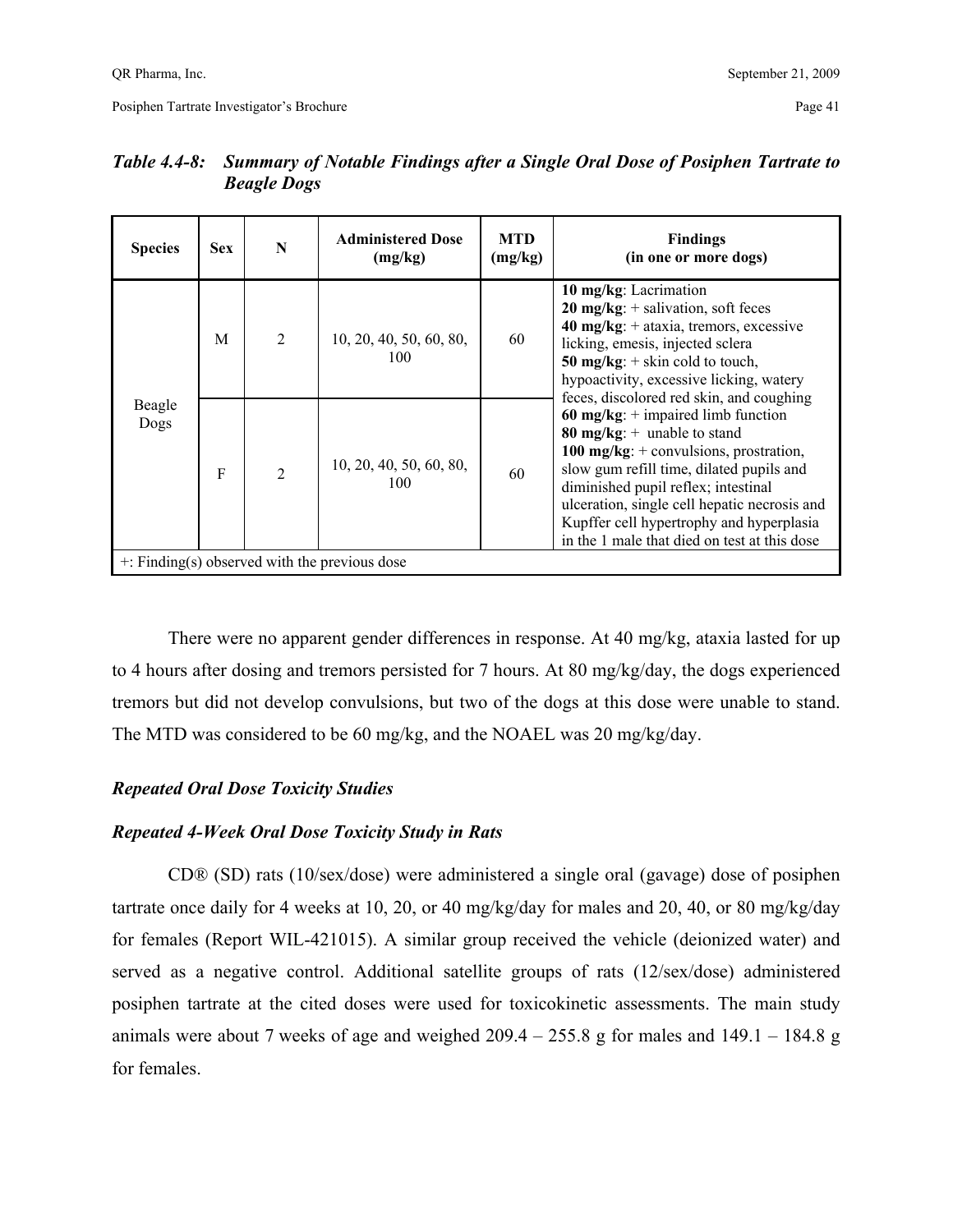*Table 4.4-8: Summary of Notable Findings after a Single Oral Dose of Posiphen Tartrate to Beagle Dogs*

| Species | Sex | N | Administered Dose (mg/kg) | MTD (mg/kg) | Findings (in one or more dogs) |
|---|---|---|---|---|---|
| Beagle Dogs | M | 2 | 10, 20, 40, 50, 60, 80, 100 | 60 | **10 mg/kg**: Lacrimation<br>**20 mg/kg**: + salivation, soft feces<br>**40 mg/kg**: + ataxia, tremors, excessive licking, emesis, injected sclera<br>**50 mg/kg**: + skin cold to touch, hypoactivity, excessive licking, watery feces, discolored red skin, and coughing<br>**60 mg/kg**: + impaired limb function<br>**80 mg/kg**: + unable to stand<br>**100 mg/kg**: + convulsions, prostration, slow gum refill time, dilated pupils and diminished pupil reflex; intestinal ulceration, single cell hepatic necrosis and Kupffer cell hypertrophy and hyperplasia in the 1 male that died on test at this dose |
| | F | 2 | 10, 20, 40, 50, 60, 80, 100 | 60 | |
| +: Finding(s) observed with the previous dose | | | | | |

There were no apparent gender differences in response. At 40 mg/kg, ataxia lasted for up to 4 hours after dosing and tremors persisted for 7 hours. At 80 mg/kg/day, the dogs experienced tremors but did not develop convulsions, but two of the dogs at this dose were unable to stand. The MTD was considered to be 60 mg/kg, and the NOAEL was 20 mg/kg/day.

### *Repeated Oral Dose Toxicity Studies*

### *Repeated 4-Week Oral Dose Toxicity Study in Rats*

CD® (SD) rats (10/sex/dose) were administered a single oral (gavage) dose of posiphen tartrate once daily for 4 weeks at 10, 20, or 40 mg/kg/day for males and 20, 40, or 80 mg/kg/day for females (Report WIL-421015). A similar group received the vehicle (deionized water) and served as a negative control. Additional satellite groups of rats (12/sex/dose) administered posiphen tartrate at the cited doses were used for toxicokinetic assessments. The main study animals were about 7 weeks of age and weighed 209.4 – 255.8 g for males and 149.1 – 184.8 g for females.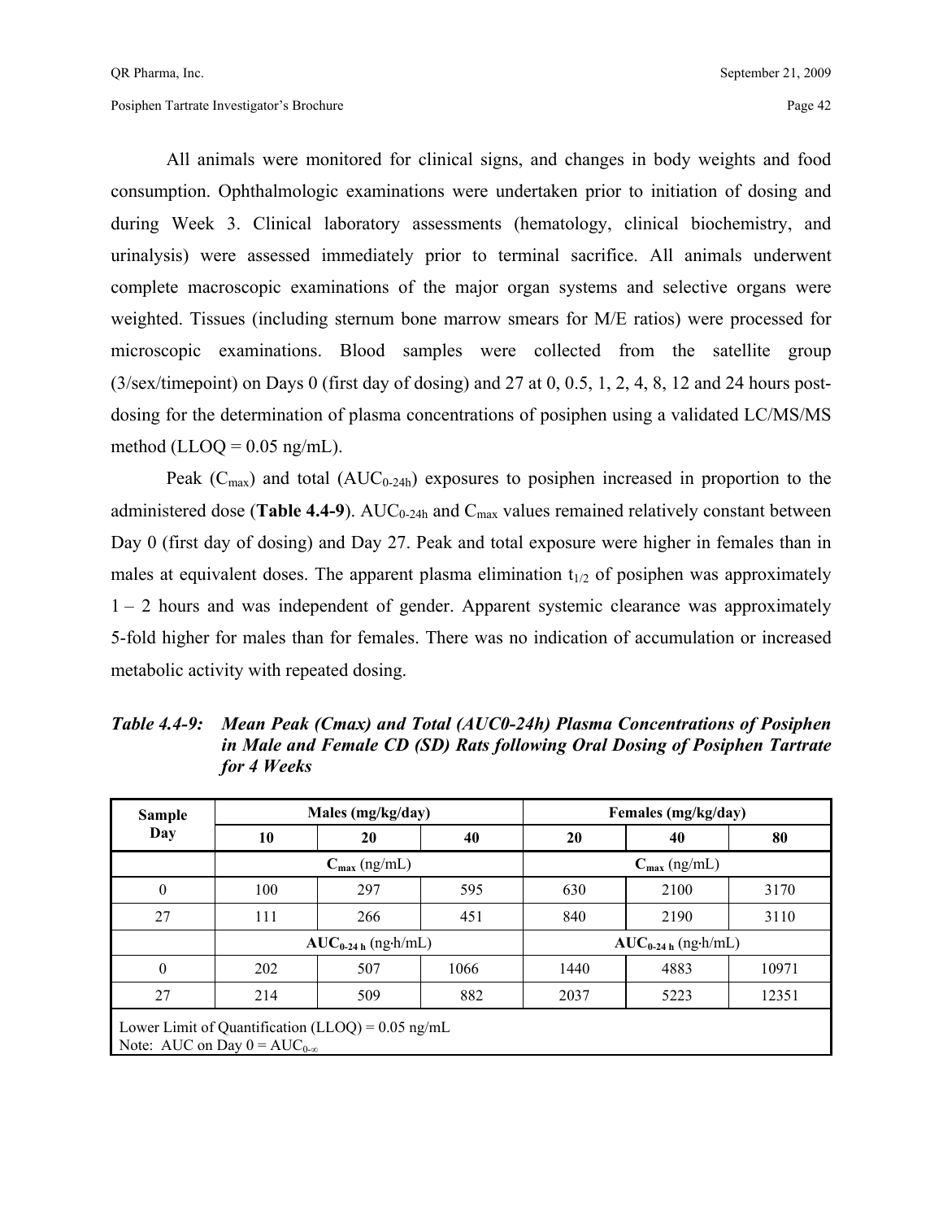All animals were monitored for clinical signs, and changes in body weights and food consumption. Ophthalmologic examinations were undertaken prior to initiation of dosing and during Week 3. Clinical laboratory assessments (hematology, clinical biochemistry, and urinalysis) were assessed immediately prior to terminal sacrifice. All animals underwent complete macroscopic examinations of the major organ systems and selective organs were weighted. Tissues (including sternum bone marrow smears for M/E ratios) were processed for microscopic examinations. Blood samples were collected from the satellite group (3/sex/timepoint) on Days 0 (first day of dosing) and 27 at 0, 0.5, 1, 2, 4, 8, 12 and 24 hours post-dosing for the determination of plasma concentrations of posiphen using a validated LC/MS/MS method (LLOQ = 0.05 ng/mL).

Peak ($C_{max}$) and total ($AUC_{0\text{-}24h}$) exposures to posiphen increased in proportion to the administered dose (**Table 4.4-9**). $AUC_{0\text{-}24h}$ and $C_{max}$ values remained relatively constant between Day 0 (first day of dosing) and Day 27. Peak and total exposure were higher in females than in males at equivalent doses. The apparent plasma elimination $t_{1/2}$ of posiphen was approximately 1 – 2 hours and was independent of gender. Apparent systemic clearance was approximately 5-fold higher for males than for females. There was no indication of accumulation or increased metabolic activity with repeated dosing.

***Table 4.4-9: Mean Peak (Cmax) and Total (AUC0-24h) Plasma Concentrations of Posiphen in Male and Female CD (SD) Rats following Oral Dosing of Posiphen Tartrate for 4 Weeks***

| Sample Day | Males (mg/kg/day) | | | Females (mg/kg/day) | | |
|---|---|---|---|---|---|---|
| | 10 | 20 | 40 | 20 | 40 | 80 |
| | $C_{max}$ (ng/mL) | | | $C_{max}$ (ng/mL) | | |
| 0 | 100 | 297 | 595 | 630 | 2100 | 3170 |
| 27 | 111 | 266 | 451 | 840 | 2190 | 3110 |
| | $AUC_{0\text{-}24\,h}$ (ng·h/mL) | | | $AUC_{0\text{-}24\,h}$ (ng·h/mL) | | |
| 0 | 202 | 507 | 1066 | 1440 | 4883 | 10971 |
| 27 | 214 | 509 | 882 | 2037 | 5223 | 12351 |

Lower Limit of Quantification (LLOQ) = 0.05 ng/mL
Note: AUC on Day 0 = $AUC_{0\text{-}\infty}$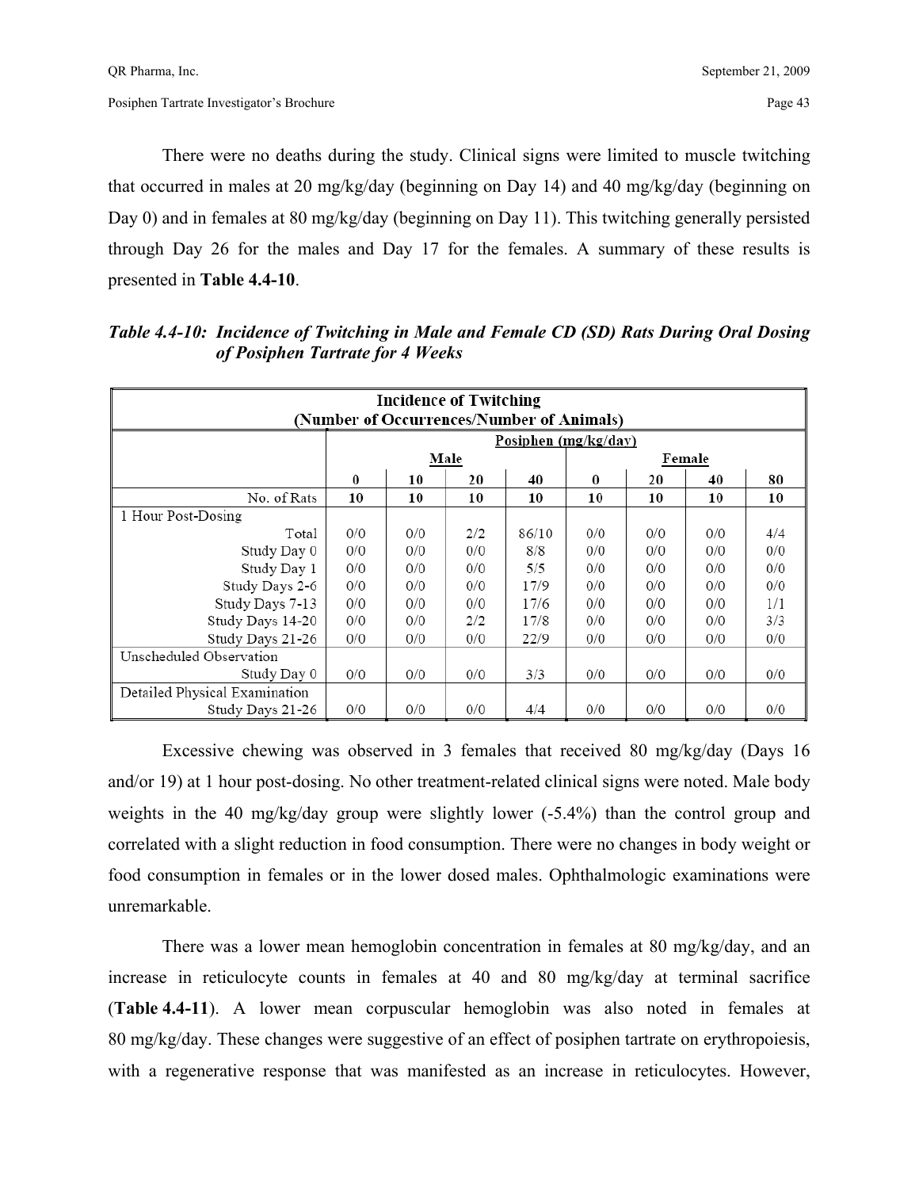There were no deaths during the study. Clinical signs were limited to muscle twitching that occurred in males at 20 mg/kg/day (beginning on Day 14) and 40 mg/kg/day (beginning on Day 0) and in females at 80 mg/kg/day (beginning on Day 11). This twitching generally persisted through Day 26 for the males and Day 17 for the females. A summary of these results is presented in **Table 4.4-10**.

***Table 4.4-10: Incidence of Twitching in Male and Female CD (SD) Rats During Oral Dosing of Posiphen Tartrate for 4 Weeks***

| Incidence of Twitching (Number of Occurrences/Number of Animals) | | | | | | | | |
|---|---|---|---|---|---|---|---|---|
| | Posiphen (mg/kg/day) | | | | | | | |
| | Male | | | | Female | | | |
| | 0 | 10 | 20 | 40 | 0 | 20 | 40 | 80 |
| No. of Rats | 10 | 10 | 10 | 10 | 10 | 10 | 10 | 10 |
| 1 Hour Post-Dosing | | | | | | | | |
| Total | 0/0 | 0/0 | 2/2 | 86/10 | 0/0 | 0/0 | 0/0 | 4/4 |
| Study Day 0 | 0/0 | 0/0 | 0/0 | 8/8 | 0/0 | 0/0 | 0/0 | 0/0 |
| Study Day 1 | 0/0 | 0/0 | 0/0 | 5/5 | 0/0 | 0/0 | 0/0 | 0/0 |
| Study Days 2-6 | 0/0 | 0/0 | 0/0 | 17/9 | 0/0 | 0/0 | 0/0 | 0/0 |
| Study Days 7-13 | 0/0 | 0/0 | 0/0 | 17/6 | 0/0 | 0/0 | 0/0 | 1/1 |
| Study Days 14-20 | 0/0 | 0/0 | 2/2 | 17/8 | 0/0 | 0/0 | 0/0 | 3/3 |
| Study Days 21-26 | 0/0 | 0/0 | 0/0 | 22/9 | 0/0 | 0/0 | 0/0 | 0/0 |
| Unscheduled Observation | | | | | | | | |
| Study Day 0 | 0/0 | 0/0 | 0/0 | 3/3 | 0/0 | 0/0 | 0/0 | 0/0 |
| Detailed Physical Examination | | | | | | | | |
| Study Days 21-26 | 0/0 | 0/0 | 0/0 | 4/4 | 0/0 | 0/0 | 0/0 | 0/0 |

Excessive chewing was observed in 3 females that received 80 mg/kg/day (Days 16 and/or 19) at 1 hour post-dosing. No other treatment-related clinical signs were noted. Male body weights in the 40 mg/kg/day group were slightly lower (-5.4%) than the control group and correlated with a slight reduction in food consumption. There were no changes in body weight or food consumption in females or in the lower dosed males. Ophthalmologic examinations were unremarkable.

There was a lower mean hemoglobin concentration in females at 80 mg/kg/day, and an increase in reticulocyte counts in females at 40 and 80 mg/kg/day at terminal sacrifice (**Table 4.4-11**). A lower mean corpuscular hemoglobin was also noted in females at 80 mg/kg/day. These changes were suggestive of an effect of posiphen tartrate on erythropoiesis, with a regenerative response that was manifested as an increase in reticulocytes. However,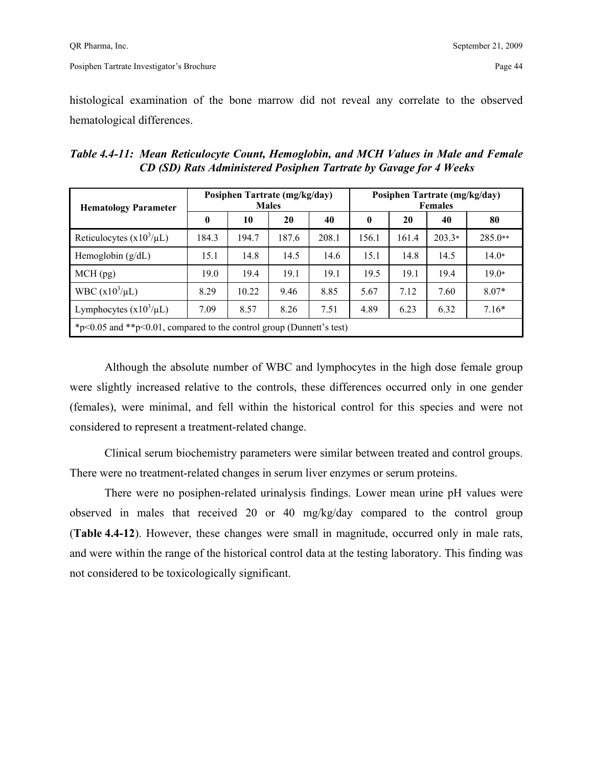histological examination of the bone marrow did not reveal any correlate to the observed hematological differences.

***Table 4.4-11: Mean Reticulocyte Count, Hemoglobin, and MCH Values in Male and Female CD (SD) Rats Administered Posiphen Tartrate by Gavage for 4 Weeks***

| Hematology Parameter | Posiphen Tartrate (mg/kg/day) Males | | | | Posiphen Tartrate (mg/kg/day) Females | | | |
|---|---|---|---|---|---|---|---|---|
| | 0 | 10 | 20 | 40 | 0 | 20 | 40 | 80 |
| Reticulocytes (x$10^3$/µL) | 184.3 | 194.7 | 187.6 | 208.1 | 156.1 | 161.4 | 203.3* | 285.0** |
| Hemoglobin (g/dL) | 15.1 | 14.8 | 14.5 | 14.6 | 15.1 | 14.8 | 14.5 | 14.0* |
| MCH (pg) | 19.0 | 19.4 | 19.1 | 19.1 | 19.5 | 19.1 | 19.4 | 19.0* |
| WBC (x$10^3$/µL) | 8.29 | 10.22 | 9.46 | 8.85 | 5.67 | 7.12 | 7.60 | 8.07* |
| Lymphocytes (x$10^3$/µL) | 7.09 | 8.57 | 8.26 | 7.51 | 4.89 | 6.23 | 6.32 | 7.16* |

*p<0.05 and **p<0.01, compared to the control group (Dunnett's test)

Although the absolute number of WBC and lymphocytes in the high dose female group were slightly increased relative to the controls, these differences occurred only in one gender (females), were minimal, and fell within the historical control for this species and were not considered to represent a treatment-related change.

Clinical serum biochemistry parameters were similar between treated and control groups. There were no treatment-related changes in serum liver enzymes or serum proteins.

There were no posiphen-related urinalysis findings. Lower mean urine pH values were observed in males that received 20 or 40 mg/kg/day compared to the control group (**Table 4.4-12**). However, these changes were small in magnitude, occurred only in male rats, and were within the range of the historical control data at the testing laboratory. This finding was not considered to be toxicologically significant.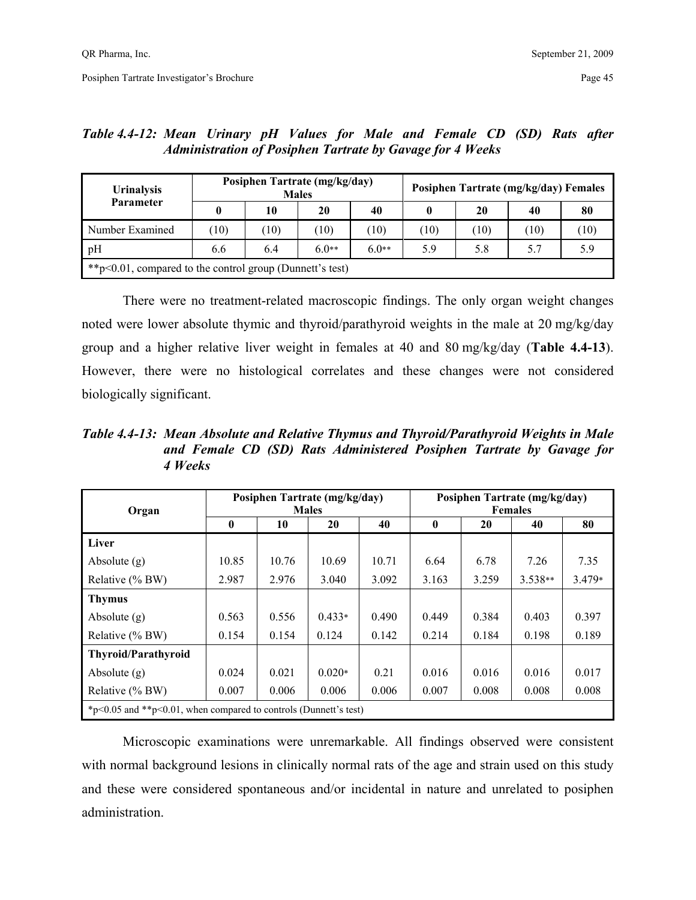*Table 4.4-12: Mean Urinary pH Values for Male and Female CD (SD) Rats after Administration of Posiphen Tartrate by Gavage for 4 Weeks*

| Urinalysis Parameter | Posiphen Tartrate (mg/kg/day) Males | | | | Posiphen Tartrate (mg/kg/day) Females | | | |
|---|---|---|---|---|---|---|---|---|
| | 0 | 10 | 20 | 40 | 0 | 20 | 40 | 80 |
| Number Examined | (10) | (10) | (10) | (10) | (10) | (10) | (10) | (10) |
| pH | 6.6 | 6.4 | 6.0** | 6.0** | 5.9 | 5.8 | 5.7 | 5.9 |
| **p<0.01, compared to the control group (Dunnett's test) | | | | | | | | |

There were no treatment-related macroscopic findings. The only organ weight changes noted were lower absolute thymic and thyroid/parathyroid weights in the male at 20 mg/kg/day group and a higher relative liver weight in females at 40 and 80 mg/kg/day (**Table 4.4-13**). However, there were no histological correlates and these changes were not considered biologically significant.

*Table 4.4-13: Mean Absolute and Relative Thymus and Thyroid/Parathyroid Weights in Male and Female CD (SD) Rats Administered Posiphen Tartrate by Gavage for 4 Weeks*

| Organ | Posiphen Tartrate (mg/kg/day) Males | | | | Posiphen Tartrate (mg/kg/day) Females | | | |
|---|---|---|---|---|---|---|---|---|
| | 0 | 10 | 20 | 40 | 0 | 20 | 40 | 80 |
| **Liver** | | | | | | | | |
| Absolute (g) | 10.85 | 10.76 | 10.69 | 10.71 | 6.64 | 6.78 | 7.26 | 7.35 |
| Relative (% BW) | 2.987 | 2.976 | 3.040 | 3.092 | 3.163 | 3.259 | 3.538** | 3.479* |
| **Thymus** | | | | | | | | |
| Absolute (g) | 0.563 | 0.556 | 0.433* | 0.490 | 0.449 | 0.384 | 0.403 | 0.397 |
| Relative (% BW) | 0.154 | 0.154 | 0.124 | 0.142 | 0.214 | 0.184 | 0.198 | 0.189 |
| **Thyroid/Parathyroid** | | | | | | | | |
| Absolute (g) | 0.024 | 0.021 | 0.020* | 0.21 | 0.016 | 0.016 | 0.016 | 0.017 |
| Relative (% BW) | 0.007 | 0.006 | 0.006 | 0.006 | 0.007 | 0.008 | 0.008 | 0.008 |
| *p<0.05 and **p<0.01, when compared to controls (Dunnett's test) | | | | | | | | |

Microscopic examinations were unremarkable. All findings observed were consistent with normal background lesions in clinically normal rats of the age and strain used on this study and these were considered spontaneous and/or incidental in nature and unrelated to posiphen administration.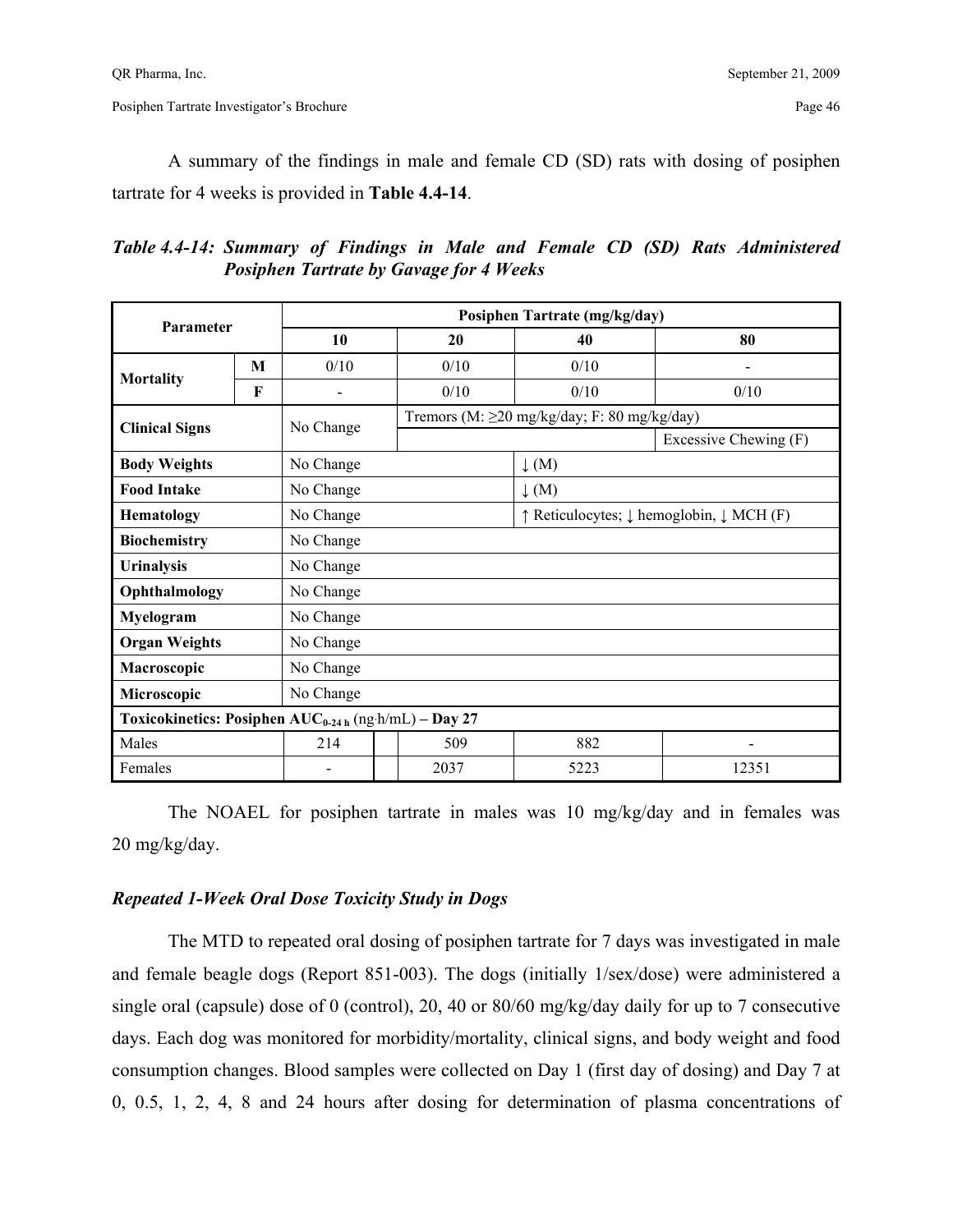A summary of the findings in male and female CD (SD) rats with dosing of posiphen tartrate for 4 weeks is provided in **Table 4.4-14**.

***Table 4.4-14: Summary of Findings in Male and Female CD (SD) Rats Administered Posiphen Tartrate by Gavage for 4 Weeks***

| Parameter | | Posiphen Tartrate (mg/kg/day) | | | |
|---|---|---|---|---|---|
| | | 10 | 20 | 40 | 80 |
| **Mortality** | **M** | 0/10 | 0/10 | 0/10 | - |
| | **F** | - | 0/10 | 0/10 | 0/10 |
| **Clinical Signs** | | No Change | Tremors (M: ≥20 mg/kg/day; F: 80 mg/kg/day) | | |
| | | | | | Excessive Chewing (F) |
| **Body Weights** | | No Change | | ↓ (M) | |
| **Food Intake** | | No Change | | ↓ (M) | |
| **Hematology** | | No Change | | ↑ Reticulocytes; ↓ hemoglobin, ↓ MCH (F) | |
| **Biochemistry** | | No Change | | | |
| **Urinalysis** | | No Change | | | |
| **Ophthalmology** | | No Change | | | |
| **Myelogram** | | No Change | | | |
| **Organ Weights** | | No Change | | | |
| **Macroscopic** | | No Change | | | |
| **Microscopic** | | No Change | | | |
| **Toxicokinetics: Posiphen $AUC_{0\text{-}24\,h}$ (ng·h/mL) – Day 27** | | | | | |
| Males | | 214 | 509 | 882 | - |
| Females | | - | 2037 | 5223 | 12351 |

The NOAEL for posiphen tartrate in males was 10 mg/kg/day and in females was 20 mg/kg/day.

### *Repeated 1-Week Oral Dose Toxicity Study in Dogs*

The MTD to repeated oral dosing of posiphen tartrate for 7 days was investigated in male and female beagle dogs (Report 851-003). The dogs (initially 1/sex/dose) were administered a single oral (capsule) dose of 0 (control), 20, 40 or 80/60 mg/kg/day daily for up to 7 consecutive days. Each dog was monitored for morbidity/mortality, clinical signs, and body weight and food consumption changes. Blood samples were collected on Day 1 (first day of dosing) and Day 7 at 0, 0.5, 1, 2, 4, 8 and 24 hours after dosing for determination of plasma concentrations of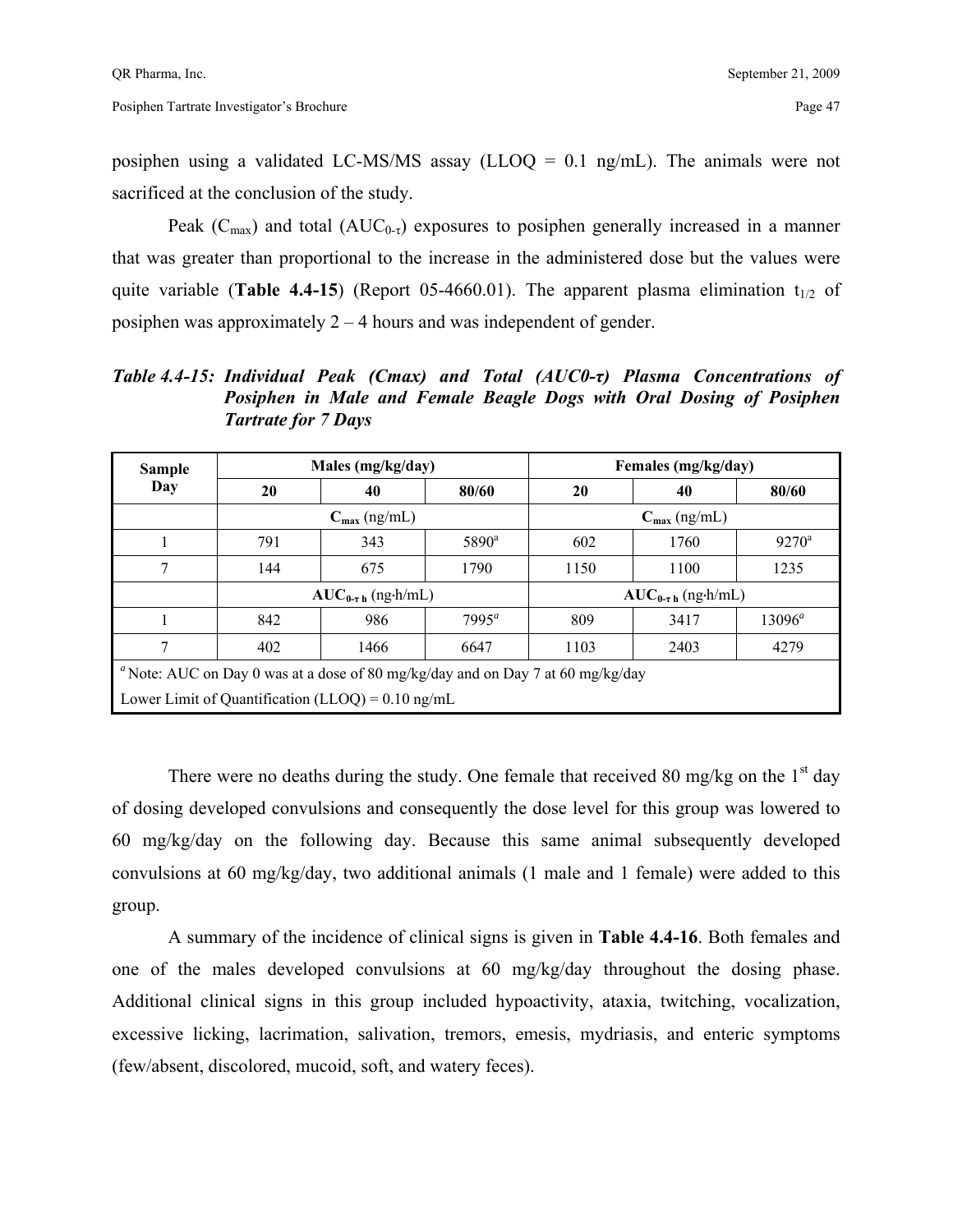posiphen using a validated LC-MS/MS assay (LLOQ = 0.1 ng/mL). The animals were not sacrificed at the conclusion of the study.

Peak ($C_{max}$) and total ($AUC_{0-\tau}$) exposures to posiphen generally increased in a manner that was greater than proportional to the increase in the administered dose but the values were quite variable (**Table 4.4-15**) (Report 05-4660.01). The apparent plasma elimination $t_{1/2}$ of posiphen was approximately 2 – 4 hours and was independent of gender.

***Table 4.4-15: Individual Peak (Cmax) and Total (AUC0-τ) Plasma Concentrations of Posiphen in Male and Female Beagle Dogs with Oral Dosing of Posiphen Tartrate for 7 Days***

| **Sample Day** | **Males (mg/kg/day)** | | | **Females (mg/kg/day)** | | |
|---|---|---|---|---|---|---|
| | **20** | **40** | **80/60** | **20** | **40** | **80/60** |
| | **$C_{max}$** (ng/mL) | | | **$C_{max}$** (ng/mL) | | |
| 1 | 791 | 343 | 5890[a] | 602 | 1760 | 9270[a] |
| 7 | 144 | 675 | 1790 | 1150 | 1100 | 1235 |
| | **$AUC_{0-\tau\ h}$** (ng·h/mL) | | | **$AUC_{0-\tau\ h}$** (ng·h/mL) | | |
| 1 | 842 | 986 | 7995[a] | 809 | 3417 | 13096[a] |
| 7 | 402 | 1466 | 6647 | 1103 | 2403 | 4279 |

[a] Note: AUC on Day 0 was at a dose of 80 mg/kg/day and on Day 7 at 60 mg/kg/day

Lower Limit of Quantification (LLOQ) = 0.10 ng/mL

There were no deaths during the study. One female that received 80 mg/kg on the 1st day of dosing developed convulsions and consequently the dose level for this group was lowered to 60 mg/kg/day on the following day. Because this same animal subsequently developed convulsions at 60 mg/kg/day, two additional animals (1 male and 1 female) were added to this group.

A summary of the incidence of clinical signs is given in **Table 4.4-16**. Both females and one of the males developed convulsions at 60 mg/kg/day throughout the dosing phase. Additional clinical signs in this group included hypoactivity, ataxia, twitching, vocalization, excessive licking, lacrimation, salivation, tremors, emesis, mydriasis, and enteric symptoms (few/absent, discolored, mucoid, soft, and watery feces).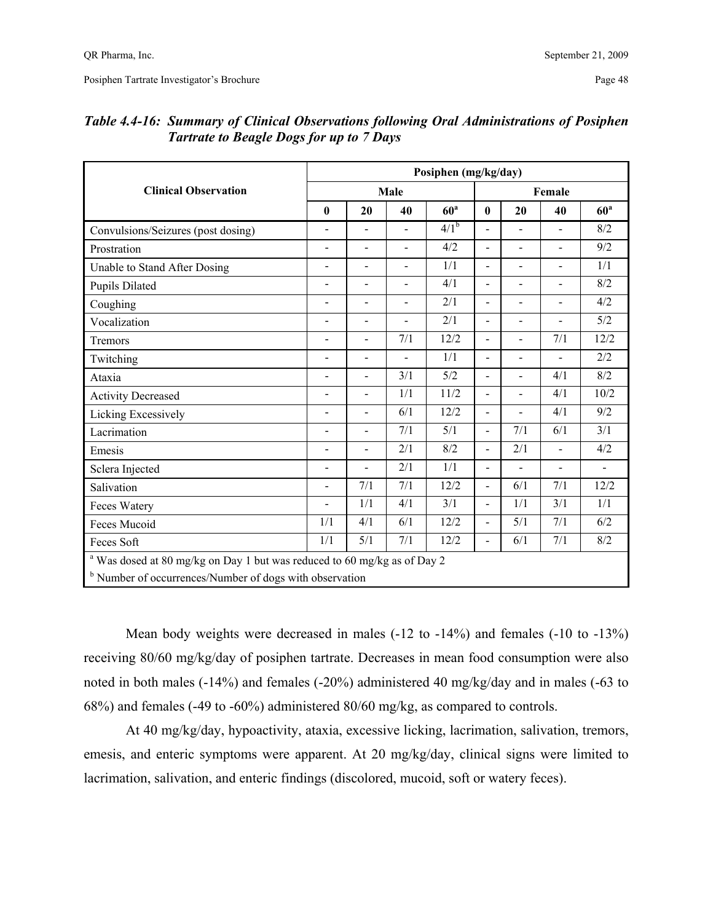*Table 4.4-16: Summary of Clinical Observations following Oral Administrations of Posiphen Tartrate to Beagle Dogs for up to 7 Days*

| Clinical Observation | Posiphen (mg/kg/day) | | | | | | | |
|---|---|---|---|---|---|---|---|---|
| | Male | | | | Female | | | |
| | 0 | 20 | 40 | 60[a] | 0 | 20 | 40 | 60[a] |
| Convulsions/Seizures (post dosing) | - | - | - | 4/1[b] | - | - | - | 8/2 |
| Prostration | - | - | - | 4/2 | - | - | - | 9/2 |
| Unable to Stand After Dosing | - | - | - | 1/1 | - | - | - | 1/1 |
| Pupils Dilated | - | - | - | 4/1 | - | - | - | 8/2 |
| Coughing | - | - | - | 2/1 | - | - | - | 4/2 |
| Vocalization | - | - | - | 2/1 | - | - | - | 5/2 |
| Tremors | - | - | 7/1 | 12/2 | - | - | 7/1 | 12/2 |
| Twitching | - | - | - | 1/1 | - | - | - | 2/2 |
| Ataxia | - | - | 3/1 | 5/2 | - | - | 4/1 | 8/2 |
| Activity Decreased | - | - | 1/1 | 11/2 | - | - | 4/1 | 10/2 |
| Licking Excessively | - | - | 6/1 | 12/2 | - | - | 4/1 | 9/2 |
| Lacrimation | - | - | 7/1 | 5/1 | - | 7/1 | 6/1 | 3/1 |
| Emesis | - | - | 2/1 | 8/2 | - | 2/1 | - | 4/2 |
| Sclera Injected | - | - | 2/1 | 1/1 | - | - | - | - |
| Salivation | - | 7/1 | 7/1 | 12/2 | - | 6/1 | 7/1 | 12/2 |
| Feces Watery | - | 1/1 | 4/1 | 3/1 | - | 1/1 | 3/1 | 1/1 |
| Feces Mucoid | 1/1 | 4/1 | 6/1 | 12/2 | - | 5/1 | 7/1 | 6/2 |
| Feces Soft | 1/1 | 5/1 | 7/1 | 12/2 | - | 6/1 | 7/1 | 8/2 |

[a] Was dosed at 80 mg/kg on Day 1 but was reduced to 60 mg/kg as of Day 2
[b] Number of occurrences/Number of dogs with observation

Mean body weights were decreased in males (-12 to -14%) and females (-10 to -13%) receiving 80/60 mg/kg/day of posiphen tartrate. Decreases in mean food consumption were also noted in both males (-14%) and females (-20%) administered 40 mg/kg/day and in males (-63 to 68%) and females (-49 to -60%) administered 80/60 mg/kg, as compared to controls.

At 40 mg/kg/day, hypoactivity, ataxia, excessive licking, lacrimation, salivation, tremors, emesis, and enteric symptoms were apparent. At 20 mg/kg/day, clinical signs were limited to lacrimation, salivation, and enteric findings (discolored, mucoid, soft or watery feces).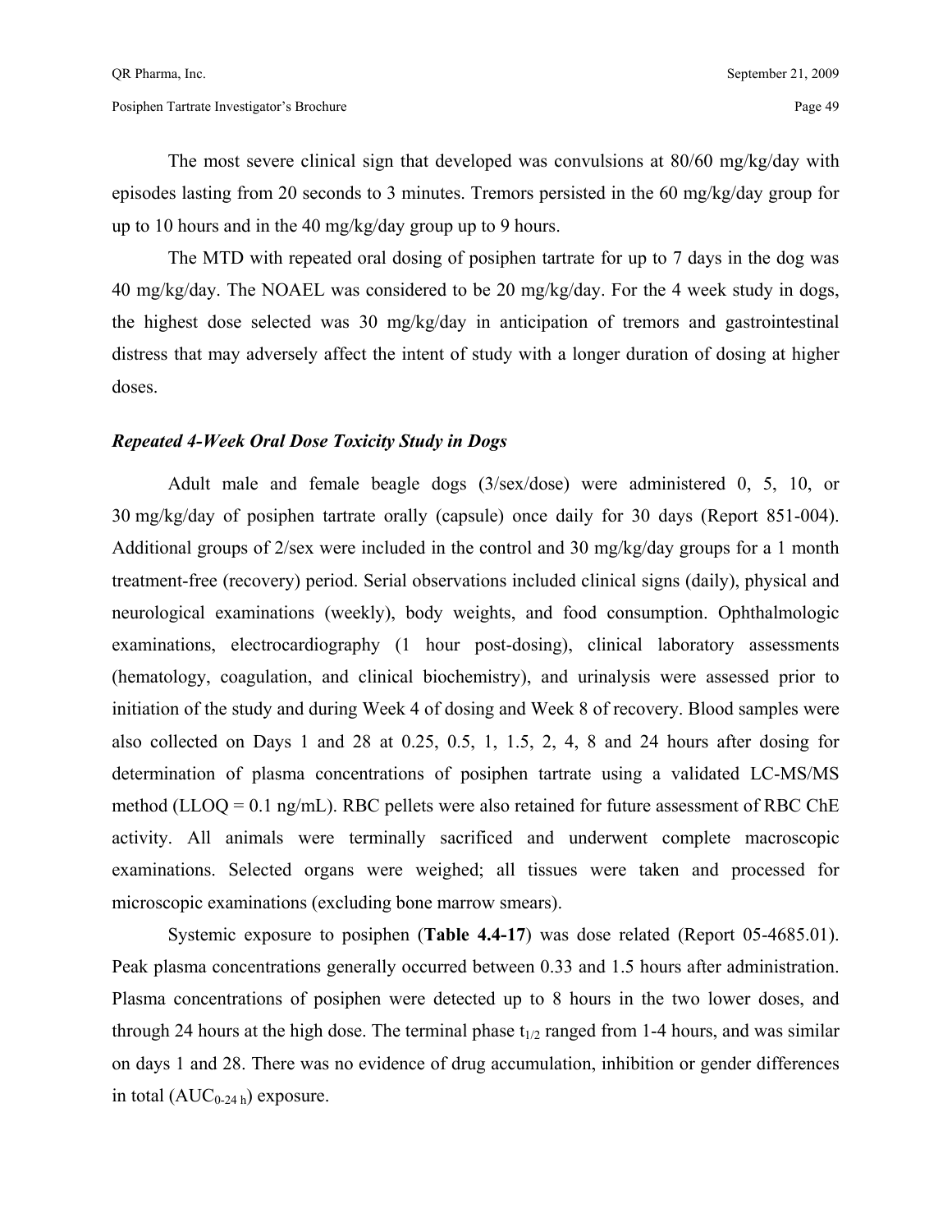The most severe clinical sign that developed was convulsions at 80/60 mg/kg/day with episodes lasting from 20 seconds to 3 minutes. Tremors persisted in the 60 mg/kg/day group for up to 10 hours and in the 40 mg/kg/day group up to 9 hours.

The MTD with repeated oral dosing of posiphen tartrate for up to 7 days in the dog was 40 mg/kg/day. The NOAEL was considered to be 20 mg/kg/day. For the 4 week study in dogs, the highest dose selected was 30 mg/kg/day in anticipation of tremors and gastrointestinal distress that may adversely affect the intent of study with a longer duration of dosing at higher doses.

***Repeated 4-Week Oral Dose Toxicity Study in Dogs***

Adult male and female beagle dogs (3/sex/dose) were administered 0, 5, 10, or 30 mg/kg/day of posiphen tartrate orally (capsule) once daily for 30 days (Report 851-004). Additional groups of 2/sex were included in the control and 30 mg/kg/day groups for a 1 month treatment-free (recovery) period. Serial observations included clinical signs (daily), physical and neurological examinations (weekly), body weights, and food consumption. Ophthalmologic examinations, electrocardiography (1 hour post-dosing), clinical laboratory assessments (hematology, coagulation, and clinical biochemistry), and urinalysis were assessed prior to initiation of the study and during Week 4 of dosing and Week 8 of recovery. Blood samples were also collected on Days 1 and 28 at 0.25, 0.5, 1, 1.5, 2, 4, 8 and 24 hours after dosing for determination of plasma concentrations of posiphen tartrate using a validated LC-MS/MS method (LLOQ = 0.1 ng/mL). RBC pellets were also retained for future assessment of RBC ChE activity. All animals were terminally sacrificed and underwent complete macroscopic examinations. Selected organs were weighed; all tissues were taken and processed for microscopic examinations (excluding bone marrow smears).

Systemic exposure to posiphen (**Table 4.4-17**) was dose related (Report 05-4685.01). Peak plasma concentrations generally occurred between 0.33 and 1.5 hours after administration. Plasma concentrations of posiphen were detected up to 8 hours in the two lower doses, and through 24 hours at the high dose. The terminal phase $t_{1/2}$ ranged from 1-4 hours, and was similar on days 1 and 28. There was no evidence of drug accumulation, inhibition or gender differences in total ($AUC_{0\text{-}24\ h}$) exposure.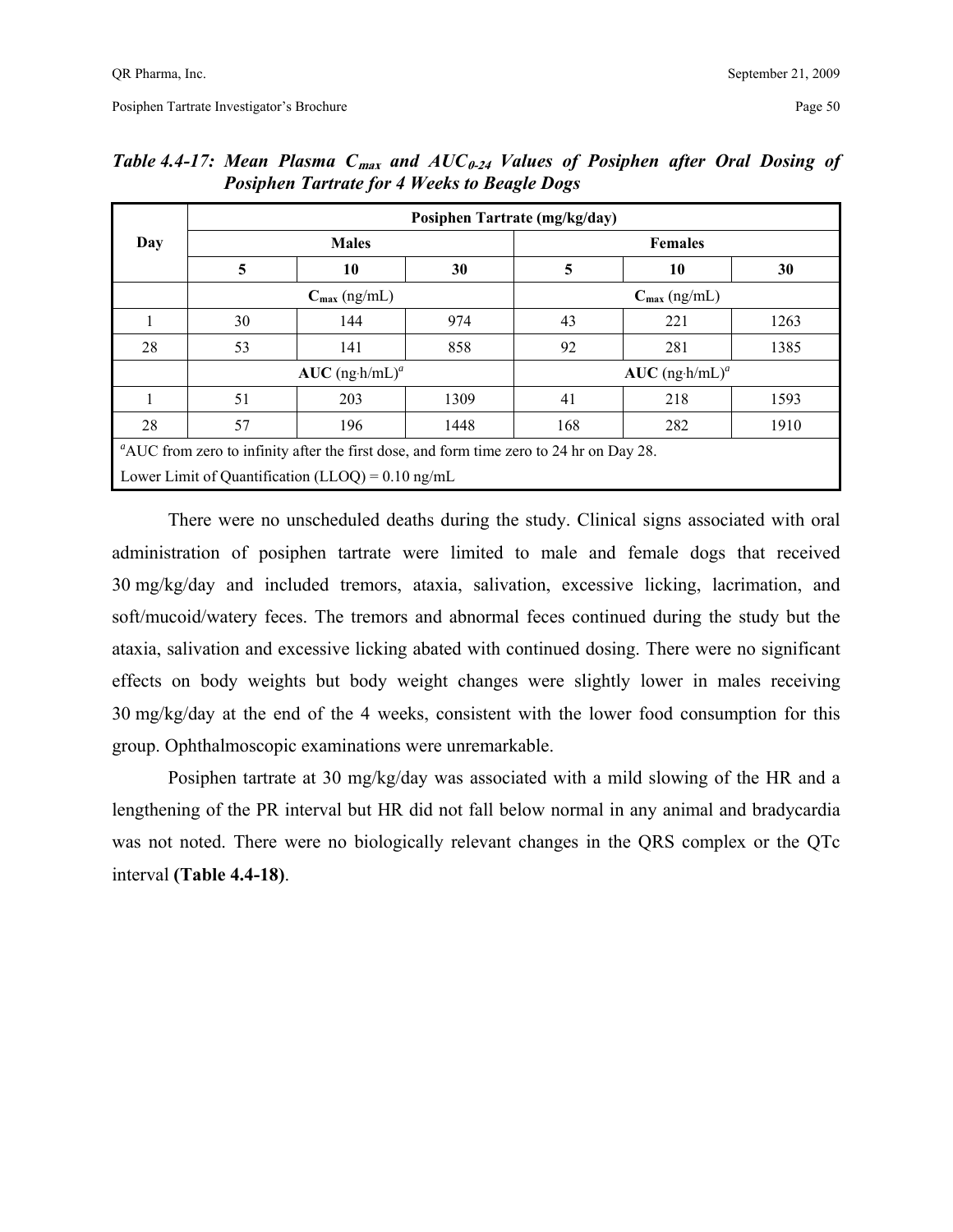*Table 4.4-17: Mean Plasma $C_{max}$ and $AUC_{0-24}$ Values of Posiphen after Oral Dosing of Posiphen Tartrate for 4 Weeks to Beagle Dogs*

| Day | Posiphen Tartrate (mg/kg/day) | | | | | |
|---|---|---|---|---|---|---|
| | Males | | | Females | | |
| | 5 | 10 | 30 | 5 | 10 | 30 |
| | $C_{max}$ (ng/mL) | | | $C_{max}$ (ng/mL) | | |
| 1 | 30 | 144 | 974 | 43 | 221 | 1263 |
| 28 | 53 | 141 | 858 | 92 | 281 | 1385 |
| | AUC (ng·h/mL)[a] | | | AUC (ng·h/mL)[a] | | |
| 1 | 51 | 203 | 1309 | 41 | 218 | 1593 |
| 28 | 57 | 196 | 1448 | 168 | 282 | 1910 |

[a]AUC from zero to infinity after the first dose, and form time zero to 24 hr on Day 28.
Lower Limit of Quantification (LLOQ) = 0.10 ng/mL

There were no unscheduled deaths during the study. Clinical signs associated with oral administration of posiphen tartrate were limited to male and female dogs that received 30 mg/kg/day and included tremors, ataxia, salivation, excessive licking, lacrimation, and soft/mucoid/watery feces. The tremors and abnormal feces continued during the study but the ataxia, salivation and excessive licking abated with continued dosing. There were no significant effects on body weights but body weight changes were slightly lower in males receiving 30 mg/kg/day at the end of the 4 weeks, consistent with the lower food consumption for this group. Ophthalmoscopic examinations were unremarkable.

Posiphen tartrate at 30 mg/kg/day was associated with a mild slowing of the HR and a lengthening of the PR interval but HR did not fall below normal in any animal and bradycardia was not noted. There were no biologically relevant changes in the QRS complex or the QTc interval **(Table 4.4-18)**.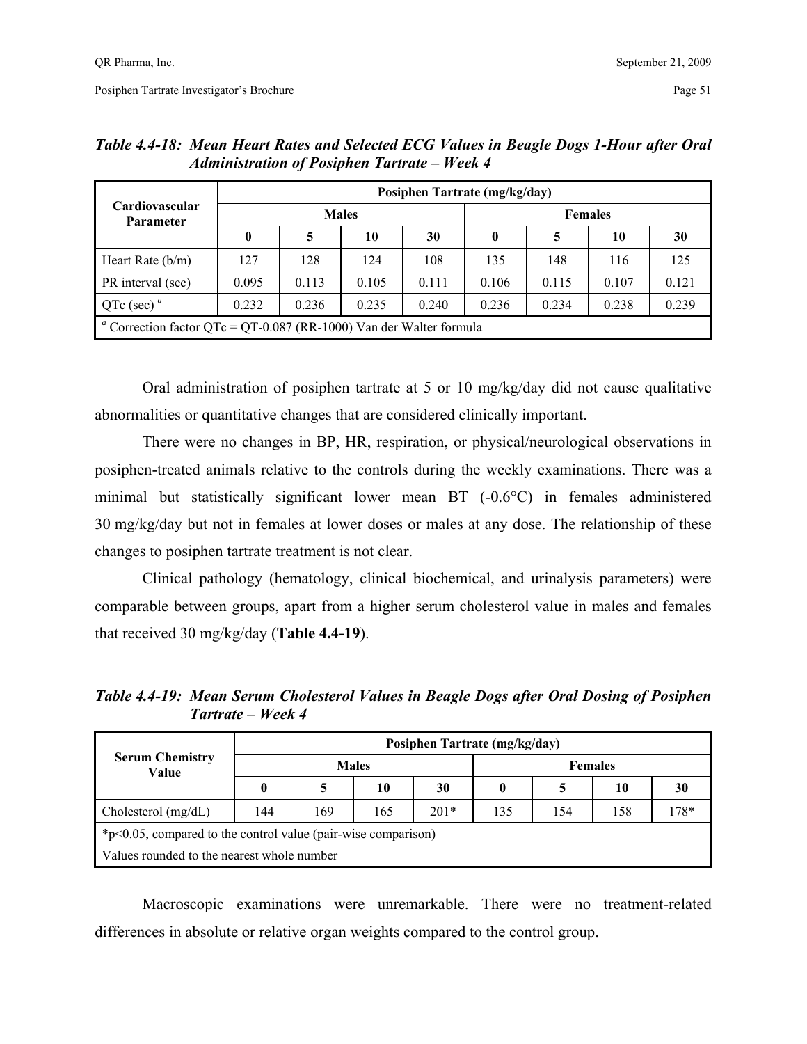*Table 4.4-18: Mean Heart Rates and Selected ECG Values in Beagle Dogs 1-Hour after Oral Administration of Posiphen Tartrate – Week 4*

| Cardiovascular Parameter | Posiphen Tartrate (mg/kg/day) | | | | | | | |
|---|---|---|---|---|---|---|---|---|
| | Males | | | | Females | | | |
| | 0 | 5 | 10 | 30 | 0 | 5 | 10 | 30 |
| Heart Rate (b/m) | 127 | 128 | 124 | 108 | 135 | 148 | 116 | 125 |
| PR interval (sec) | 0.095 | 0.113 | 0.105 | 0.111 | 0.106 | 0.115 | 0.107 | 0.121 |
| QTc (sec) [a] | 0.232 | 0.236 | 0.235 | 0.240 | 0.236 | 0.234 | 0.238 | 0.239 |
| [a] Correction factor QTc = QT-0.087 (RR-1000) Van der Walter formula | | | | | | | | |

Oral administration of posiphen tartrate at 5 or 10 mg/kg/day did not cause qualitative abnormalities or quantitative changes that are considered clinically important.

There were no changes in BP, HR, respiration, or physical/neurological observations in posiphen-treated animals relative to the controls during the weekly examinations. There was a minimal but statistically significant lower mean BT (-0.6°C) in females administered 30 mg/kg/day but not in females at lower doses or males at any dose. The relationship of these changes to posiphen tartrate treatment is not clear.

Clinical pathology (hematology, clinical biochemical, and urinalysis parameters) were comparable between groups, apart from a higher serum cholesterol value in males and females that received 30 mg/kg/day (**Table 4.4-19**).

*Table 4.4-19: Mean Serum Cholesterol Values in Beagle Dogs after Oral Dosing of Posiphen Tartrate – Week 4*

| Serum Chemistry Value | Posiphen Tartrate (mg/kg/day) | | | | | | | |
|---|---|---|---|---|---|---|---|---|
| | Males | | | | Females | | | |
| | 0 | 5 | 10 | 30 | 0 | 5 | 10 | 30 |
| Cholesterol (mg/dL) | 144 | 169 | 165 | 201* | 135 | 154 | 158 | 178* |
| *p<0.05, compared to the control value (pair-wise comparison) | | | | | | | | |
| Values rounded to the nearest whole number | | | | | | | | |

Macroscopic examinations were unremarkable. There were no treatment-related differences in absolute or relative organ weights compared to the control group.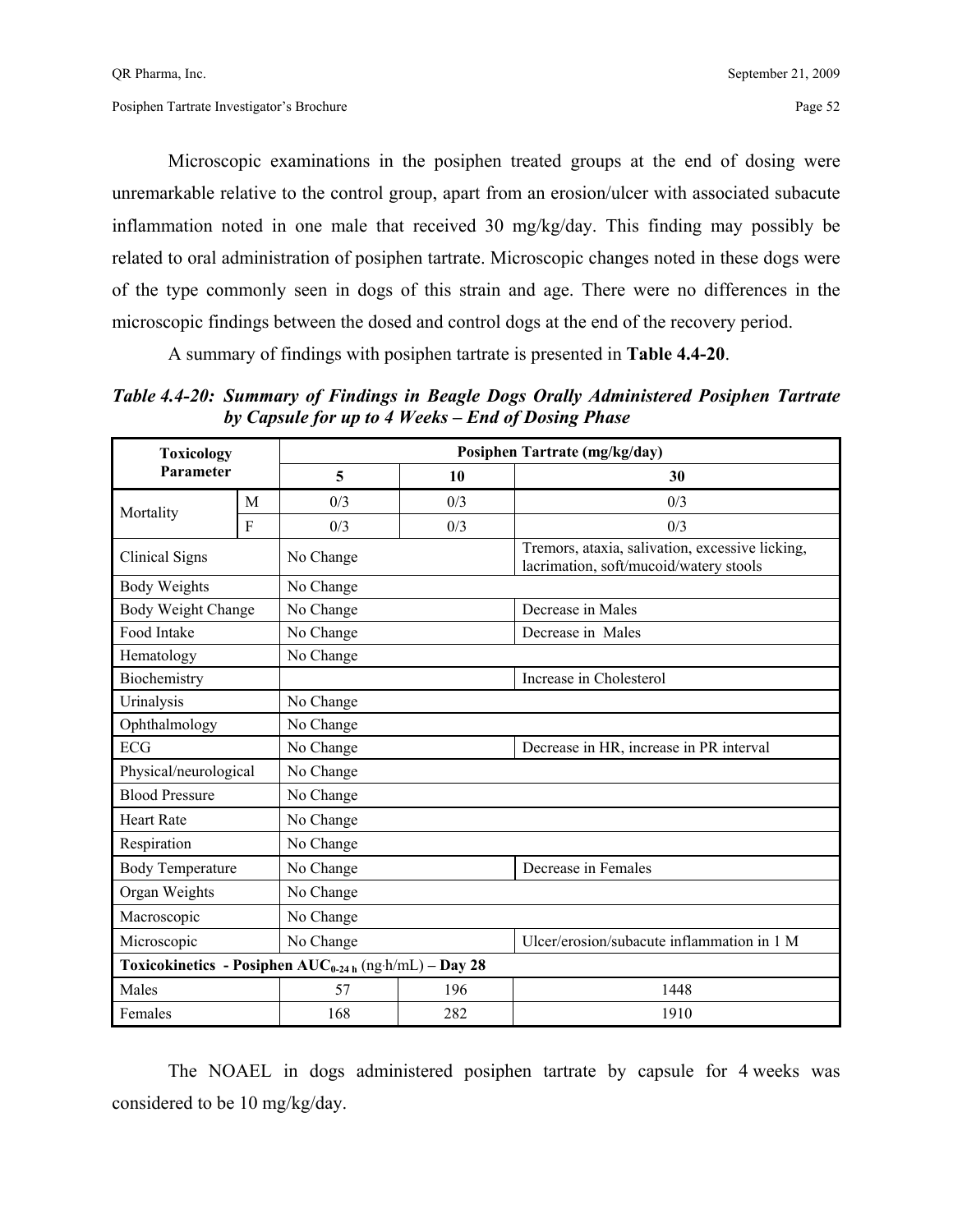Microscopic examinations in the posiphen treated groups at the end of dosing were unremarkable relative to the control group, apart from an erosion/ulcer with associated subacute inflammation noted in one male that received 30 mg/kg/day. This finding may possibly be related to oral administration of posiphen tartrate. Microscopic changes noted in these dogs were of the type commonly seen in dogs of this strain and age. There were no differences in the microscopic findings between the dosed and control dogs at the end of the recovery period.

A summary of findings with posiphen tartrate is presented in **Table 4.4-20**.

***Table 4.4-20: Summary of Findings in Beagle Dogs Orally Administered Posiphen Tartrate by Capsule for up to 4 Weeks – End of Dosing Phase***

| **Toxicology Parameter** | | **Posiphen Tartrate (mg/kg/day)** | | |
|---|---|---|---|---|
| | | **5** | **10** | **30** |
| Mortality | M | 0/3 | 0/3 | 0/3 |
| | F | 0/3 | 0/3 | 0/3 |
| Clinical Signs | | No Change | | Tremors, ataxia, salivation, excessive licking, lacrimation, soft/mucoid/watery stools |
| Body Weights | | No Change | | |
| Body Weight Change | | No Change | | Decrease in Males |
| Food Intake | | No Change | | Decrease in Males |
| Hematology | | No Change | | |
| Biochemistry | | | | Increase in Cholesterol |
| Urinalysis | | No Change | | |
| Ophthalmology | | No Change | | |
| ECG | | No Change | | Decrease in HR, increase in PR interval |
| Physical/neurological | | No Change | | |
| Blood Pressure | | No Change | | |
| Heart Rate | | No Change | | |
| Respiration | | No Change | | |
| Body Temperature | | No Change | | Decrease in Females |
| Organ Weights | | No Change | | |
| Macroscopic | | No Change | | |
| Microscopic | | No Change | | Ulcer/erosion/subacute inflammation in 1 M |
| **Toxicokinetics - Posiphen $AUC_{0\text{-}24\,h}$** (ng·h/mL) **– Day 28** | | | | |
| Males | | 57 | 196 | 1448 |
| Females | | 168 | 282 | 1910 |

The NOAEL in dogs administered posiphen tartrate by capsule for 4 weeks was considered to be 10 mg/kg/day.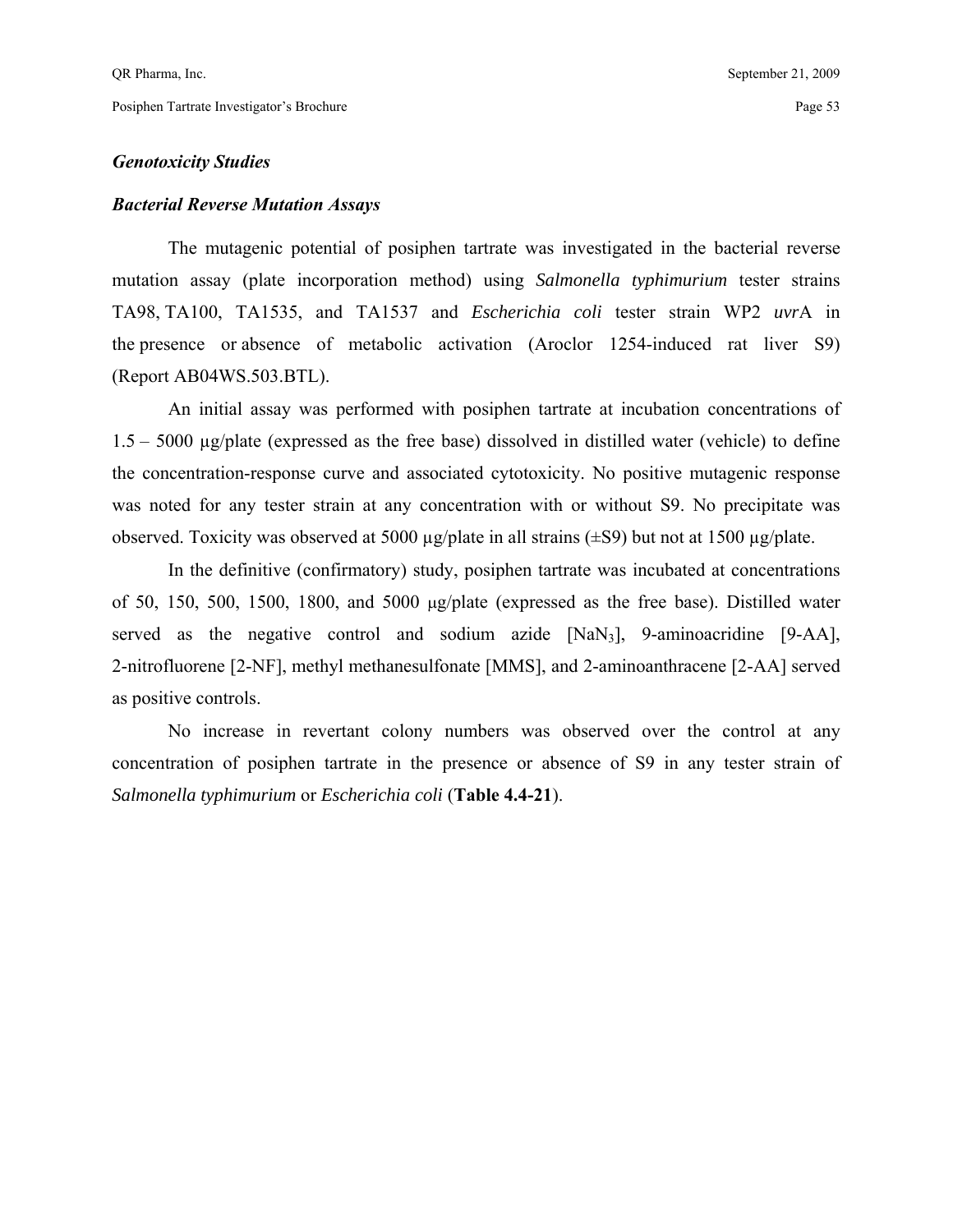### *Genotoxicity Studies*

### *Bacterial Reverse Mutation Assays*

The mutagenic potential of posiphen tartrate was investigated in the bacterial reverse mutation assay (plate incorporation method) using *Salmonella typhimurium* tester strains TA98, TA100, TA1535, and TA1537 and *Escherichia coli* tester strain WP2 *uvr*A in the presence or absence of metabolic activation (Aroclor 1254-induced rat liver S9) (Report AB04WS.503.BTL).

An initial assay was performed with posiphen tartrate at incubation concentrations of 1.5 – 5000 μg/plate (expressed as the free base) dissolved in distilled water (vehicle) to define the concentration-response curve and associated cytotoxicity. No positive mutagenic response was noted for any tester strain at any concentration with or without S9. No precipitate was observed. Toxicity was observed at 5000 μg/plate in all strains (±S9) but not at 1500 μg/plate.

In the definitive (confirmatory) study, posiphen tartrate was incubated at concentrations of 50, 150, 500, 1500, 1800, and 5000 μg/plate (expressed as the free base). Distilled water served as the negative control and sodium azide [$NaN_3$], 9-aminoacridine [9-AA], 2-nitrofluorene [2-NF], methyl methanesulfonate [MMS], and 2-aminoanthracene [2-AA] served as positive controls.

No increase in revertant colony numbers was observed over the control at any concentration of posiphen tartrate in the presence or absence of S9 in any tester strain of *Salmonella typhimurium* or *Escherichia coli* (**Table 4.4-21**).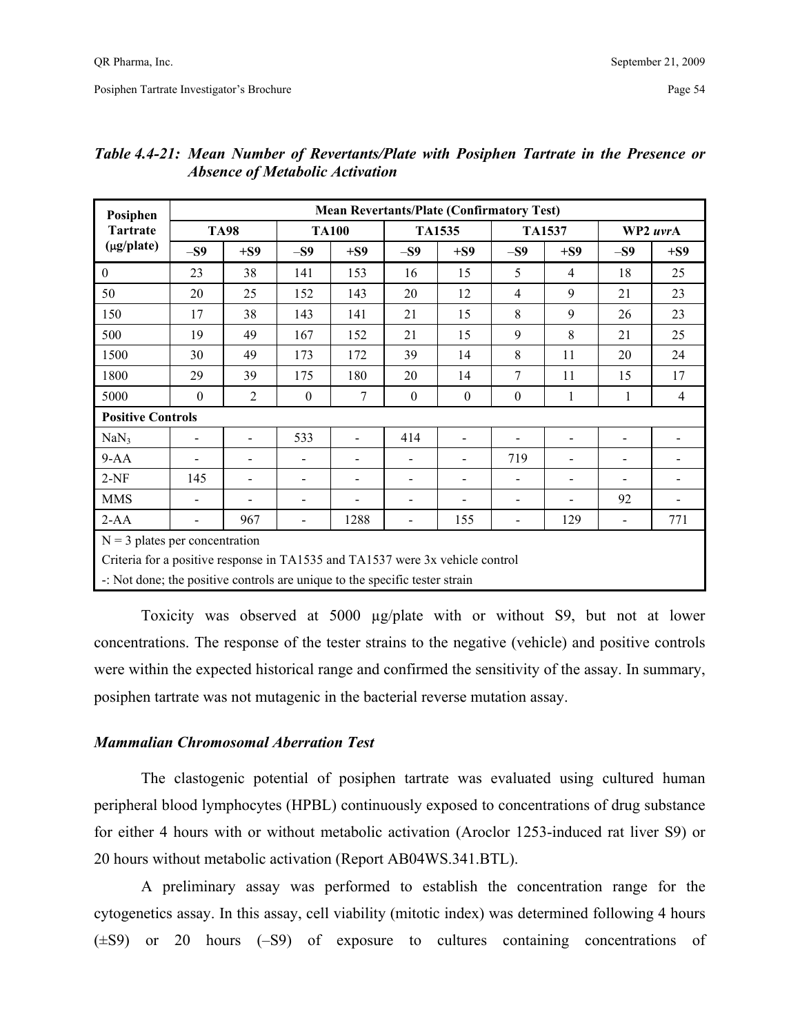*Table 4.4-21: Mean Number of Revertants/Plate with Posiphen Tartrate in the Presence or Absence of Metabolic Activation*

| Posiphen Tartrate (μg/plate) | Mean Revertants/Plate (Confirmatory Test) | | | | | | | | | |
|---|---|---|---|---|---|---|---|---|---|---|
| | TA98 | | TA100 | | TA1535 | | TA1537 | | WP2 *uvr*A | |
| | –S9 | +S9 | –S9 | +S9 | –S9 | +S9 | –S9 | +S9 | –S9 | +S9 |
| 0 | 23 | 38 | 141 | 153 | 16 | 15 | 5 | 4 | 18 | 25 |
| 50 | 20 | 25 | 152 | 143 | 20 | 12 | 4 | 9 | 21 | 23 |
| 150 | 17 | 38 | 143 | 141 | 21 | 15 | 8 | 9 | 26 | 23 |
| 500 | 19 | 49 | 167 | 152 | 21 | 15 | 9 | 8 | 21 | 25 |
| 1500 | 30 | 49 | 173 | 172 | 39 | 14 | 8 | 11 | 20 | 24 |
| 1800 | 29 | 39 | 175 | 180 | 20 | 14 | 7 | 11 | 15 | 17 |
| 5000 | 0 | 2 | 0 | 7 | 0 | 0 | 0 | 1 | 1 | 4 |
| **Positive Controls** | | | | | | | | | | |
| $NaN_3$ | - | - | 533 | - | 414 | - | - | - | - | - |
| 9-AA | - | - | - | - | - | - | 719 | - | - | - |
| 2-NF | 145 | - | - | - | - | - | - | - | - | - |
| MMS | - | - | - | - | - | - | - | - | 92 | - |
| 2-AA | - | 967 | - | 1288 | - | 155 | - | 129 | - | 771 |

N = 3 plates per concentration

Criteria for a positive response in TA1535 and TA1537 were 3x vehicle control

-: Not done; the positive controls are unique to the specific tester strain

Toxicity was observed at 5000 μg/plate with or without S9, but not at lower concentrations. The response of the tester strains to the negative (vehicle) and positive controls were within the expected historical range and confirmed the sensitivity of the assay. In summary, posiphen tartrate was not mutagenic in the bacterial reverse mutation assay.

### *Mammalian Chromosomal Aberration Test*

The clastogenic potential of posiphen tartrate was evaluated using cultured human peripheral blood lymphocytes (HPBL) continuously exposed to concentrations of drug substance for either 4 hours with or without metabolic activation (Aroclor 1253-induced rat liver S9) or 20 hours without metabolic activation (Report AB04WS.341.BTL).

A preliminary assay was performed to establish the concentration range for the cytogenetics assay. In this assay, cell viability (mitotic index) was determined following 4 hours (±S9) or 20 hours (–S9) of exposure to cultures containing concentrations of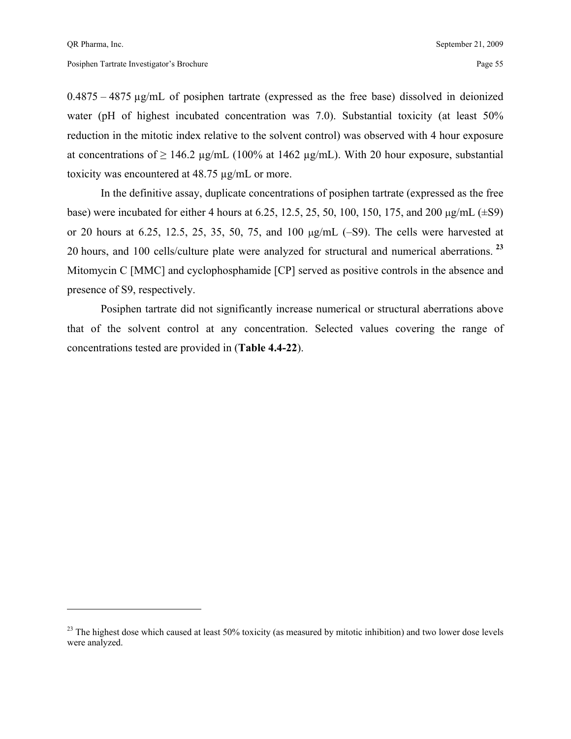0.4875 – 4875 μg/mL of posiphen tartrate (expressed as the free base) dissolved in deionized water (pH of highest incubated concentration was 7.0). Substantial toxicity (at least 50% reduction in the mitotic index relative to the solvent control) was observed with 4 hour exposure at concentrations of ≥ 146.2 μg/mL (100% at 1462 μg/mL). With 20 hour exposure, substantial toxicity was encountered at 48.75 μg/mL or more.

In the definitive assay, duplicate concentrations of posiphen tartrate (expressed as the free base) were incubated for either 4 hours at 6.25, 12.5, 25, 50, 100, 150, 175, and 200 μg/mL (±S9) or 20 hours at 6.25, 12.5, 25, 35, 50, 75, and 100 μg/mL (–S9). The cells were harvested at 20 hours, and 100 cells/culture plate were analyzed for structural and numerical aberrations. [23] Mitomycin C [MMC] and cyclophosphamide [CP] served as positive controls in the absence and presence of S9, respectively.

Posiphen tartrate did not significantly increase numerical or structural aberrations above that of the solvent control at any concentration. Selected values covering the range of concentrations tested are provided in (**Table 4.4-22**).

[23] The highest dose which caused at least 50% toxicity (as measured by mitotic inhibition) and two lower dose levels were analyzed.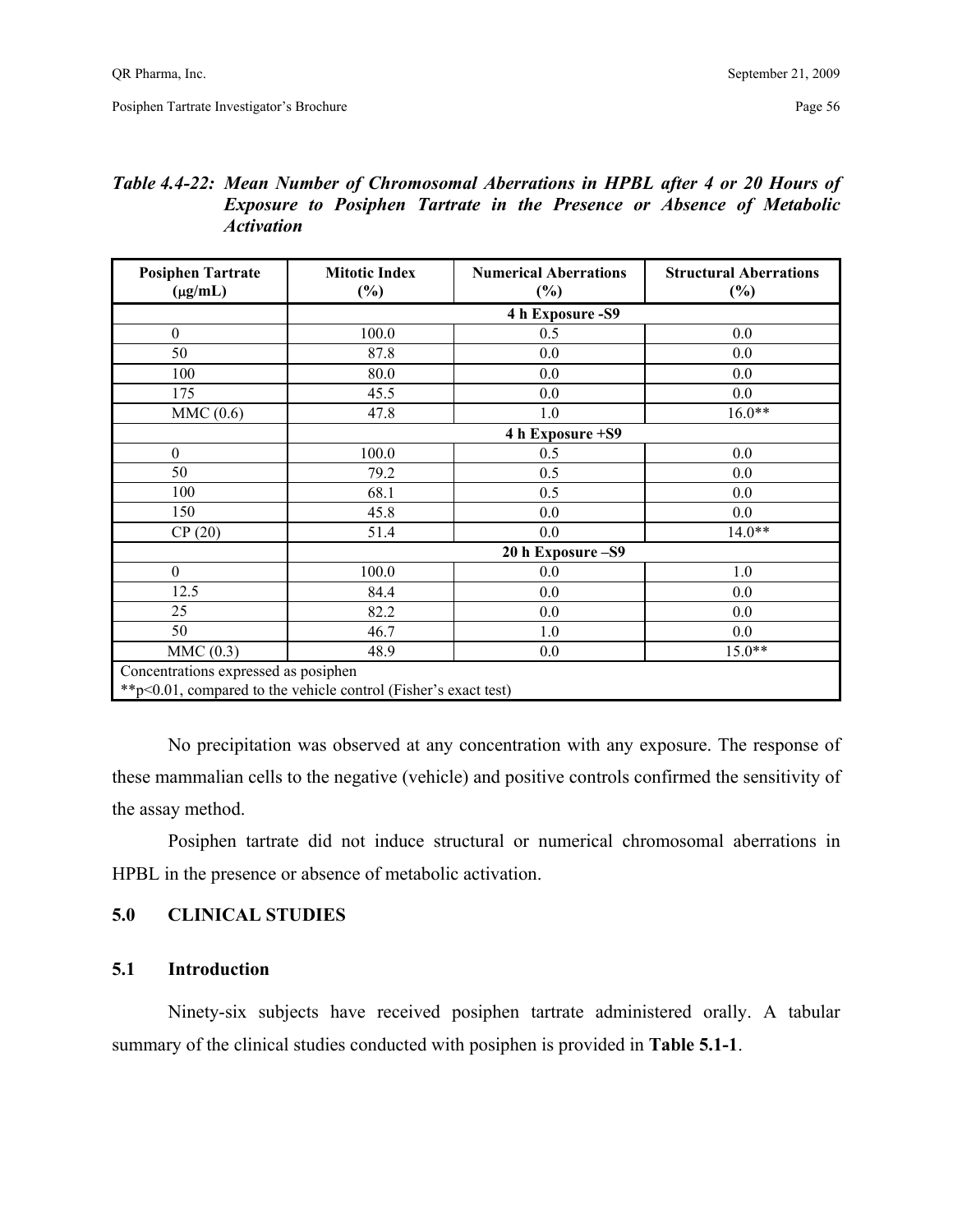*Table 4.4-22: Mean Number of Chromosomal Aberrations in HPBL after 4 or 20 Hours of Exposure to Posiphen Tartrate in the Presence or Absence of Metabolic Activation*

| Posiphen Tartrate (μg/mL) | Mitotic Index (%) | Numerical Aberrations (%) | Structural Aberrations (%) |
|---|---|---|---|
| | **4 h Exposure -S9** | | |
| 0 | 100.0 | 0.5 | 0.0 |
| 50 | 87.8 | 0.0 | 0.0 |
| 100 | 80.0 | 0.0 | 0.0 |
| 175 | 45.5 | 0.0 | 0.0 |
| MMC (0.6) | 47.8 | 1.0 | 16.0** |
| | **4 h Exposure +S9** | | |
| 0 | 100.0 | 0.5 | 0.0 |
| 50 | 79.2 | 0.5 | 0.0 |
| 100 | 68.1 | 0.5 | 0.0 |
| 150 | 45.8 | 0.0 | 0.0 |
| CP (20) | 51.4 | 0.0 | 14.0** |
| | **20 h Exposure –S9** | | |
| 0 | 100.0 | 0.0 | 1.0 |
| 12.5 | 84.4 | 0.0 | 0.0 |
| 25 | 82.2 | 0.0 | 0.0 |
| 50 | 46.7 | 1.0 | 0.0 |
| MMC (0.3) | 48.9 | 0.0 | 15.0** |

Concentrations expressed as posiphen
**p<0.01, compared to the vehicle control (Fisher's exact test)

No precipitation was observed at any concentration with any exposure. The response of these mammalian cells to the negative (vehicle) and positive controls confirmed the sensitivity of the assay method.

Posiphen tartrate did not induce structural or numerical chromosomal aberrations in HPBL in the presence or absence of metabolic activation.

## 5.0 CLINICAL STUDIES

### 5.1 Introduction

Ninety-six subjects have received posiphen tartrate administered orally. A tabular summary of the clinical studies conducted with posiphen is provided in **Table 5.1-1**.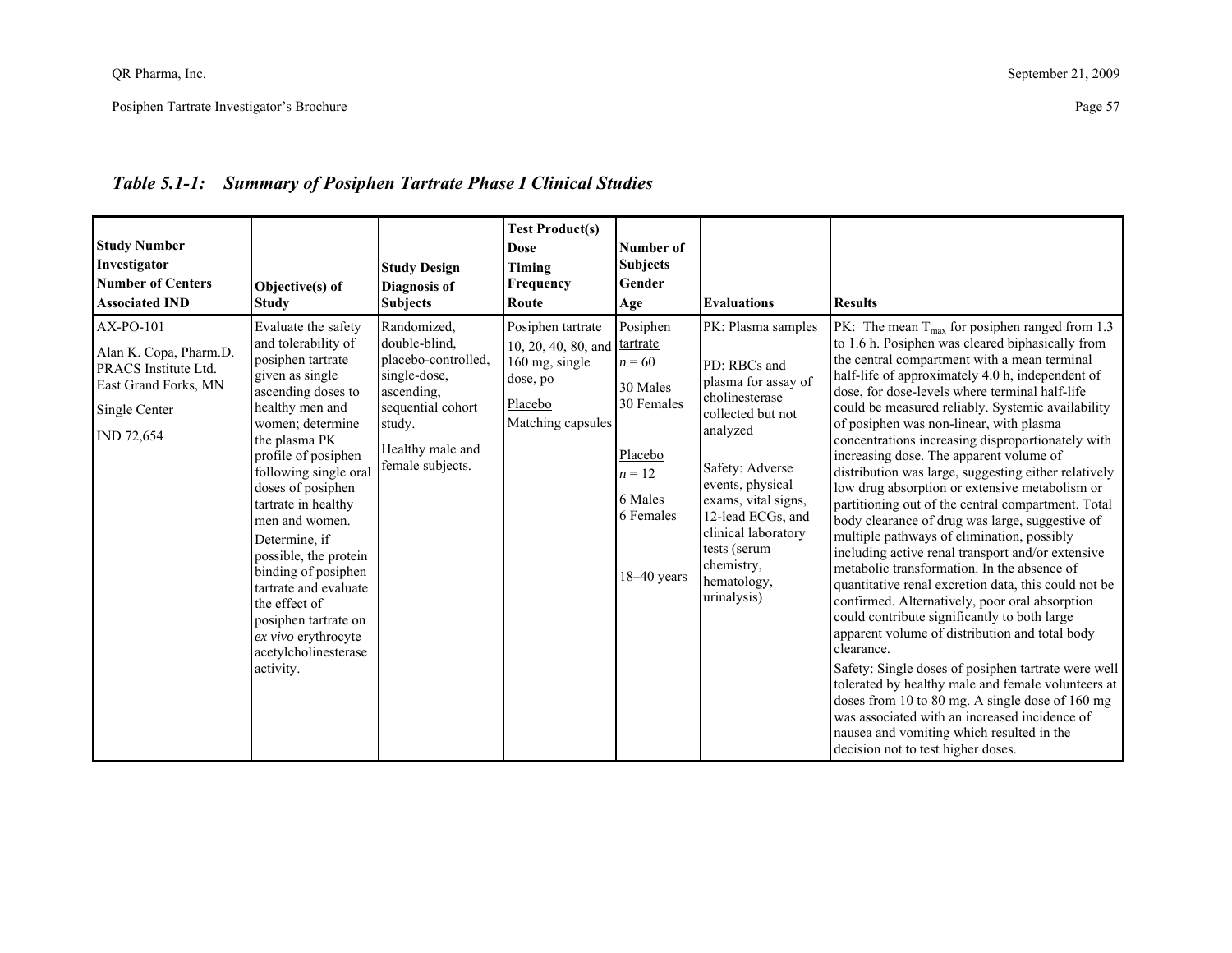### *Table 5.1-1: Summary of Posiphen Tartrate Phase I Clinical Studies*

| Study Number<br>Investigator<br>Number of Centers<br>Associated IND | Objective(s) of Study | Study Design<br>Diagnosis of Subjects | Test Product(s)<br>Dose<br>Timing<br>Frequency<br>Route | Number of Subjects<br>Gender<br>Age | Evaluations | Results |
|---|---|---|---|---|---|---|
| AX-PO-101<br><br>Alan K. Copa, Pharm.D.<br>PRACS Institute Ltd.<br>East Grand Forks, MN<br><br>Single Center<br><br>IND 72,654 | Evaluate the safety and tolerability of posiphen tartrate given as single ascending doses to healthy men and women; determine the plasma PK profile of posiphen following single oral doses of posiphen tartrate in healthy men and women.<br>Determine, if possible, the protein binding of posiphen tartrate and evaluate the effect of posiphen tartrate on *ex vivo* erythrocyte acetylcholinesterase activity. | Randomized, double-blind, placebo-controlled, single-dose, ascending, sequential cohort study.<br><br>Healthy male and female subjects. | Posiphen tartrate<br>10, 20, 40, 80, and 160 mg, single dose, po<br><br>Placebo<br>Matching capsules | Posiphen tartrate<br>$n = 60$<br><br>30 Males<br>30 Females<br><br>Placebo<br>$n = 12$<br><br>6 Males<br>6 Females<br><br>18–40 years | PK: Plasma samples<br><br>PD: RBCs and plasma for assay of cholinesterase collected but not analyzed<br><br>Safety: Adverse events, physical exams, vital signs, 12-lead ECGs, and clinical laboratory tests (serum chemistry, hematology, urinalysis) | PK: The mean $T_{max}$ for posiphen ranged from 1.3 to 1.6 h. Posiphen was cleared biphasically from the central compartment with a mean terminal half-life of approximately 4.0 h, independent of dose, for dose-levels where terminal half-life could be measured reliably. Systemic availability of posiphen was non-linear, with plasma concentrations increasing disproportionately with increasing dose. The apparent volume of distribution was large, suggesting either relatively low drug absorption or extensive metabolism or partitioning out of the central compartment. Total body clearance of drug was large, suggestive of multiple pathways of elimination, possibly including active renal transport and/or extensive metabolic transformation. In the absence of quantitative renal excretion data, this could not be confirmed. Alternatively, poor oral absorption could contribute significantly to both large apparent volume of distribution and total body clearance.<br>Safety: Single doses of posiphen tartrate were well tolerated by healthy male and female volunteers at doses from 10 to 80 mg. A single dose of 160 mg was associated with an increased incidence of nausea and vomiting which resulted in the decision not to test higher doses. |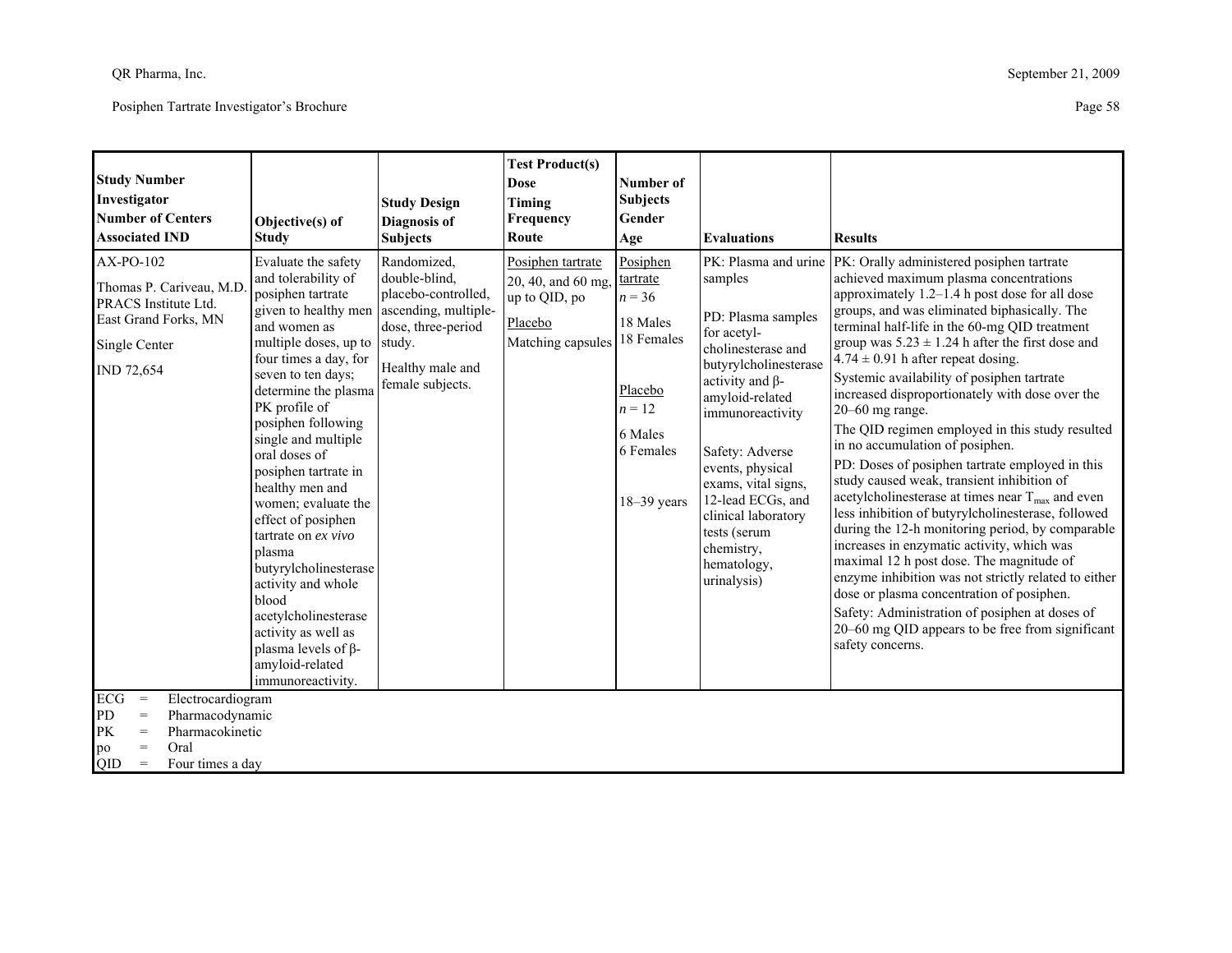| Study Number<br>Investigator<br>Number of Centers<br>Associated IND | Objective(s) of Study | Study Design<br>Diagnosis of Subjects | Test Product(s)<br>Dose<br>Timing<br>Frequency<br>Route | Number of Subjects<br>Gender<br>Age | Evaluations | Results |
|---|---|---|---|---|---|---|
| AX-PO-102<br><br>Thomas P. Cariveau, M.D.<br>PRACS Institute Ltd.<br>East Grand Forks, MN<br><br>Single Center<br><br>IND 72,654 | Evaluate the safety and tolerability of posiphen tartrate given to healthy men and women as multiple doses, up to four times a day, for seven to ten days; determine the plasma PK profile of posiphen following single and multiple oral doses of posiphen tartrate in healthy men and women; evaluate the effect of posiphen tartrate on *ex vivo* plasma butyrylcholinesterase activity and whole blood acetylcholinesterase activity as well as plasma levels of β-amyloid-related immunoreactivity. | Randomized, double-blind, placebo-controlled, ascending, multiple-dose, three-period study.<br><br>Healthy male and female subjects. | Posiphen tartrate<br>20, 40, and 60 mg, up to QID, po<br><br>Placebo<br>Matching capsules | Posiphen tartrate<br>$n = 36$<br><br>18 Males<br>18 Females<br><br>Placebo<br>$n = 12$<br><br>6 Males<br>6 Females<br><br>18–39 years | PK: Plasma and urine samples<br><br>PD: Plasma samples for acetyl-cholinesterase and butyrylcholinesterase activity and β-amyloid-related immunoreactivity<br><br>Safety: Adverse events, physical exams, vital signs, 12-lead ECGs, and clinical laboratory tests (serum chemistry, hematology, urinalysis) | PK: Orally administered posiphen tartrate achieved maximum plasma concentrations approximately 1.2–1.4 h post dose for all dose groups, and was eliminated biphasically. The terminal half-life in the 60-mg QID treatment group was 5.23 ± 1.24 h after the first dose and 4.74 ± 0.91 h after repeat dosing.<br>Systemic availability of posiphen tartrate increased disproportionately with dose over the 20–60 mg range.<br>The QID regimen employed in this study resulted in no accumulation of posiphen.<br>PD: Doses of posiphen tartrate employed in this study caused weak, transient inhibition of acetylcholinesterase at times near $T_{max}$ and even less inhibition of butyrylcholinesterase, followed during the 12-h monitoring period, by comparable increases in enzymatic activity, which was maximal 12 h post dose. The magnitude of enzyme inhibition was not strictly related to either dose or plasma concentration of posiphen.<br>Safety: Administration of posiphen at doses of 20–60 mg QID appears to be free from significant safety concerns. |

ECG = Electrocardiogram
PD = Pharmacodynamic
PK = Pharmacokinetic
po = Oral
QID = Four times a day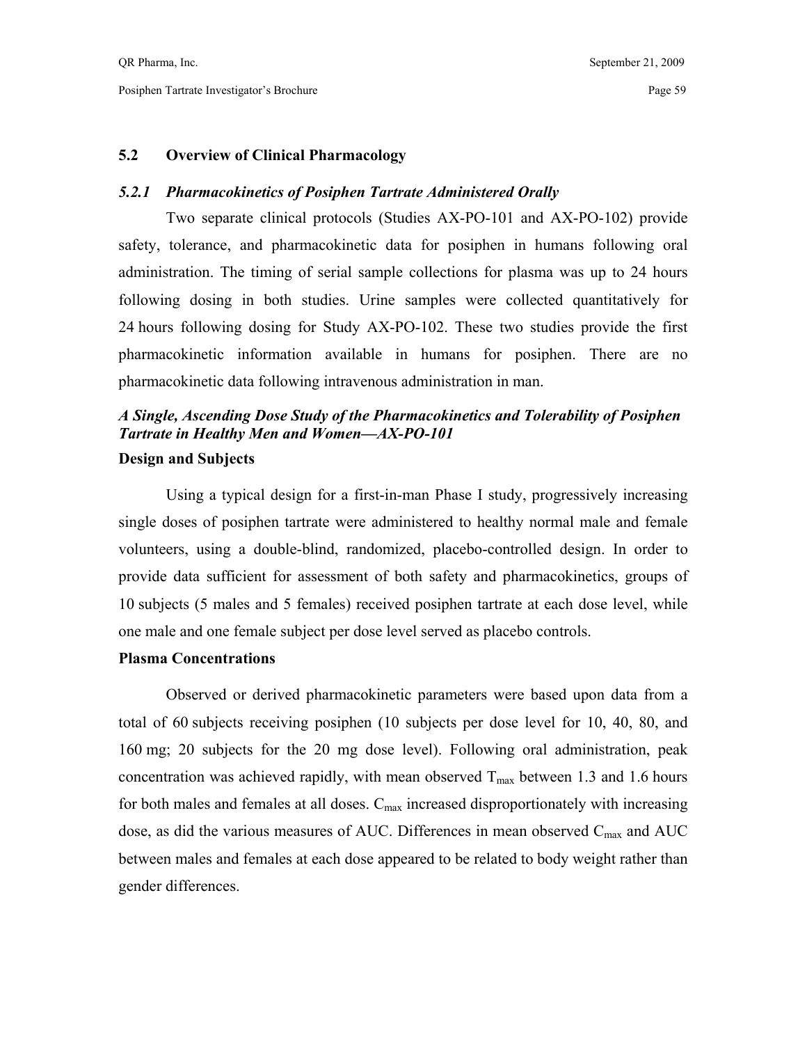## 5.2 Overview of Clinical Pharmacology

### *5.2.1 Pharmacokinetics of Posiphen Tartrate Administered Orally*

Two separate clinical protocols (Studies AX-PO-101 and AX-PO-102) provide safety, tolerance, and pharmacokinetic data for posiphen in humans following oral administration. The timing of serial sample collections for plasma was up to 24 hours following dosing in both studies. Urine samples were collected quantitatively for 24 hours following dosing for Study AX-PO-102. These two studies provide the first pharmacokinetic information available in humans for posiphen. There are no pharmacokinetic data following intravenous administration in man.

***A Single, Ascending Dose Study of the Pharmacokinetics and Tolerability of Posiphen Tartrate in Healthy Men and Women—AX-PO-101***

**Design and Subjects**

Using a typical design for a first-in-man Phase I study, progressively increasing single doses of posiphen tartrate were administered to healthy normal male and female volunteers, using a double-blind, randomized, placebo-controlled design. In order to provide data sufficient for assessment of both safety and pharmacokinetics, groups of 10 subjects (5 males and 5 females) received posiphen tartrate at each dose level, while one male and one female subject per dose level served as placebo controls.

**Plasma Concentrations**

Observed or derived pharmacokinetic parameters were based upon data from a total of 60 subjects receiving posiphen (10 subjects per dose level for 10, 40, 80, and 160 mg; 20 subjects for the 20 mg dose level). Following oral administration, peak concentration was achieved rapidly, with mean observed $T_{max}$ between 1.3 and 1.6 hours for both males and females at all doses. $C_{max}$ increased disproportionately with increasing dose, as did the various measures of AUC. Differences in mean observed $C_{max}$ and AUC between males and females at each dose appeared to be related to body weight rather than gender differences.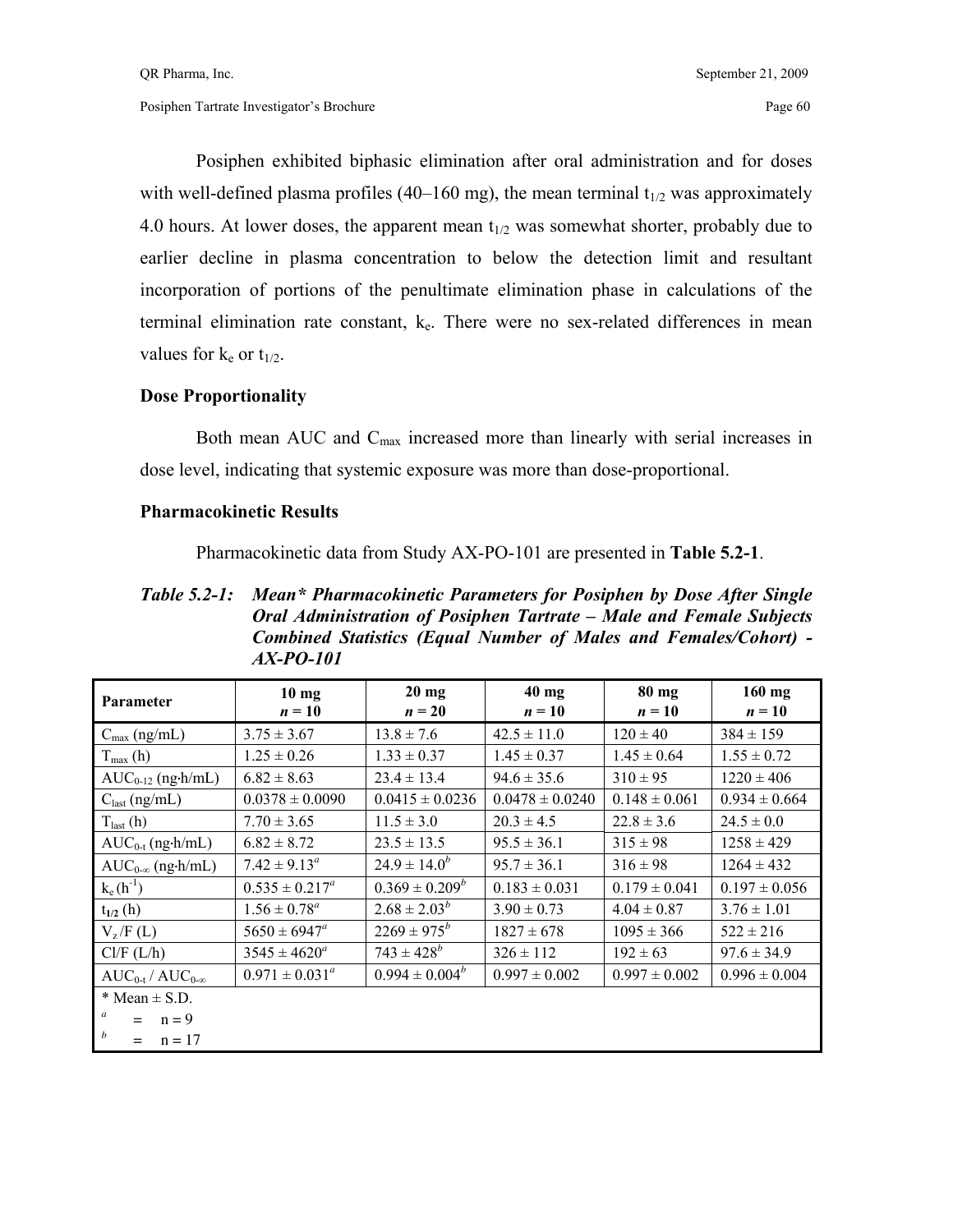Posiphen exhibited biphasic elimination after oral administration and for doses with well-defined plasma profiles (40–160 mg), the mean terminal $t_{1/2}$ was approximately 4.0 hours. At lower doses, the apparent mean $t_{1/2}$ was somewhat shorter, probably due to earlier decline in plasma concentration to below the detection limit and resultant incorporation of portions of the penultimate elimination phase in calculations of the terminal elimination rate constant, $k_e$. There were no sex-related differences in mean values for $k_e$ or $t_{1/2}$.

### Dose Proportionality

Both mean AUC and $C_{max}$ increased more than linearly with serial increases in dose level, indicating that systemic exposure was more than dose-proportional.

### Pharmacokinetic Results

Pharmacokinetic data from Study AX-PO-101 are presented in **Table 5.2-1**.

***Table 5.2-1: Mean* Pharmacokinetic Parameters for Posiphen by Dose After Single Oral Administration of Posiphen Tartrate – Male and Female Subjects Combined Statistics (Equal Number of Males and Females/Cohort) - AX-PO-101***

| Parameter | 10 mg *n* = 10 | 20 mg *n* = 20 | 40 mg *n* = 10 | 80 mg *n* = 10 | 160 mg *n* = 10 |
|---|---|---|---|---|---|
| $C_{max}$ (ng/mL) | 3.75 ± 3.67 | 13.8 ± 7.6 | 42.5 ± 11.0 | 120 ± 40 | 384 ± 159 |
| $T_{max}$ (h) | 1.25 ± 0.26 | 1.33 ± 0.37 | 1.45 ± 0.37 | 1.45 ± 0.64 | 1.55 ± 0.72 |
| $AUC_{0\text{-}12}$ (ng·h/mL) | 6.82 ± 8.63 | 23.4 ± 13.4 | 94.6 ± 35.6 | 310 ± 95 | 1220 ± 406 |
| $C_{last}$ (ng/mL) | 0.0378 ± 0.0090 | 0.0415 ± 0.0236 | 0.0478 ± 0.0240 | 0.148 ± 0.061 | 0.934 ± 0.664 |
| $T_{last}$ (h) | 7.70 ± 3.65 | 11.5 ± 3.0 | 20.3 ± 4.5 | 22.8 ± 3.6 | 24.5 ± 0.0 |
| $AUC_{0\text{-}t}$ (ng·h/mL) | 6.82 ± 8.72 | 23.5 ± 13.5 | 95.5 ± 36.1 | 315 ± 98 | 1258 ± 429 |
| $AUC_{0\text{-}\infty}$ (ng·h/mL) | 7.42 ± 9.13[a] | 24.9 ± 14.0[b] | 95.7 ± 36.1 | 316 ± 98 | 1264 ± 432 |
| $k_e$ ($h^{-1}$) | 0.535 ± 0.217[a] | 0.369 ± 0.209[b] | 0.183 ± 0.031 | 0.179 ± 0.041 | 0.197 ± 0.056 |
| $t_{1/2}$ (h) | 1.56 ± 0.78[a] | 2.68 ± 2.03[b] | 3.90 ± 0.73 | 4.04 ± 0.87 | 3.76 ± 1.01 |
| $V_z$/F (L) | 5650 ± 6947[a] | 2269 ± 975[b] | 1827 ± 678 | 1095 ± 366 | 522 ± 216 |
| Cl/F (L/h) | 3545 ± 4620[a] | 743 ± 428[b] | 326 ± 112 | 192 ± 63 | 97.6 ± 34.9 |
| $AUC_{0\text{-}t}$ / $AUC_{0\text{-}\infty}$ | 0.971 ± 0.031[a] | 0.994 ± 0.004[b] | 0.997 ± 0.002 | 0.997 ± 0.002 | 0.996 ± 0.004 |

\* Mean ± S.D.

[a] = n = 9

[b] = n = 17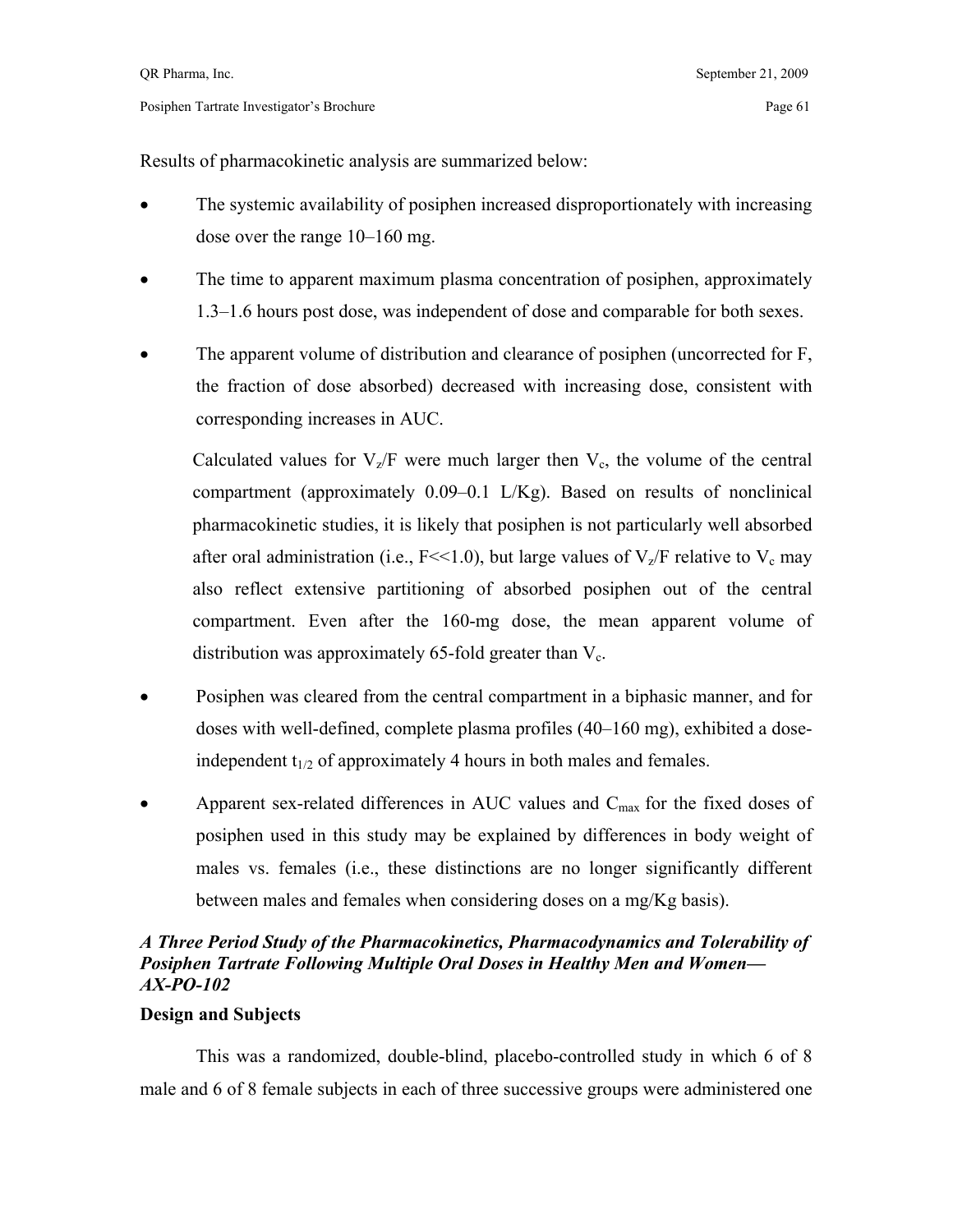Results of pharmacokinetic analysis are summarized below:

- The systemic availability of posiphen increased disproportionately with increasing dose over the range 10–160 mg.
- The time to apparent maximum plasma concentration of posiphen, approximately 1.3–1.6 hours post dose, was independent of dose and comparable for both sexes.
- The apparent volume of distribution and clearance of posiphen (uncorrected for F, the fraction of dose absorbed) decreased with increasing dose, consistent with corresponding increases in AUC.

  Calculated values for $V_z/F$ were much larger then $V_c$, the volume of the central compartment (approximately 0.09–0.1 L/Kg). Based on results of nonclinical pharmacokinetic studies, it is likely that posiphen is not particularly well absorbed after oral administration (i.e., F<<1.0), but large values of $V_z/F$ relative to $V_c$ may also reflect extensive partitioning of absorbed posiphen out of the central compartment. Even after the 160-mg dose, the mean apparent volume of distribution was approximately 65-fold greater than $V_c$.

- Posiphen was cleared from the central compartment in a biphasic manner, and for doses with well-defined, complete plasma profiles (40–160 mg), exhibited a dose-independent $t_{1/2}$ of approximately 4 hours in both males and females.
- Apparent sex-related differences in AUC values and $C_{max}$ for the fixed doses of posiphen used in this study may be explained by differences in body weight of males vs. females (i.e., these distinctions are no longer significantly different between males and females when considering doses on a mg/Kg basis).

### *A Three Period Study of the Pharmacokinetics, Pharmacodynamics and Tolerability of Posiphen Tartrate Following Multiple Oral Doses in Healthy Men and Women—AX-PO-102*

**Design and Subjects**

This was a randomized, double-blind, placebo-controlled study in which 6 of 8 male and 6 of 8 female subjects in each of three successive groups were administered one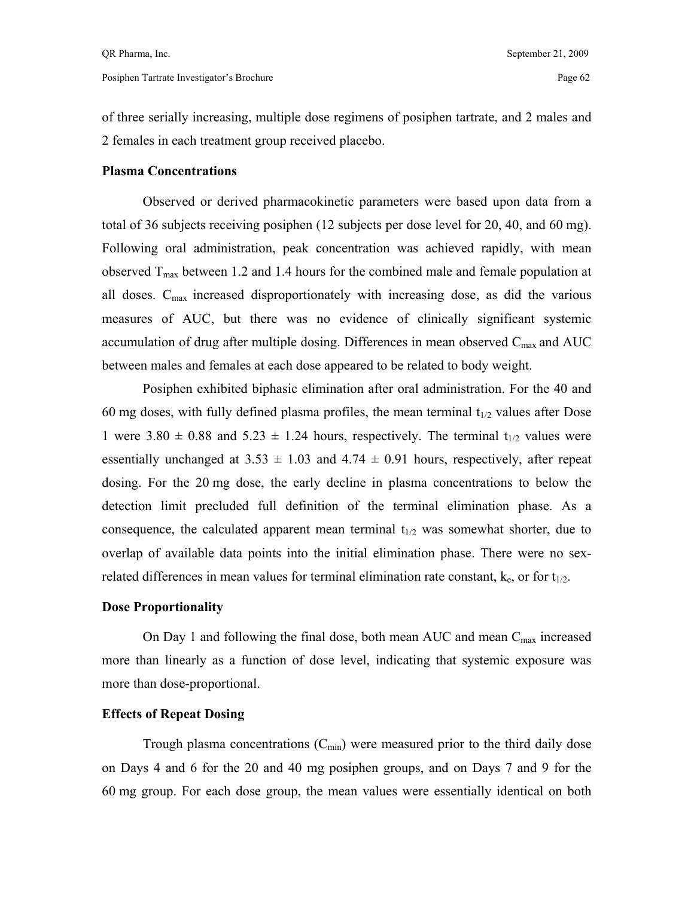of three serially increasing, multiple dose regimens of posiphen tartrate, and 2 males and 2 females in each treatment group received placebo.

**Plasma Concentrations**

Observed or derived pharmacokinetic parameters were based upon data from a total of 36 subjects receiving posiphen (12 subjects per dose level for 20, 40, and 60 mg). Following oral administration, peak concentration was achieved rapidly, with mean observed $T_{max}$ between 1.2 and 1.4 hours for the combined male and female population at all doses. $C_{max}$ increased disproportionately with increasing dose, as did the various measures of AUC, but there was no evidence of clinically significant systemic accumulation of drug after multiple dosing. Differences in mean observed $C_{max}$ and AUC between males and females at each dose appeared to be related to body weight.

Posiphen exhibited biphasic elimination after oral administration. For the 40 and 60 mg doses, with fully defined plasma profiles, the mean terminal $t_{1/2}$ values after Dose 1 were 3.80 ± 0.88 and 5.23 ± 1.24 hours, respectively. The terminal $t_{1/2}$ values were essentially unchanged at 3.53 ± 1.03 and 4.74 ± 0.91 hours, respectively, after repeat dosing. For the 20 mg dose, the early decline in plasma concentrations to below the detection limit precluded full definition of the terminal elimination phase. As a consequence, the calculated apparent mean terminal $t_{1/2}$ was somewhat shorter, due to overlap of available data points into the initial elimination phase. There were no sex-related differences in mean values for terminal elimination rate constant, $k_e$, or for $t_{1/2}$.

**Dose Proportionality**

On Day 1 and following the final dose, both mean AUC and mean $C_{max}$ increased more than linearly as a function of dose level, indicating that systemic exposure was more than dose-proportional.

**Effects of Repeat Dosing**

Trough plasma concentrations ($C_{min}$) were measured prior to the third daily dose on Days 4 and 6 for the 20 and 40 mg posiphen groups, and on Days 7 and 9 for the 60 mg group. For each dose group, the mean values were essentially identical on both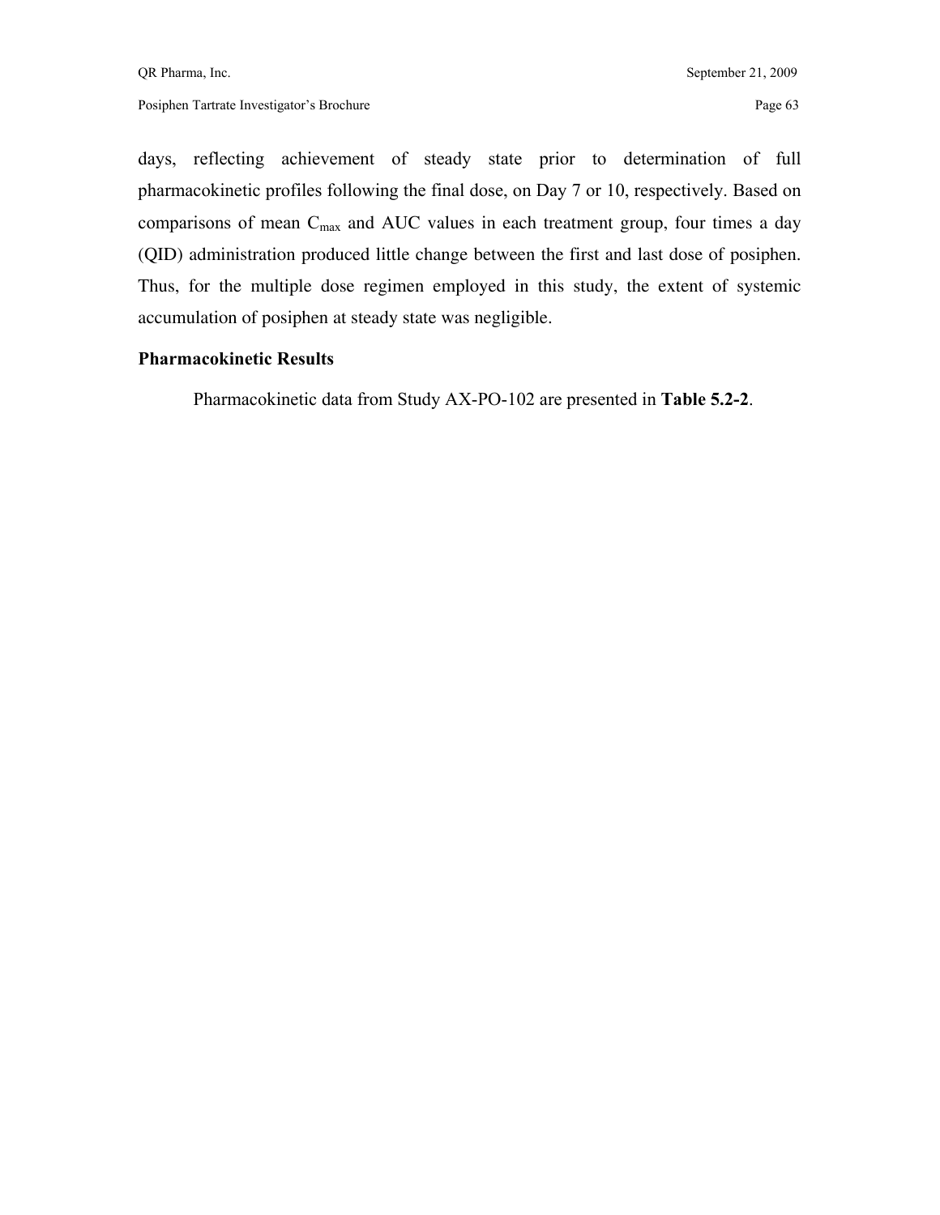days, reflecting achievement of steady state prior to determination of full pharmacokinetic profiles following the final dose, on Day 7 or 10, respectively. Based on comparisons of mean $C_{max}$ and AUC values in each treatment group, four times a day (QID) administration produced little change between the first and last dose of posiphen. Thus, for the multiple dose regimen employed in this study, the extent of systemic accumulation of posiphen at steady state was negligible.

**Pharmacokinetic Results**

Pharmacokinetic data from Study AX-PO-102 are presented in **Table 5.2-2**.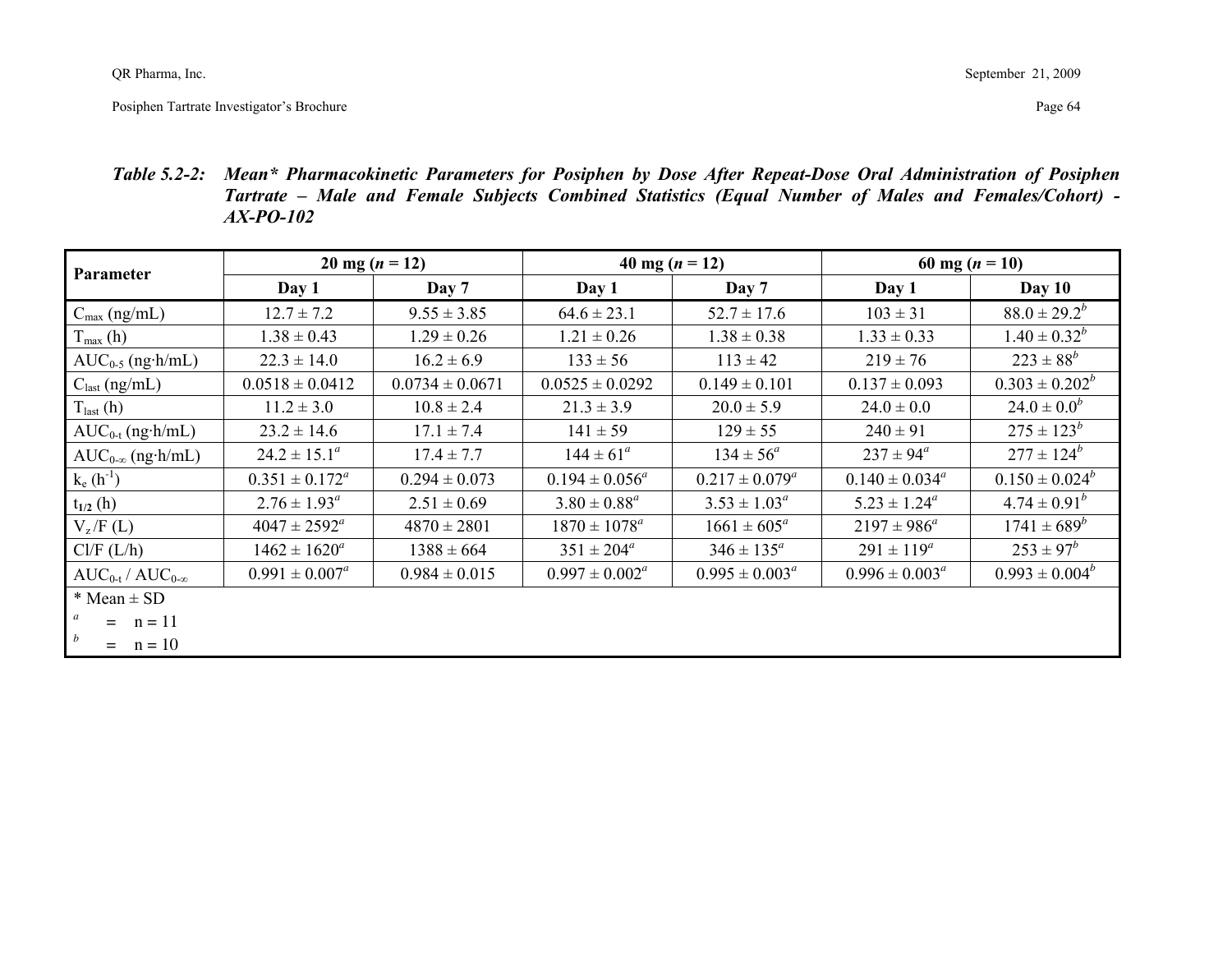***Table 5.2-2: Mean\* Pharmacokinetic Parameters for Posiphen by Dose After Repeat-Dose Oral Administration of Posiphen Tartrate – Male and Female Subjects Combined Statistics (Equal Number of Males and Females/Cohort) - AX-PO-102***

| Parameter | 20 mg (*n* = 12) | | 40 mg (*n* = 12) | | 60 mg (*n* = 10) | |
|---|---|---|---|---|---|---|
| | Day 1 | Day 7 | Day 1 | Day 7 | Day 1 | Day 10 |
| $C_{max}$ (ng/mL) | 12.7 ± 7.2 | 9.55 ± 3.85 | 64.6 ± 23.1 | 52.7 ± 17.6 | 103 ± 31 | 88.0 ± 29.2[b] |
| $T_{max}$ (h) | 1.38 ± 0.43 | 1.29 ± 0.26 | 1.21 ± 0.26 | 1.38 ± 0.38 | 1.33 ± 0.33 | 1.40 ± 0.32[b] |
| $AUC_{0\text{-}5}$ (ng·h/mL) | 22.3 ± 14.0 | 16.2 ± 6.9 | 133 ± 56 | 113 ± 42 | 219 ± 76 | 223 ± 88[b] |
| $C_{last}$ (ng/mL) | 0.0518 ± 0.0412 | 0.0734 ± 0.0671 | 0.0525 ± 0.0292 | 0.149 ± 0.101 | 0.137 ± 0.093 | 0.303 ± 0.202[b] |
| $T_{last}$ (h) | 11.2 ± 3.0 | 10.8 ± 2.4 | 21.3 ± 3.9 | 20.0 ± 5.9 | 24.0 ± 0.0 | 24.0 ± 0.0[b] |
| $AUC_{0\text{-}t}$ (ng·h/mL) | 23.2 ± 14.6 | 17.1 ± 7.4 | 141 ± 59 | 129 ± 55 | 240 ± 91 | 275 ± 123[b] |
| $AUC_{0\text{-}\infty}$ (ng·h/mL) | 24.2 ± 15.1[a] | 17.4 ± 7.7 | 144 ± 61[a] | 134 ± 56[a] | 237 ± 94[a] | 277 ± 124[b] |
| $k_e$ ($h^{-1}$) | 0.351 ± 0.172[a] | 0.294 ± 0.073 | 0.194 ± 0.056[a] | 0.217 ± 0.079[a] | 0.140 ± 0.034[a] | 0.150 ± 0.024[b] |
| $t_{1/2}$ (h) | 2.76 ± 1.93[a] | 2.51 ± 0.69 | 3.80 ± 0.88[a] | 3.53 ± 1.03[a] | 5.23 ± 1.24[a] | 4.74 ± 0.91[b] |
| $V_z/F$ (L) | 4047 ± 2592[a] | 4870 ± 2801 | 1870 ± 1078[a] | 1661 ± 605[a] | 2197 ± 986[a] | 1741 ± 689[b] |
| Cl/F (L/h) | 1462 ± 1620[a] | 1388 ± 664 | 351 ± 204[a] | 346 ± 135[a] | 291 ± 119[a] | 253 ± 97[b] |
| $AUC_{0\text{-}t}$ / $AUC_{0\text{-}\infty}$ | 0.991 ± 0.007[a] | 0.984 ± 0.015 | 0.997 ± 0.002[a] | 0.995 ± 0.003[a] | 0.996 ± 0.003[a] | 0.993 ± 0.004[b] |

\* Mean ± SD

[a] = n = 11

[b] = n = 10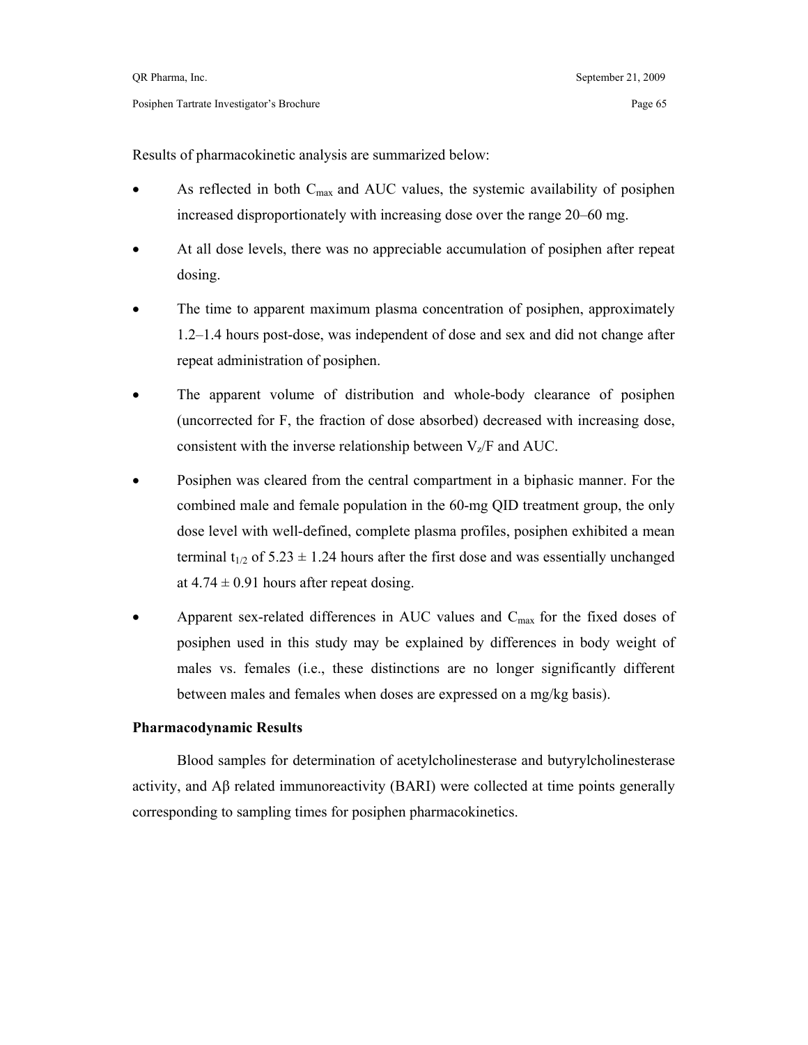Results of pharmacokinetic analysis are summarized below:

- As reflected in both $C_{max}$ and AUC values, the systemic availability of posiphen increased disproportionately with increasing dose over the range 20–60 mg.
- At all dose levels, there was no appreciable accumulation of posiphen after repeat dosing.
- The time to apparent maximum plasma concentration of posiphen, approximately 1.2–1.4 hours post-dose, was independent of dose and sex and did not change after repeat administration of posiphen.
- The apparent volume of distribution and whole-body clearance of posiphen (uncorrected for F, the fraction of dose absorbed) decreased with increasing dose, consistent with the inverse relationship between $V_z/F$ and AUC.
- Posiphen was cleared from the central compartment in a biphasic manner. For the combined male and female population in the 60-mg QID treatment group, the only dose level with well-defined, complete plasma profiles, posiphen exhibited a mean terminal $t_{1/2}$ of $5.23 \pm 1.24$ hours after the first dose and was essentially unchanged at $4.74 \pm 0.91$ hours after repeat dosing.
- Apparent sex-related differences in AUC values and $C_{max}$ for the fixed doses of posiphen used in this study may be explained by differences in body weight of males vs. females (i.e., these distinctions are no longer significantly different between males and females when doses are expressed on a mg/kg basis).

**Pharmacodynamic Results**

Blood samples for determination of acetylcholinesterase and butyrylcholinesterase activity, and Aβ related immunoreactivity (BARI) were collected at time points generally corresponding to sampling times for posiphen pharmacokinetics.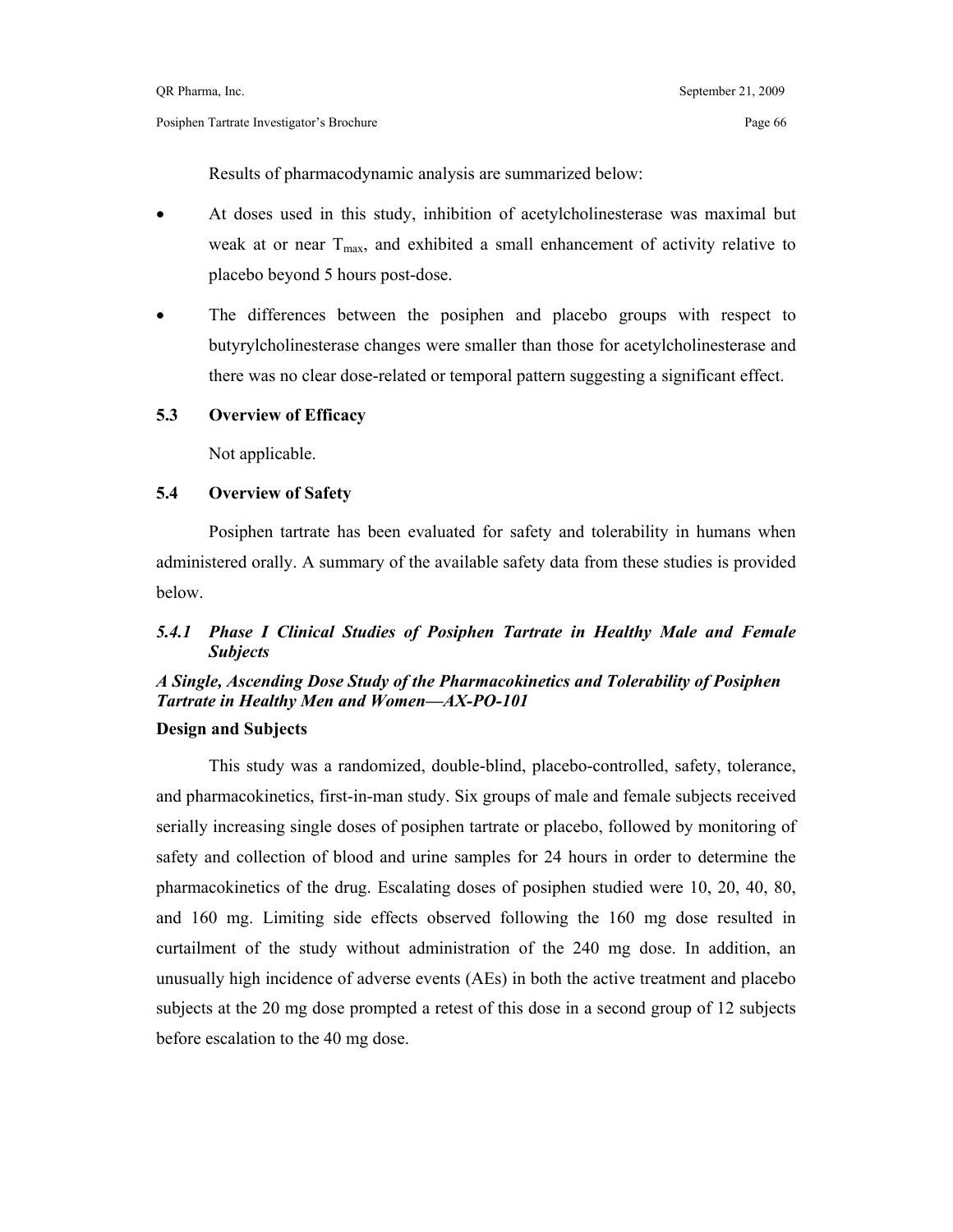Results of pharmacodynamic analysis are summarized below:

- At doses used in this study, inhibition of acetylcholinesterase was maximal but weak at or near $T_{max}$, and exhibited a small enhancement of activity relative to placebo beyond 5 hours post-dose.
- The differences between the posiphen and placebo groups with respect to butyrylcholinesterase changes were smaller than those for acetylcholinesterase and there was no clear dose-related or temporal pattern suggesting a significant effect.

## 5.3 Overview of Efficacy

Not applicable.

## 5.4 Overview of Safety

Posiphen tartrate has been evaluated for safety and tolerability in humans when administered orally. A summary of the available safety data from these studies is provided below.

### *5.4.1 Phase I Clinical Studies of Posiphen Tartrate in Healthy Male and Female Subjects*

***A Single, Ascending Dose Study of the Pharmacokinetics and Tolerability of Posiphen Tartrate in Healthy Men and Women—AX-PO-101***

**Design and Subjects**

This study was a randomized, double-blind, placebo-controlled, safety, tolerance, and pharmacokinetics, first-in-man study. Six groups of male and female subjects received serially increasing single doses of posiphen tartrate or placebo, followed by monitoring of safety and collection of blood and urine samples for 24 hours in order to determine the pharmacokinetics of the drug. Escalating doses of posiphen studied were 10, 20, 40, 80, and 160 mg. Limiting side effects observed following the 160 mg dose resulted in curtailment of the study without administration of the 240 mg dose. In addition, an unusually high incidence of adverse events (AEs) in both the active treatment and placebo subjects at the 20 mg dose prompted a retest of this dose in a second group of 12 subjects before escalation to the 40 mg dose.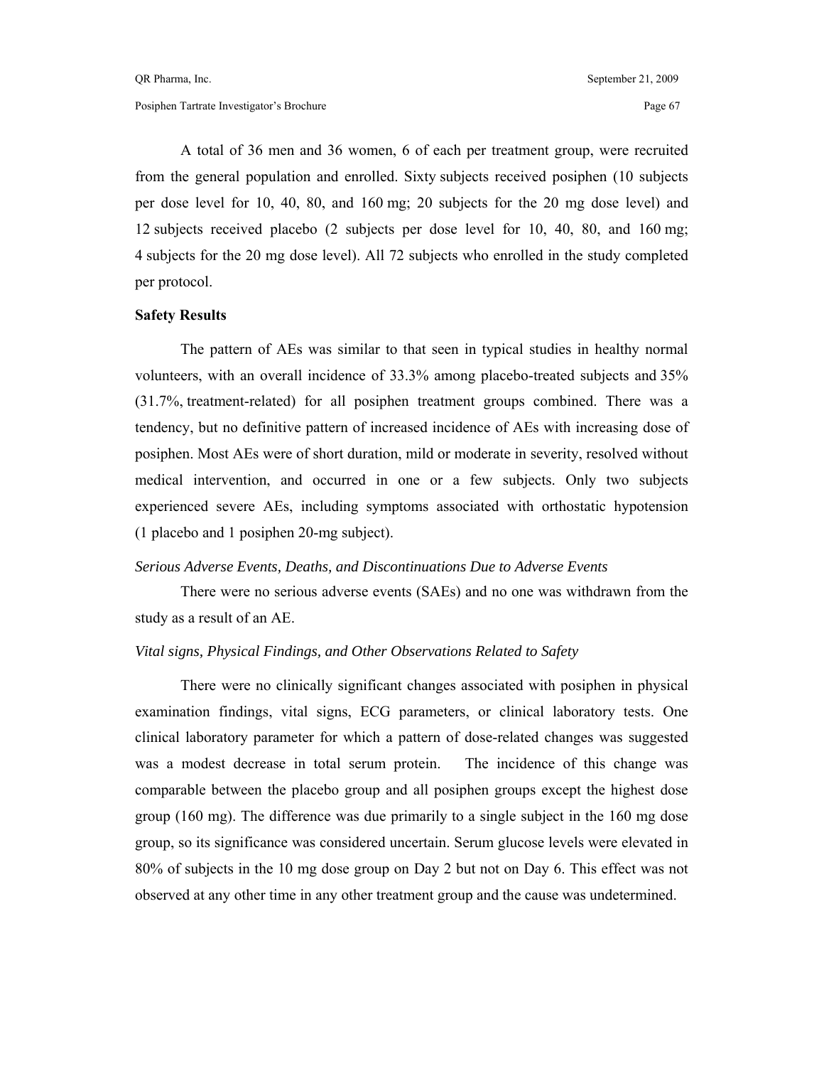A total of 36 men and 36 women, 6 of each per treatment group, were recruited from the general population and enrolled. Sixty subjects received posiphen (10 subjects per dose level for 10, 40, 80, and 160 mg; 20 subjects for the 20 mg dose level) and 12 subjects received placebo (2 subjects per dose level for 10, 40, 80, and 160 mg; 4 subjects for the 20 mg dose level). All 72 subjects who enrolled in the study completed per protocol.

**Safety Results**

The pattern of AEs was similar to that seen in typical studies in healthy normal volunteers, with an overall incidence of 33.3% among placebo-treated subjects and 35% (31.7%, treatment-related) for all posiphen treatment groups combined. There was a tendency, but no definitive pattern of increased incidence of AEs with increasing dose of posiphen. Most AEs were of short duration, mild or moderate in severity, resolved without medical intervention, and occurred in one or a few subjects. Only two subjects experienced severe AEs, including symptoms associated with orthostatic hypotension (1 placebo and 1 posiphen 20-mg subject).

*Serious Adverse Events, Deaths, and Discontinuations Due to Adverse Events*

There were no serious adverse events (SAEs) and no one was withdrawn from the study as a result of an AE.

*Vital signs, Physical Findings, and Other Observations Related to Safety*

There were no clinically significant changes associated with posiphen in physical examination findings, vital signs, ECG parameters, or clinical laboratory tests. One clinical laboratory parameter for which a pattern of dose-related changes was suggested was a modest decrease in total serum protein. The incidence of this change was comparable between the placebo group and all posiphen groups except the highest dose group (160 mg). The difference was due primarily to a single subject in the 160 mg dose group, so its significance was considered uncertain. Serum glucose levels were elevated in 80% of subjects in the 10 mg dose group on Day 2 but not on Day 6. This effect was not observed at any other time in any other treatment group and the cause was undetermined.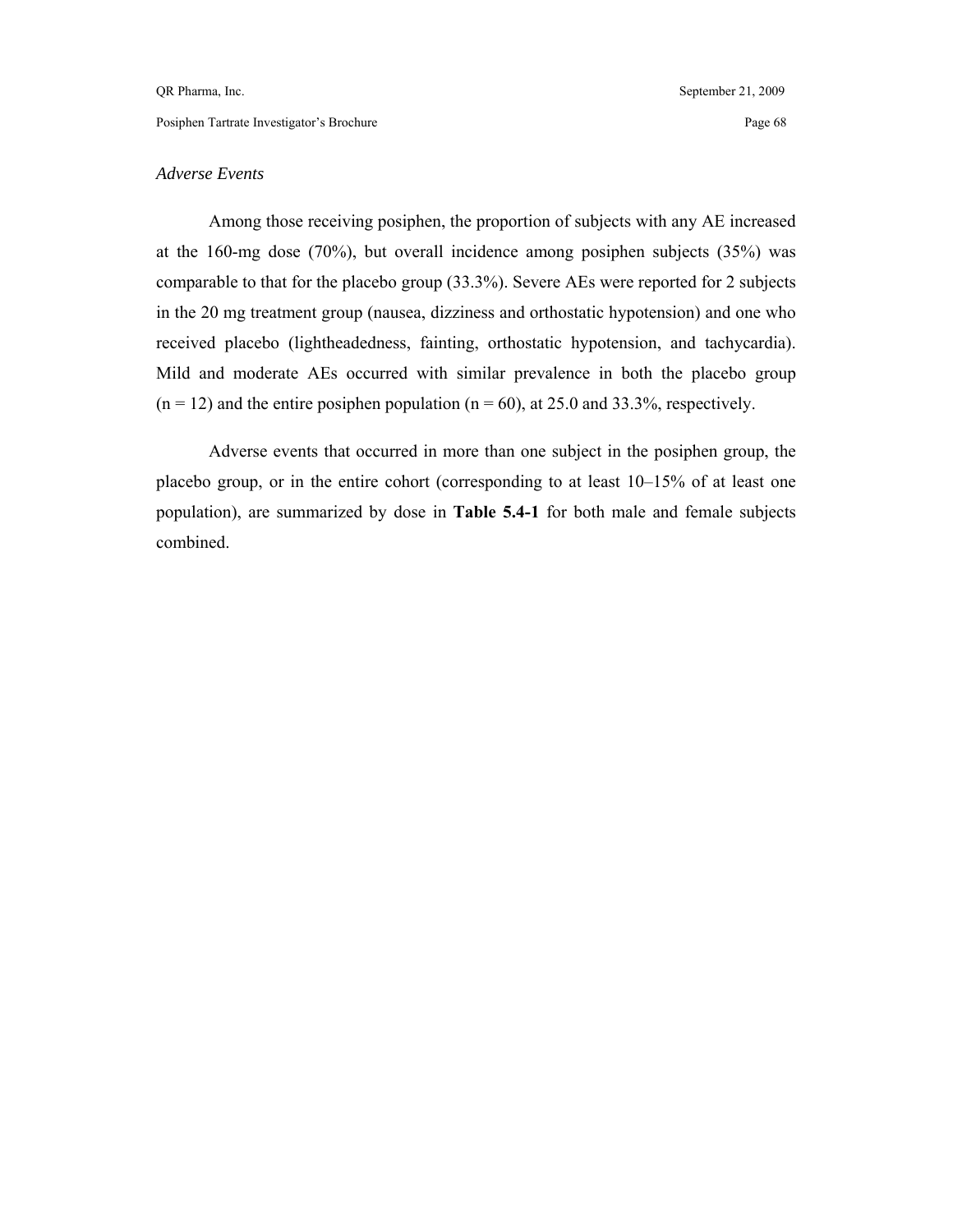*Adverse Events*

Among those receiving posiphen, the proportion of subjects with any AE increased at the 160-mg dose (70%), but overall incidence among posiphen subjects (35%) was comparable to that for the placebo group (33.3%). Severe AEs were reported for 2 subjects in the 20 mg treatment group (nausea, dizziness and orthostatic hypotension) and one who received placebo (lightheadedness, fainting, orthostatic hypotension, and tachycardia). Mild and moderate AEs occurred with similar prevalence in both the placebo group (n = 12) and the entire posiphen population (n = 60), at 25.0 and 33.3%, respectively.

Adverse events that occurred in more than one subject in the posiphen group, the placebo group, or in the entire cohort (corresponding to at least 10–15% of at least one population), are summarized by dose in **Table 5.4-1** for both male and female subjects combined.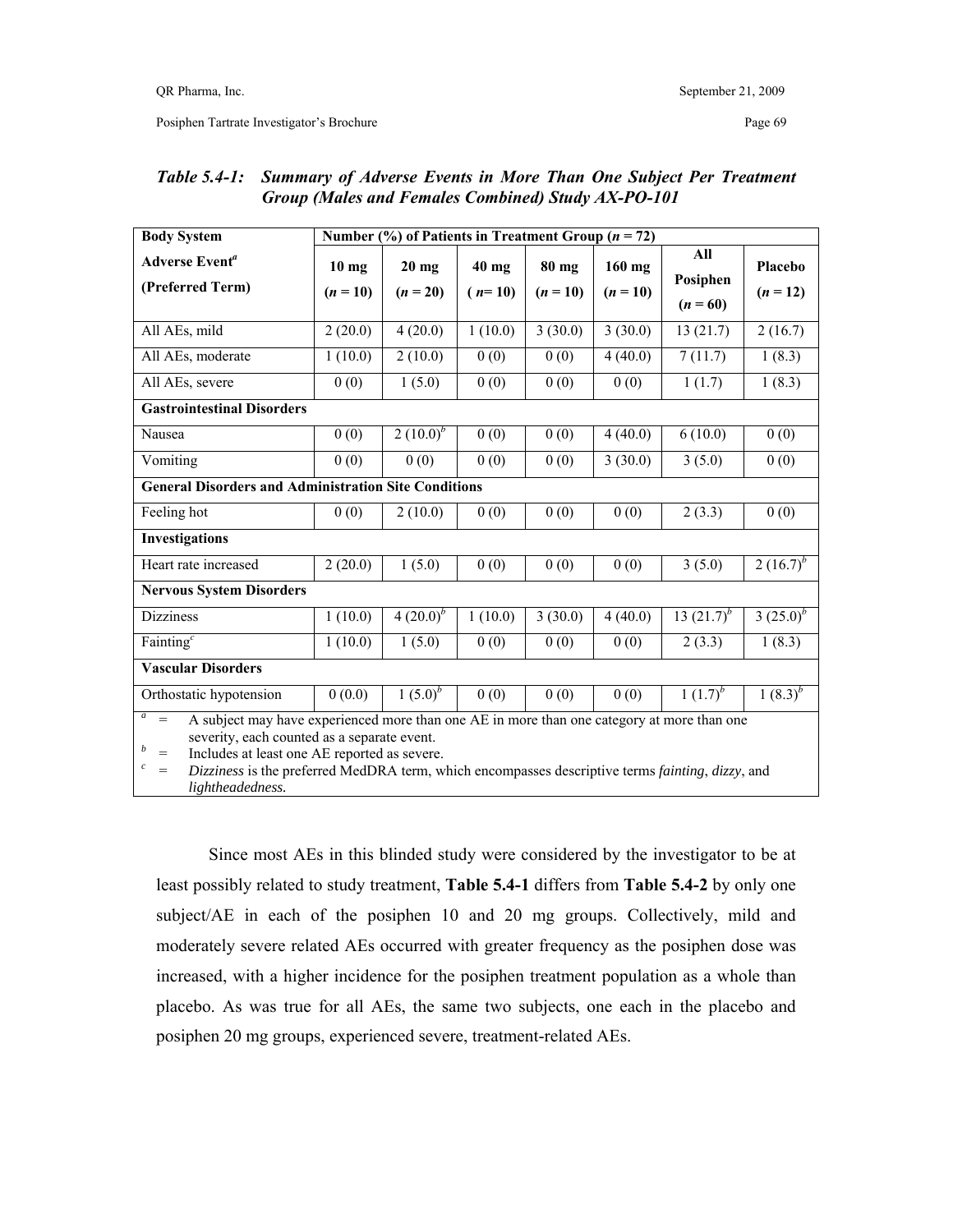***Table 5.4-1: Summary of Adverse Events in More Than One Subject Per Treatment Group (Males and Females Combined) Study AX-PO-101***

| **Body System** | **Number (%) of Patients in Treatment Group ($n$ = 72)** | | | | | | |
|---|---|---|---|---|---|---|---|
| **Adverse Event[a] (Preferred Term)** | **10 mg ($n$ = 10)** | **20 mg ($n$ = 20)** | **40 mg ($n$= 10)** | **80 mg ($n$ = 10)** | **160 mg ($n$ = 10)** | **All Posiphen ($n$ = 60)** | **Placebo ($n$ = 12)** |
| All AEs, mild | 2 (20.0) | 4 (20.0) | 1 (10.0) | 3 (30.0) | 3 (30.0) | 13 (21.7) | 2 (16.7) |
| All AEs, moderate | 1 (10.0) | 2 (10.0) | 0 (0) | 0 (0) | 4 (40.0) | 7 (11.7) | 1 (8.3) |
| All AEs, severe | 0 (0) | 1 (5.0) | 0 (0) | 0 (0) | 0 (0) | 1 (1.7) | 1 (8.3) |
| **Gastrointestinal Disorders** | | | | | | | |
| Nausea | 0 (0) | 2 (10.0)[b] | 0 (0) | 0 (0) | 4 (40.0) | 6 (10.0) | 0 (0) |
| Vomiting | 0 (0) | 0 (0) | 0 (0) | 0 (0) | 3 (30.0) | 3 (5.0) | 0 (0) |
| **General Disorders and Administration Site Conditions** | | | | | | | |
| Feeling hot | 0 (0) | 2 (10.0) | 0 (0) | 0 (0) | 0 (0) | 2 (3.3) | 0 (0) |
| **Investigations** | | | | | | | |
| Heart rate increased | 2 (20.0) | 1 (5.0) | 0 (0) | 0 (0) | 0 (0) | 3 (5.0) | 2 (16.7)[b] |
| **Nervous System Disorders** | | | | | | | |
| Dizziness | 1 (10.0) | 4 (20.0)[b] | 1 (10.0) | 3 (30.0) | 4 (40.0) | 13 (21.7)[b] | 3 (25.0)[b] |
| Fainting[c] | 1 (10.0) | 1 (5.0) | 0 (0) | 0 (0) | 0 (0) | 2 (3.3) | 1 (8.3) |
| **Vascular Disorders** | | | | | | | |
| Orthostatic hypotension | 0 (0.0) | 1 (5.0)[b] | 0 (0) | 0 (0) | 0 (0) | 1 (1.7)[b] | 1 (8.3)[b] |

[a] = A subject may have experienced more than one AE in more than one category at more than one severity, each counted as a separate event.
[b] = Includes at least one AE reported as severe.
[c] = *Dizziness* is the preferred MedDRA term, which encompasses descriptive terms *fainting*, *dizzy*, and *lightheadedness.*

Since most AEs in this blinded study were considered by the investigator to be at least possibly related to study treatment, **Table 5.4-1** differs from **Table 5.4-2** by only one subject/AE in each of the posiphen 10 and 20 mg groups. Collectively, mild and moderately severe related AEs occurred with greater frequency as the posiphen dose was increased, with a higher incidence for the posiphen treatment population as a whole than placebo. As was true for all AEs, the same two subjects, one each in the placebo and posiphen 20 mg groups, experienced severe, treatment-related AEs.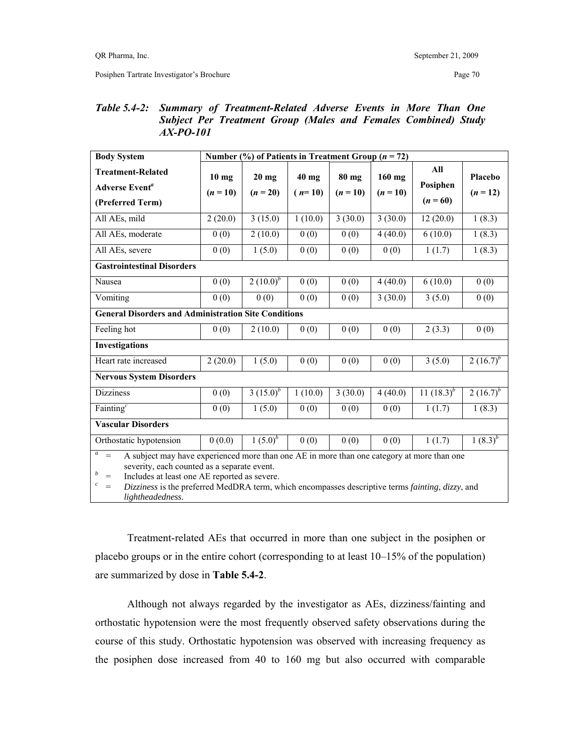*Table 5.4-2: Summary of Treatment-Related Adverse Events in More Than One Subject Per Treatment Group (Males and Females Combined) Study AX-PO-101*

| Body System | Number (%) of Patients in Treatment Group (*n* = 72) | | | | | | |
|---|---|---|---|---|---|---|---|
| **Treatment-Related Adverse Event[a] (Preferred Term)** | **10 mg (*n* = 10)** | **20 mg (*n* = 20)** | **40 mg (*n*= 10)** | **80 mg (*n* = 10)** | **160 mg (*n* = 10)** | **All Posiphen (*n* = 60)** | **Placebo (*n* = 12)** |
| All AEs, mild | 2 (20.0) | 3 (15.0) | 1 (10.0) | 3 (30.0) | 3 (30.0) | 12 (20.0) | 1 (8.3) |
| All AEs, moderate | 0 (0) | 2 (10.0) | 0 (0) | 0 (0) | 4 (40.0) | 6 (10.0) | 1 (8.3) |
| All AEs, severe | 0 (0) | 1 (5.0) | 0 (0) | 0 (0) | 0 (0) | 1 (1.7) | 1 (8.3) |
| **Gastrointestinal Disorders** | | | | | | | |
| Nausea | 0 (0) | 2 (10.0)[b] | 0 (0) | 0 (0) | 4 (40.0) | 6 (10.0) | 0 (0) |
| Vomiting | 0 (0) | 0 (0) | 0 (0) | 0 (0) | 3 (30.0) | 3 (5.0) | 0 (0) |
| **General Disorders and Administration Site Conditions** | | | | | | | |
| Feeling hot | 0 (0) | 2 (10.0) | 0 (0) | 0 (0) | 0 (0) | 2 (3.3) | 0 (0) |
| **Investigations** | | | | | | | |
| Heart rate increased | 2 (20.0) | 1 (5.0) | 0 (0) | 0 (0) | 0 (0) | 3 (5.0) | 2 (16.7)[b] |
| **Nervous System Disorders** | | | | | | | |
| Dizziness | 0 (0) | 3 (15.0)[b] | 1 (10.0) | 3 (30.0) | 4 (40.0) | 11 (18.3)[b] | 2 (16.7)[b] |
| Fainting[c] | 0 (0) | 1 (5.0) | 0 (0) | 0 (0) | 0 (0) | 1 (1.7) | 1 (8.3) |
| **Vascular Disorders** | | | | | | | |
| Orthostatic hypotension | 0 (0.0) | 1 (5.0)[b] | 0 (0) | 0 (0) | 0 (0) | 1 (1.7) | 1 (8.3)[b] |

[a] = A subject may have experienced more than one AE in more than one category at more than one severity, each counted as a separate event.
[b] = Includes at least one AE reported as severe.
[c] = *Dizziness* is the preferred MedDRA term, which encompasses descriptive terms *fainting*, *dizzy*, and *lightheadedness.*

Treatment-related AEs that occurred in more than one subject in the posiphen or placebo groups or in the entire cohort (corresponding to at least 10–15% of the population) are summarized by dose in **Table 5.4-2**.

Although not always regarded by the investigator as AEs, dizziness/fainting and orthostatic hypotension were the most frequently observed safety observations during the course of this study. Orthostatic hypotension was observed with increasing frequency as the posiphen dose increased from 40 to 160 mg but also occurred with comparable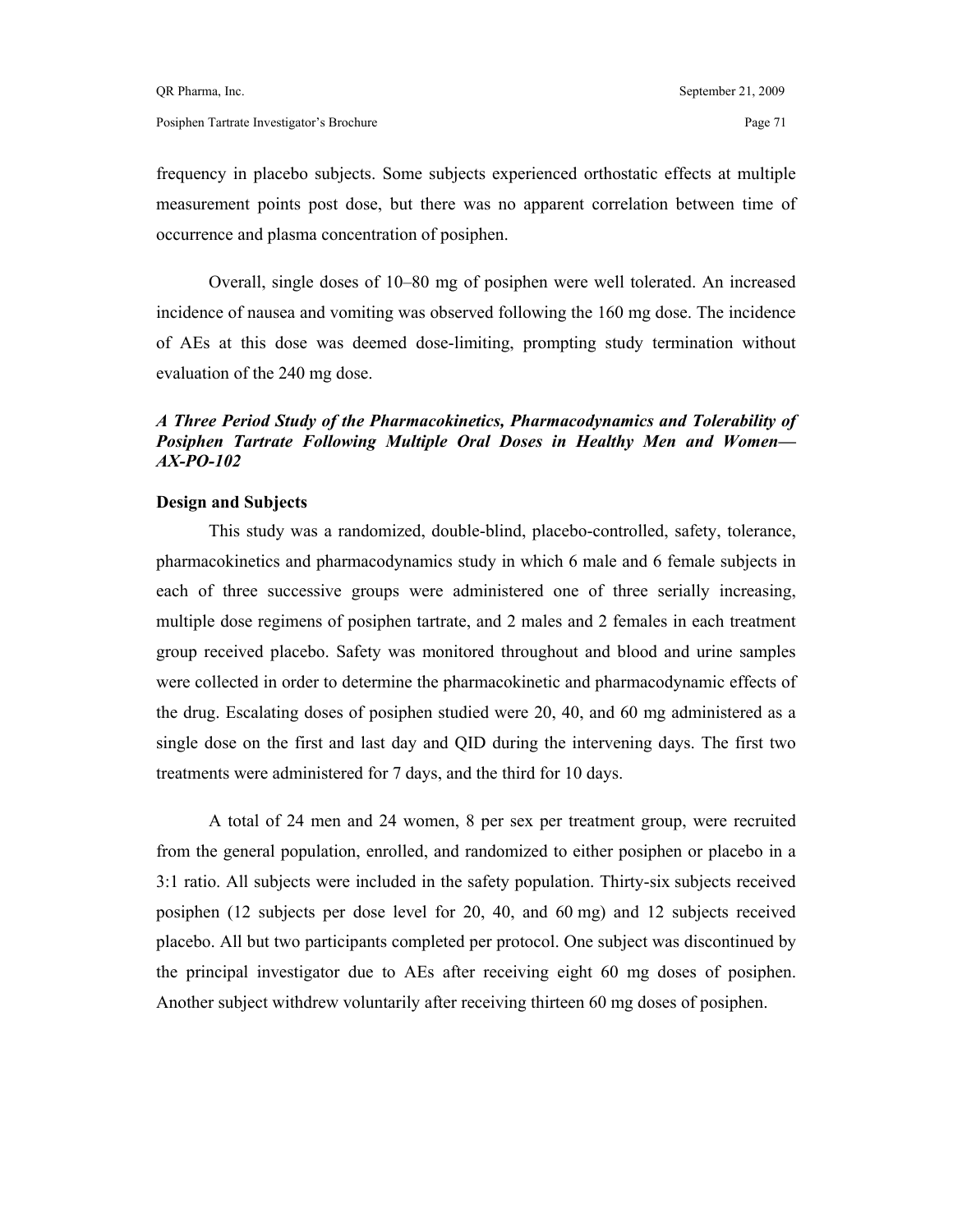frequency in placebo subjects. Some subjects experienced orthostatic effects at multiple measurement points post dose, but there was no apparent correlation between time of occurrence and plasma concentration of posiphen.

Overall, single doses of 10–80 mg of posiphen were well tolerated. An increased incidence of nausea and vomiting was observed following the 160 mg dose. The incidence of AEs at this dose was deemed dose-limiting, prompting study termination without evaluation of the 240 mg dose.

### *A Three Period Study of the Pharmacokinetics, Pharmacodynamics and Tolerability of Posiphen Tartrate Following Multiple Oral Doses in Healthy Men and Women—AX-PO-102*

**Design and Subjects**

This study was a randomized, double-blind, placebo-controlled, safety, tolerance, pharmacokinetics and pharmacodynamics study in which 6 male and 6 female subjects in each of three successive groups were administered one of three serially increasing, multiple dose regimens of posiphen tartrate, and 2 males and 2 females in each treatment group received placebo. Safety was monitored throughout and blood and urine samples were collected in order to determine the pharmacokinetic and pharmacodynamic effects of the drug. Escalating doses of posiphen studied were 20, 40, and 60 mg administered as a single dose on the first and last day and QID during the intervening days. The first two treatments were administered for 7 days, and the third for 10 days.

A total of 24 men and 24 women, 8 per sex per treatment group, were recruited from the general population, enrolled, and randomized to either posiphen or placebo in a 3:1 ratio. All subjects were included in the safety population. Thirty-six subjects received posiphen (12 subjects per dose level for 20, 40, and 60 mg) and 12 subjects received placebo. All but two participants completed per protocol. One subject was discontinued by the principal investigator due to AEs after receiving eight 60 mg doses of posiphen. Another subject withdrew voluntarily after receiving thirteen 60 mg doses of posiphen.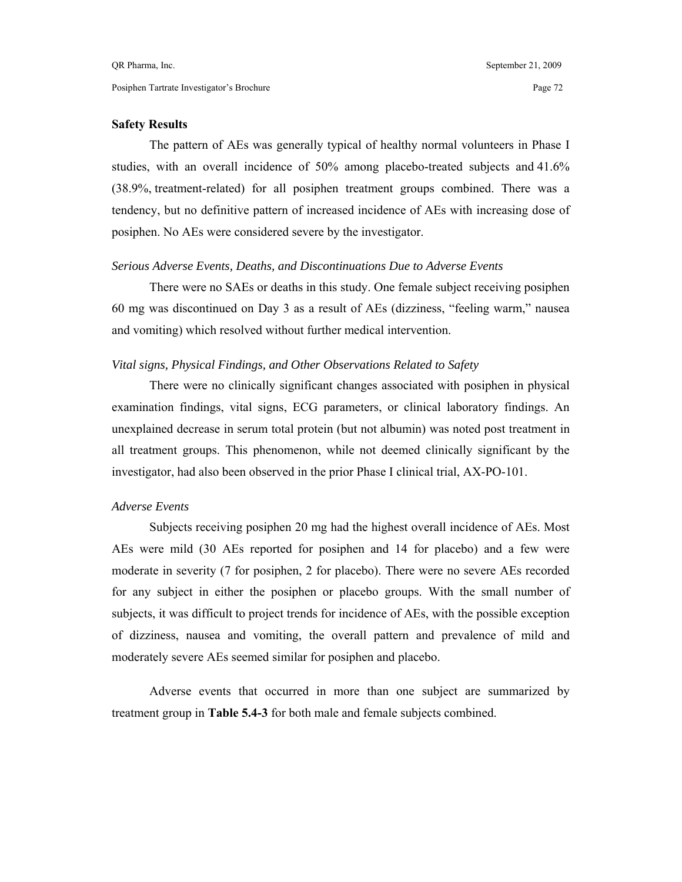**Safety Results**

The pattern of AEs was generally typical of healthy normal volunteers in Phase I studies, with an overall incidence of 50% among placebo-treated subjects and 41.6% (38.9%, treatment-related) for all posiphen treatment groups combined. There was a tendency, but no definitive pattern of increased incidence of AEs with increasing dose of posiphen. No AEs were considered severe by the investigator.

*Serious Adverse Events, Deaths, and Discontinuations Due to Adverse Events*

There were no SAEs or deaths in this study. One female subject receiving posiphen 60 mg was discontinued on Day 3 as a result of AEs (dizziness, "feeling warm," nausea and vomiting) which resolved without further medical intervention.

*Vital signs, Physical Findings, and Other Observations Related to Safety*

There were no clinically significant changes associated with posiphen in physical examination findings, vital signs, ECG parameters, or clinical laboratory findings. An unexplained decrease in serum total protein (but not albumin) was noted post treatment in all treatment groups. This phenomenon, while not deemed clinically significant by the investigator, had also been observed in the prior Phase I clinical trial, AX-PO-101.

*Adverse Events*

Subjects receiving posiphen 20 mg had the highest overall incidence of AEs. Most AEs were mild (30 AEs reported for posiphen and 14 for placebo) and a few were moderate in severity (7 for posiphen, 2 for placebo). There were no severe AEs recorded for any subject in either the posiphen or placebo groups. With the small number of subjects, it was difficult to project trends for incidence of AEs, with the possible exception of dizziness, nausea and vomiting, the overall pattern and prevalence of mild and moderately severe AEs seemed similar for posiphen and placebo.

Adverse events that occurred in more than one subject are summarized by treatment group in **Table 5.4-3** for both male and female subjects combined.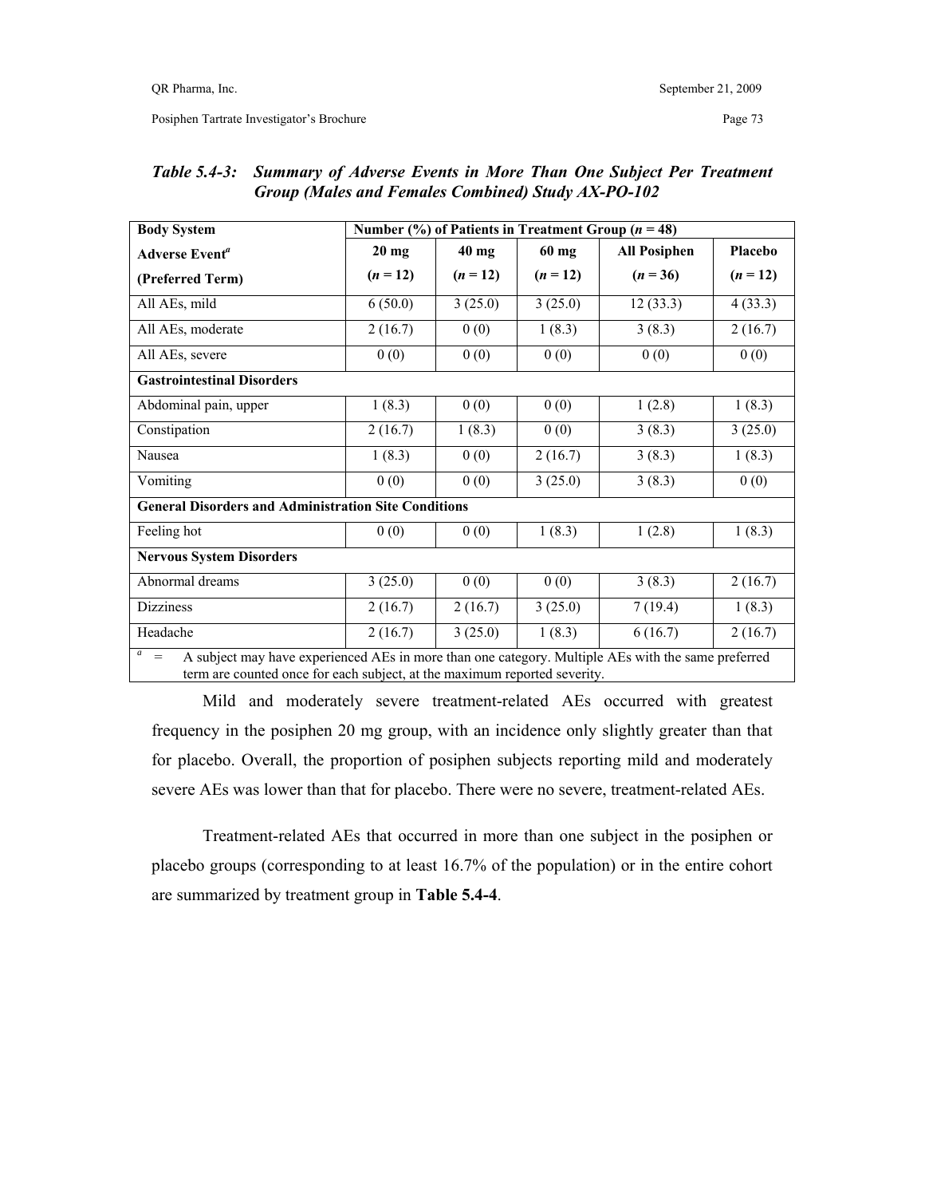***Table 5.4-3: Summary of Adverse Events in More Than One Subject Per Treatment Group (Males and Females Combined) Study AX-PO-102***

| **Body System** | **Number (%) of Patients in Treatment Group (*n* = 48)** | | | | |
|---|---|---|---|---|---|
| **Adverse Event[a]** | **20 mg** | **40 mg** | **60 mg** | **All Posiphen** | **Placebo** |
| **(Preferred Term)** | **(*n* = 12)** | **(*n* = 12)** | **(*n* = 12)** | **(*n* = 36)** | **(*n* = 12)** |
| All AEs, mild | 6 (50.0) | 3 (25.0) | 3 (25.0) | 12 (33.3) | 4 (33.3) |
| All AEs, moderate | 2 (16.7) | 0 (0) | 1 (8.3) | 3 (8.3) | 2 (16.7) |
| All AEs, severe | 0 (0) | 0 (0) | 0 (0) | 0 (0) | 0 (0) |
| **Gastrointestinal Disorders** | | | | | |
| Abdominal pain, upper | 1 (8.3) | 0 (0) | 0 (0) | 1 (2.8) | 1 (8.3) |
| Constipation | 2 (16.7) | 1 (8.3) | 0 (0) | 3 (8.3) | 3 (25.0) |
| Nausea | 1 (8.3) | 0 (0) | 2 (16.7) | 3 (8.3) | 1 (8.3) |
| Vomiting | 0 (0) | 0 (0) | 3 (25.0) | 3 (8.3) | 0 (0) |
| **General Disorders and Administration Site Conditions** | | | | | |
| Feeling hot | 0 (0) | 0 (0) | 1 (8.3) | 1 (2.8) | 1 (8.3) |
| **Nervous System Disorders** | | | | | |
| Abnormal dreams | 3 (25.0) | 0 (0) | 0 (0) | 3 (8.3) | 2 (16.7) |
| Dizziness | 2 (16.7) | 2 (16.7) | 3 (25.0) | 7 (19.4) | 1 (8.3) |
| Headache | 2 (16.7) | 3 (25.0) | 1 (8.3) | 6 (16.7) | 2 (16.7) |

[a] = A subject may have experienced AEs in more than one category. Multiple AEs with the same preferred term are counted once for each subject, at the maximum reported severity.

Mild and moderately severe treatment-related AEs occurred with greatest frequency in the posiphen 20 mg group, with an incidence only slightly greater than that for placebo. Overall, the proportion of posiphen subjects reporting mild and moderately severe AEs was lower than that for placebo. There were no severe, treatment-related AEs.

Treatment-related AEs that occurred in more than one subject in the posiphen or placebo groups (corresponding to at least 16.7% of the population) or in the entire cohort are summarized by treatment group in **Table 5.4-4**.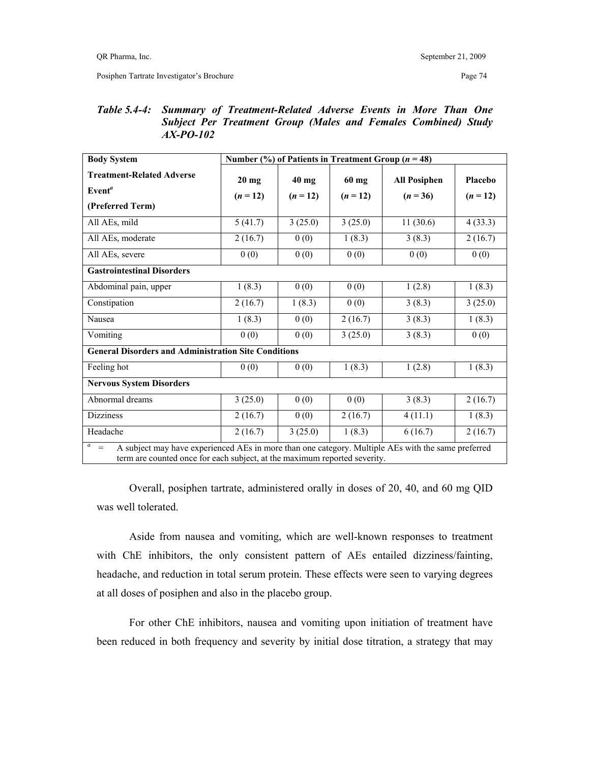*Table 5.4-4: Summary of Treatment-Related Adverse Events in More Than One Subject Per Treatment Group (Males and Females Combined) Study AX-PO-102*

| Body System | Number (%) of Patients in Treatment Group (*n* = 48) | | | | |
|---|---|---|---|---|---|
| **Treatment-Related Adverse Event[a] (Preferred Term)** | **20 mg (*n* = 12)** | **40 mg (*n* = 12)** | **60 mg (*n* = 12)** | **All Posiphen (*n* = 36)** | **Placebo (*n* = 12)** |
| All AEs, mild | 5 (41.7) | 3 (25.0) | 3 (25.0) | 11 (30.6) | 4 (33.3) |
| All AEs, moderate | 2 (16.7) | 0 (0) | 1 (8.3) | 3 (8.3) | 2 (16.7) |
| All AEs, severe | 0 (0) | 0 (0) | 0 (0) | 0 (0) | 0 (0) |
| **Gastrointestinal Disorders** | | | | | |
| Abdominal pain, upper | 1 (8.3) | 0 (0) | 0 (0) | 1 (2.8) | 1 (8.3) |
| Constipation | 2 (16.7) | 1 (8.3) | 0 (0) | 3 (8.3) | 3 (25.0) |
| Nausea | 1 (8.3) | 0 (0) | 2 (16.7) | 3 (8.3) | 1 (8.3) |
| Vomiting | 0 (0) | 0 (0) | 3 (25.0) | 3 (8.3) | 0 (0) |
| **General Disorders and Administration Site Conditions** | | | | | |
| Feeling hot | 0 (0) | 0 (0) | 1 (8.3) | 1 (2.8) | 1 (8.3) |
| **Nervous System Disorders** | | | | | |
| Abnormal dreams | 3 (25.0) | 0 (0) | 0 (0) | 3 (8.3) | 2 (16.7) |
| Dizziness | 2 (16.7) | 0 (0) | 2 (16.7) | 4 (11.1) | 1 (8.3) |
| Headache | 2 (16.7) | 3 (25.0) | 1 (8.3) | 6 (16.7) | 2 (16.7) |

[a] = A subject may have experienced AEs in more than one category. Multiple AEs with the same preferred term are counted once for each subject, at the maximum reported severity.

Overall, posiphen tartrate, administered orally in doses of 20, 40, and 60 mg QID was well tolerated.

Aside from nausea and vomiting, which are well-known responses to treatment with ChE inhibitors, the only consistent pattern of AEs entailed dizziness/fainting, headache, and reduction in total serum protein. These effects were seen to varying degrees at all doses of posiphen and also in the placebo group.

For other ChE inhibitors, nausea and vomiting upon initiation of treatment have been reduced in both frequency and severity by initial dose titration, a strategy that may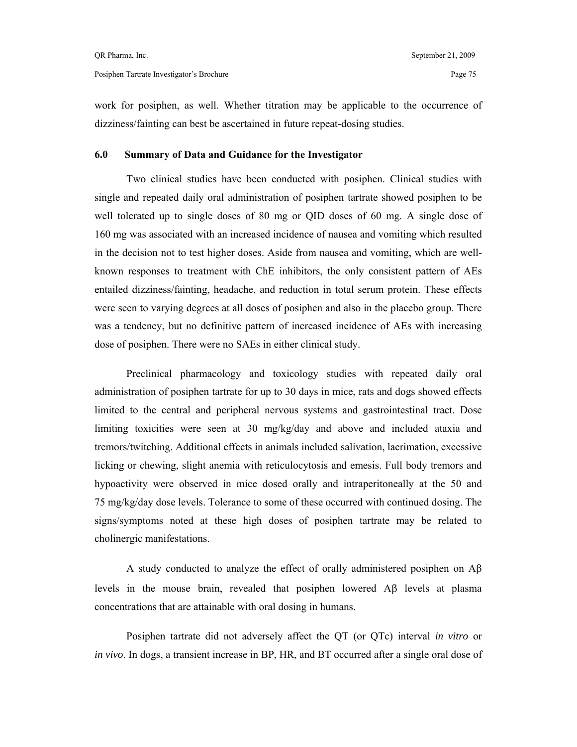work for posiphen, as well. Whether titration may be applicable to the occurrence of dizziness/fainting can best be ascertained in future repeat-dosing studies.

## 6.0 Summary of Data and Guidance for the Investigator

Two clinical studies have been conducted with posiphen. Clinical studies with single and repeated daily oral administration of posiphen tartrate showed posiphen to be well tolerated up to single doses of 80 mg or QID doses of 60 mg. A single dose of 160 mg was associated with an increased incidence of nausea and vomiting which resulted in the decision not to test higher doses. Aside from nausea and vomiting, which are well-known responses to treatment with ChE inhibitors, the only consistent pattern of AEs entailed dizziness/fainting, headache, and reduction in total serum protein. These effects were seen to varying degrees at all doses of posiphen and also in the placebo group. There was a tendency, but no definitive pattern of increased incidence of AEs with increasing dose of posiphen. There were no SAEs in either clinical study.

Preclinical pharmacology and toxicology studies with repeated daily oral administration of posiphen tartrate for up to 30 days in mice, rats and dogs showed effects limited to the central and peripheral nervous systems and gastrointestinal tract. Dose limiting toxicities were seen at 30 mg/kg/day and above and included ataxia and tremors/twitching. Additional effects in animals included salivation, lacrimation, excessive licking or chewing, slight anemia with reticulocytosis and emesis. Full body tremors and hypoactivity were observed in mice dosed orally and intraperitoneally at the 50 and 75 mg/kg/day dose levels. Tolerance to some of these occurred with continued dosing. The signs/symptoms noted at these high doses of posiphen tartrate may be related to cholinergic manifestations.

A study conducted to analyze the effect of orally administered posiphen on Aβ levels in the mouse brain, revealed that posiphen lowered Aβ levels at plasma concentrations that are attainable with oral dosing in humans.

Posiphen tartrate did not adversely affect the QT (or QTc) interval *in vitro* or *in vivo*. In dogs, a transient increase in BP, HR, and BT occurred after a single oral dose of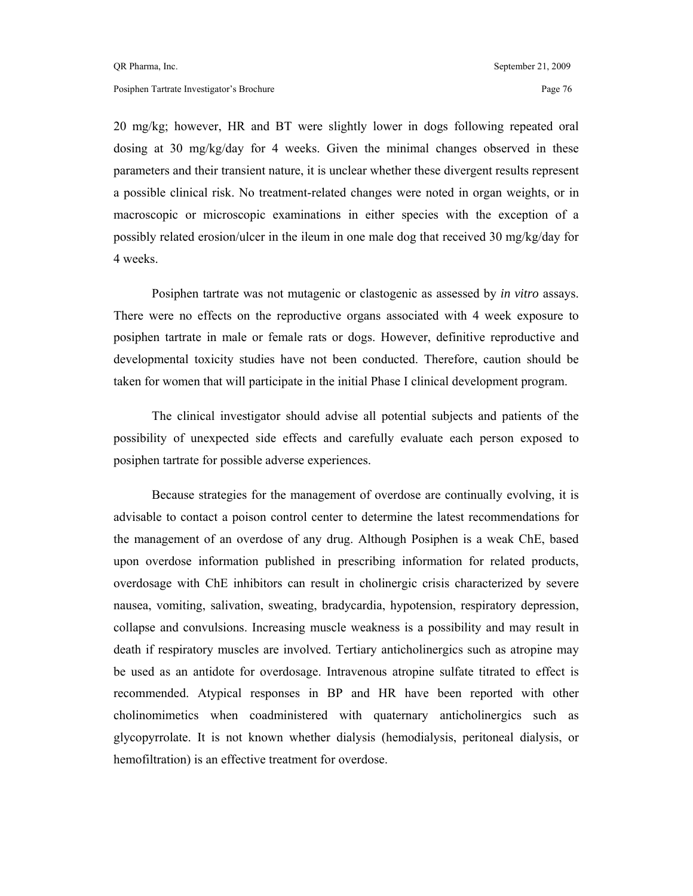20 mg/kg; however, HR and BT were slightly lower in dogs following repeated oral dosing at 30 mg/kg/day for 4 weeks. Given the minimal changes observed in these parameters and their transient nature, it is unclear whether these divergent results represent a possible clinical risk. No treatment-related changes were noted in organ weights, or in macroscopic or microscopic examinations in either species with the exception of a possibly related erosion/ulcer in the ileum in one male dog that received 30 mg/kg/day for 4 weeks.

Posiphen tartrate was not mutagenic or clastogenic as assessed by *in vitro* assays. There were no effects on the reproductive organs associated with 4 week exposure to posiphen tartrate in male or female rats or dogs. However, definitive reproductive and developmental toxicity studies have not been conducted. Therefore, caution should be taken for women that will participate in the initial Phase I clinical development program.

The clinical investigator should advise all potential subjects and patients of the possibility of unexpected side effects and carefully evaluate each person exposed to posiphen tartrate for possible adverse experiences.

Because strategies for the management of overdose are continually evolving, it is advisable to contact a poison control center to determine the latest recommendations for the management of an overdose of any drug. Although Posiphen is a weak ChE, based upon overdose information published in prescribing information for related products, overdosage with ChE inhibitors can result in cholinergic crisis characterized by severe nausea, vomiting, salivation, sweating, bradycardia, hypotension, respiratory depression, collapse and convulsions. Increasing muscle weakness is a possibility and may result in death if respiratory muscles are involved. Tertiary anticholinergics such as atropine may be used as an antidote for overdosage. Intravenous atropine sulfate titrated to effect is recommended. Atypical responses in BP and HR have been reported with other cholinomimetics when coadministered with quaternary anticholinergics such as glycopyrrolate. It is not known whether dialysis (hemodialysis, peritoneal dialysis, or hemofiltration) is an effective treatment for overdose.